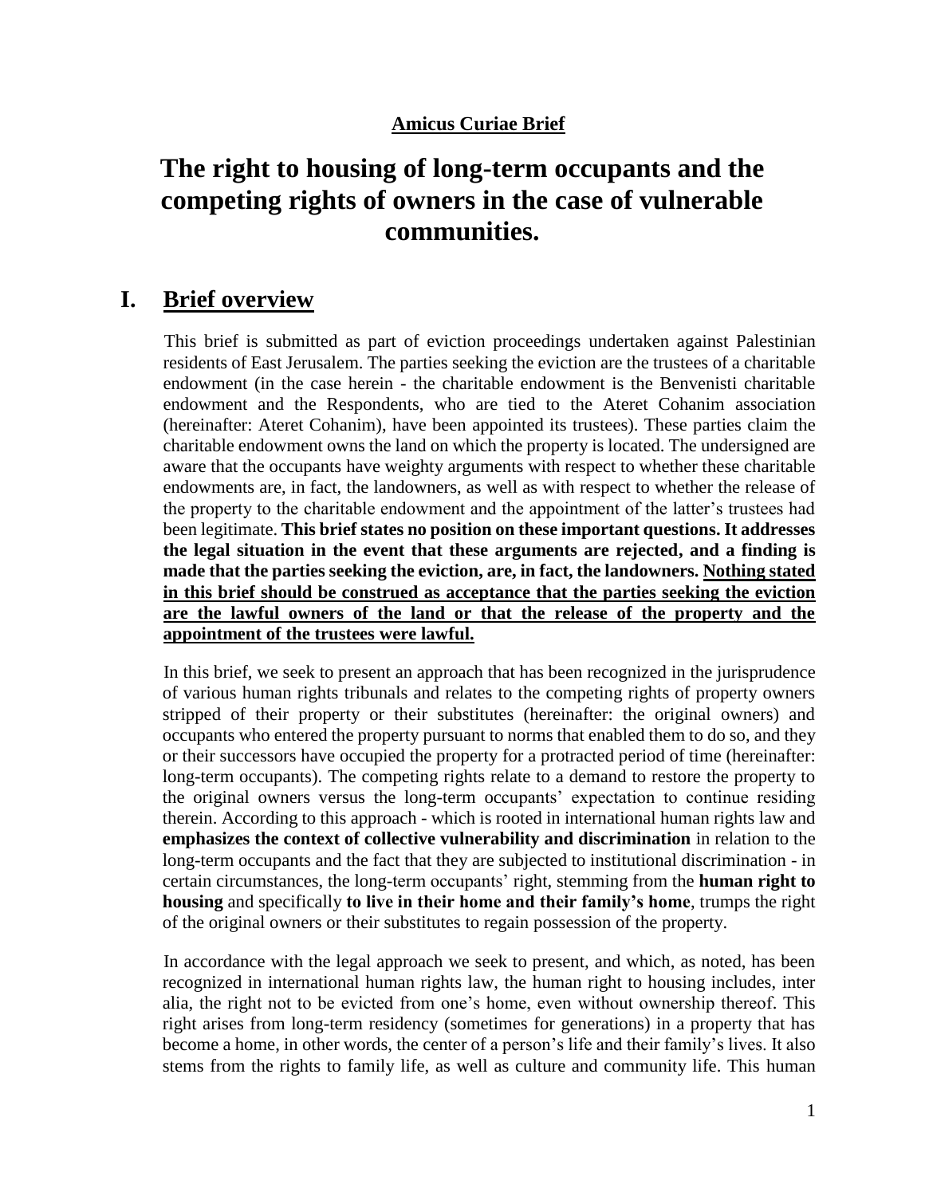**Amicus Curiae Brief**

# The right to housing of long-term occupants and the competing rights of owners in the case of vulnerable communities.

## I. Brief overview

This brief is submitted as part of eviction proceedings undertaken against Palestinian residents of East Jerusalem. The parties seeking the eviction are the trustees of a charitable endowment (in the case herein - the charitable endowment is the Benvenisti charitable endowment and the Respondents, who are tied to the Ateret Cohanim association (hereinafter: Ateret Cohanim), have been appointed its trustees). These parties claim the charitable endowment owns the land on which the property is located. The undersigned are aware that the occupants have weighty arguments with respect to whether these charitable endowments are, in fact, the landowners, as well as with respect to whether the release of the property to the charitable endowment and the appointment of the latter's trustees had been legitimate. **This brief states no position on these important questions. It addresses the legal situation in the event that these arguments are rejected, and a finding is made that the parties seeking the eviction, are, in fact, the landowners. <u>Nothing stated in this brief should be construed as acceptance that the parties seeking the eviction are the lawful owners of the land or that the release of the property and the appointment of the trustees were lawful.</u>**

In this brief, we seek to present an approach that has been recognized in the jurisprudence of various human rights tribunals and relates to the competing rights of property owners stripped of their property or their substitutes (hereinafter: the original owners) and occupants who entered the property pursuant to norms that enabled them to do so, and they or their successors have occupied the property for a protracted period of time (hereinafter: long-term occupants). The competing rights relate to a demand to restore the property to the original owners versus the long-term occupants' expectation to continue residing therein. According to this approach - which is rooted in international human rights law and **emphasizes the context of collective vulnerability and discrimination** in relation to the long-term occupants and the fact that they are subjected to institutional discrimination - in certain circumstances, the long-term occupants' right, stemming from the **human right to housing** and specifically **to live in their home and their family's home**, trumps the right of the original owners or their substitutes to regain possession of the property.

In accordance with the legal approach we seek to present, and which, as noted, has been recognized in international human rights law, the human right to housing includes, inter alia, the right not to be evicted from one's home, even without ownership thereof. This right arises from long-term residency (sometimes for generations) in a property that has become a home, in other words, the center of a person's life and their family's lives. It also stems from the rights to family life, as well as culture and community life. This human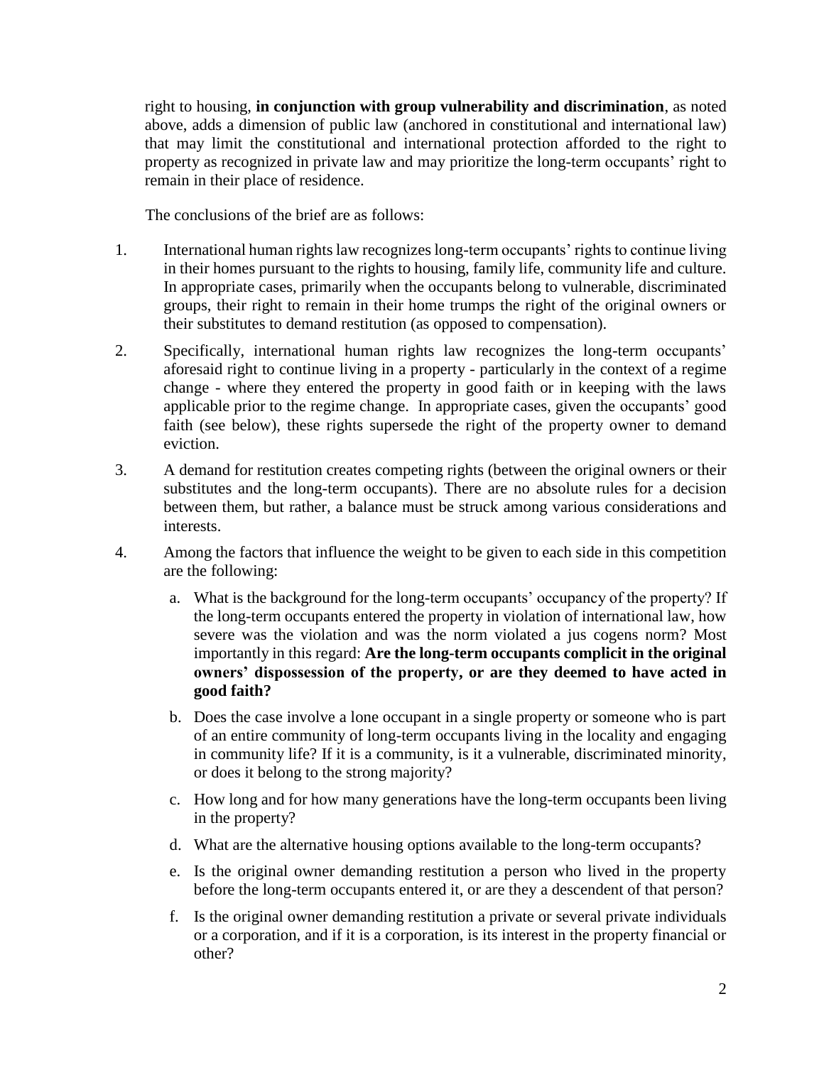right to housing, **in conjunction with group vulnerability and discrimination**, as noted above, adds a dimension of public law (anchored in constitutional and international law) that may limit the constitutional and international protection afforded to the right to property as recognized in private law and may prioritize the long-term occupants' right to remain in their place of residence.

The conclusions of the brief are as follows:

1. International human rights law recognizes long-term occupants' rights to continue living in their homes pursuant to the rights to housing, family life, community life and culture. In appropriate cases, primarily when the occupants belong to vulnerable, discriminated groups, their right to remain in their home trumps the right of the original owners or their substitutes to demand restitution (as opposed to compensation).

2. Specifically, international human rights law recognizes the long-term occupants' aforesaid right to continue living in a property - particularly in the context of a regime change - where they entered the property in good faith or in keeping with the laws applicable prior to the regime change. In appropriate cases, given the occupants' good faith (see below), these rights supersede the right of the property owner to demand eviction.

3. A demand for restitution creates competing rights (between the original owners or their substitutes and the long-term occupants). There are no absolute rules for a decision between them, but rather, a balance must be struck among various considerations and interests.

4. Among the factors that influence the weight to be given to each side in this competition are the following:

   a. What is the background for the long-term occupants' occupancy of the property? If the long-term occupants entered the property in violation of international law, how severe was the violation and was the norm violated a jus cogens norm? Most importantly in this regard: **Are the long-term occupants complicit in the original owners' dispossession of the property, or are they deemed to have acted in good faith?**

   b. Does the case involve a lone occupant in a single property or someone who is part of an entire community of long-term occupants living in the locality and engaging in community life? If it is a community, is it a vulnerable, discriminated minority, or does it belong to the strong majority?

   c. How long and for how many generations have the long-term occupants been living in the property?

   d. What are the alternative housing options available to the long-term occupants?

   e. Is the original owner demanding restitution a person who lived in the property before the long-term occupants entered it, or are they a descendent of that person?

   f. Is the original owner demanding restitution a private or several private individuals or a corporation, and if it is a corporation, is its interest in the property financial or other?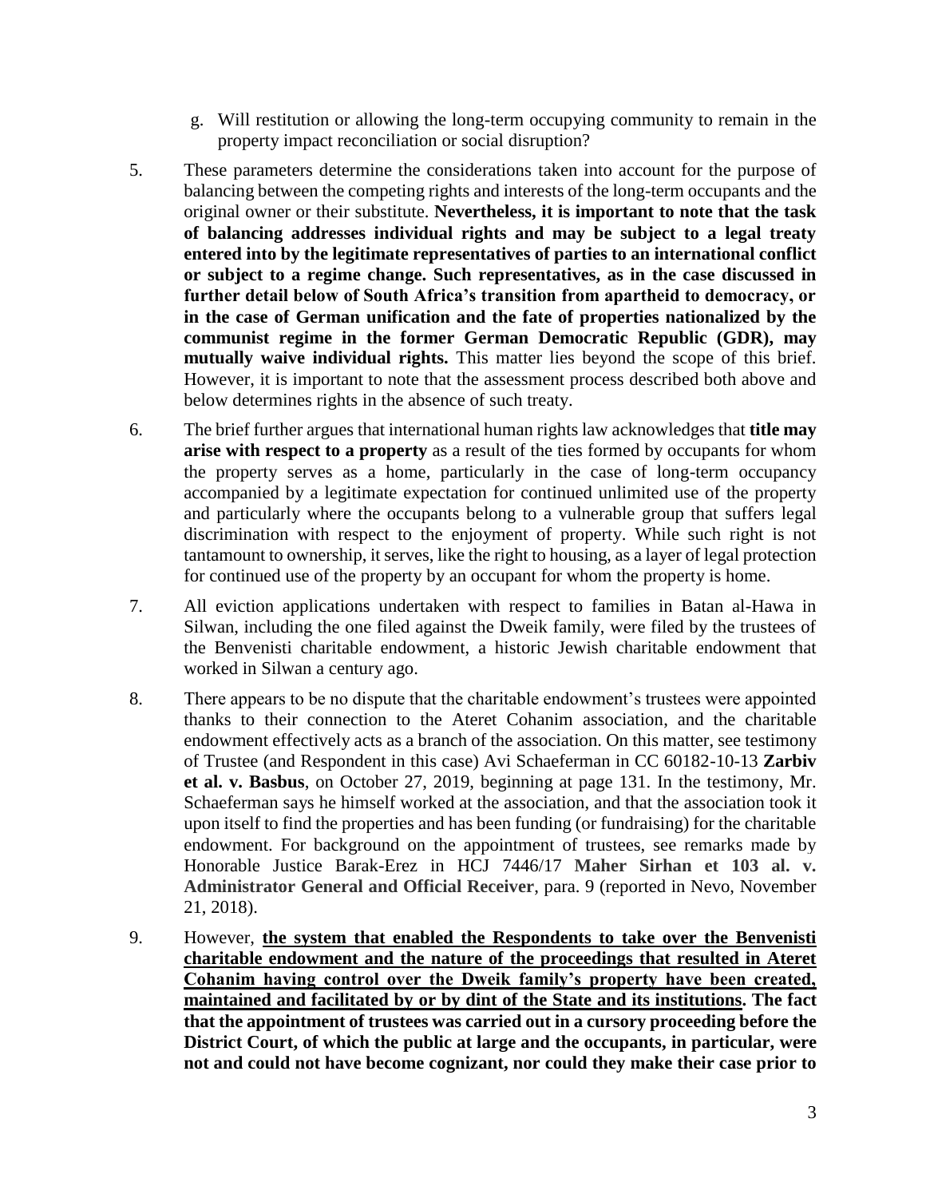g. Will restitution or allowing the long-term occupying community to remain in the property impact reconciliation or social disruption?

5. These parameters determine the considerations taken into account for the purpose of balancing between the competing rights and interests of the long-term occupants and the original owner or their substitute. **Nevertheless, it is important to note that the task of balancing addresses individual rights and may be subject to a legal treaty entered into by the legitimate representatives of parties to an international conflict or subject to a regime change. Such representatives, as in the case discussed in further detail below of South Africa's transition from apartheid to democracy, or in the case of German unification and the fate of properties nationalized by the communist regime in the former German Democratic Republic (GDR), may mutually waive individual rights.** This matter lies beyond the scope of this brief. However, it is important to note that the assessment process described both above and below determines rights in the absence of such treaty.

6. The brief further argues that international human rights law acknowledges that **title may arise with respect to a property** as a result of the ties formed by occupants for whom the property serves as a home, particularly in the case of long-term occupancy accompanied by a legitimate expectation for continued unlimited use of the property and particularly where the occupants belong to a vulnerable group that suffers legal discrimination with respect to the enjoyment of property. While such right is not tantamount to ownership, it serves, like the right to housing, as a layer of legal protection for continued use of the property by an occupant for whom the property is home.

7. All eviction applications undertaken with respect to families in Batan al-Hawa in Silwan, including the one filed against the Dweik family, were filed by the trustees of the Benvenisti charitable endowment, a historic Jewish charitable endowment that worked in Silwan a century ago.

8. There appears to be no dispute that the charitable endowment's trustees were appointed thanks to their connection to the Ateret Cohanim association, and the charitable endowment effectively acts as a branch of the association. On this matter, see testimony of Trustee (and Respondent in this case) Avi Schaeferman in CC 60182-10-13 **Zarbiv et al. v. Basbus**, on October 27, 2019, beginning at page 131. In the testimony, Mr. Schaeferman says he himself worked at the association, and that the association took it upon itself to find the properties and has been funding (or fundraising) for the charitable endowment. For background on the appointment of trustees, see remarks made by Honorable Justice Barak-Erez in HCJ 7446/17 **Maher Sirhan et 103 al. v. Administrator General and Official Receiver**, para. 9 (reported in Nevo, November 21, 2018).

9. However, **<u>the system that enabled the Respondents to take over the Benvenisti charitable endowment and the nature of the proceedings that resulted in Ateret Cohanim having control over the Dweik family's property have been created, maintained and facilitated by or by dint of the State and its institutions</u>. The fact that the appointment of trustees was carried out in a cursory proceeding before the District Court, of which the public at large and the occupants, in particular, were not and could not have become cognizant, nor could they make their case prior to**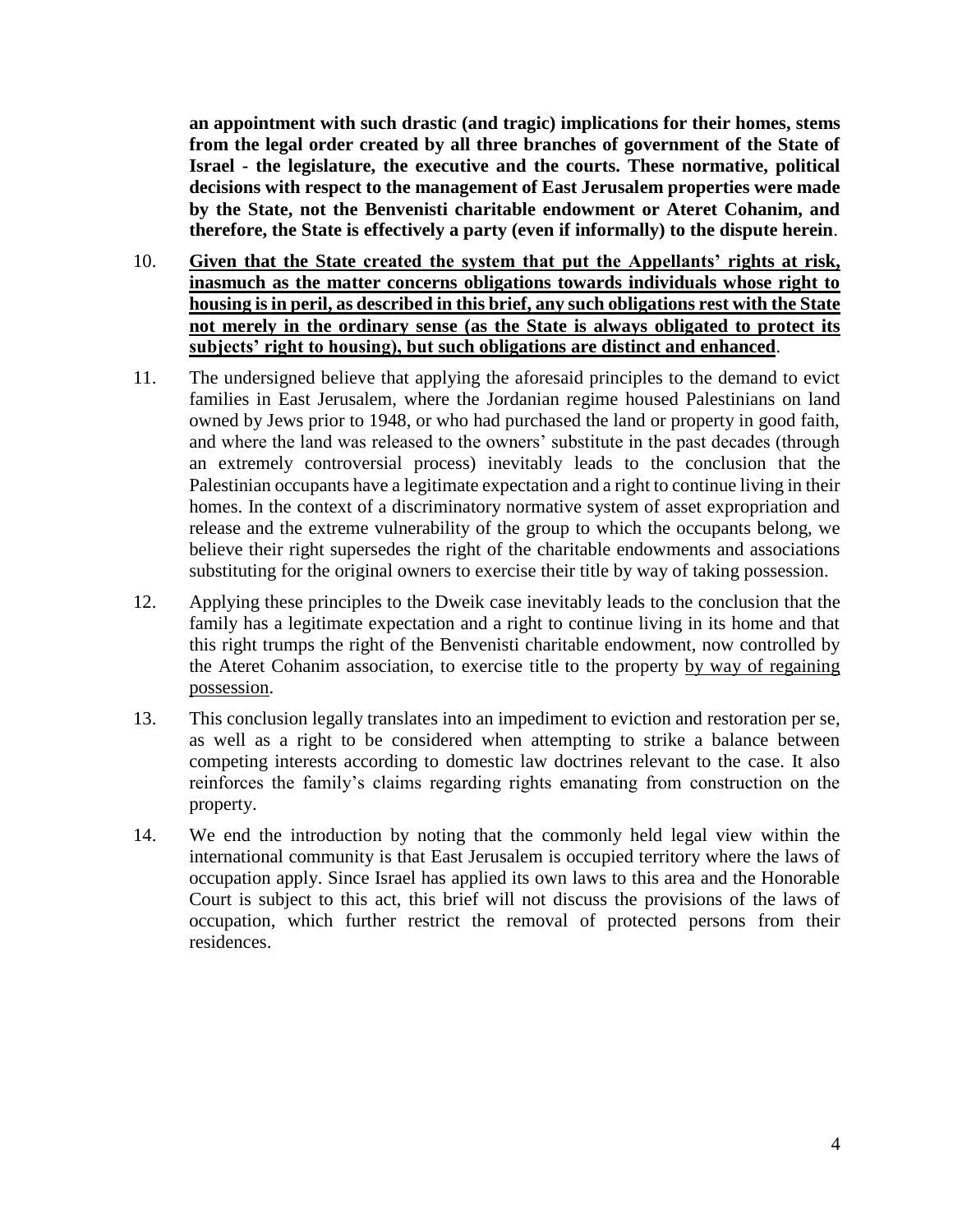**an appointment with such drastic (and tragic) implications for their homes, stems from the legal order created by all three branches of government of the State of Israel - the legislature, the executive and the courts. These normative, political decisions with respect to the management of East Jerusalem properties were made by the State, not the Benvenisti charitable endowment or Ateret Cohanim, and therefore, the State is effectively a party (even if informally) to the dispute herein**.

10. <u>**Given that the State created the system that put the Appellants' rights at risk, inasmuch as the matter concerns obligations towards individuals whose right to housing is in peril, as described in this brief, any such obligations rest with the State not merely in the ordinary sense (as the State is always obligated to protect its subjects' right to housing), but such obligations are distinct and enhanced**</u>.

11. The undersigned believe that applying the aforesaid principles to the demand to evict families in East Jerusalem, where the Jordanian regime housed Palestinians on land owned by Jews prior to 1948, or who had purchased the land or property in good faith, and where the land was released to the owners' substitute in the past decades (through an extremely controversial process) inevitably leads to the conclusion that the Palestinian occupants have a legitimate expectation and a right to continue living in their homes. In the context of a discriminatory normative system of asset expropriation and release and the extreme vulnerability of the group to which the occupants belong, we believe their right supersedes the right of the charitable endowments and associations substituting for the original owners to exercise their title by way of taking possession.

12. Applying these principles to the Dweik case inevitably leads to the conclusion that the family has a legitimate expectation and a right to continue living in its home and that this right trumps the right of the Benvenisti charitable endowment, now controlled by the Ateret Cohanim association, to exercise title to the property <u>by way of regaining possession</u>.

13. This conclusion legally translates into an impediment to eviction and restoration per se, as well as a right to be considered when attempting to strike a balance between competing interests according to domestic law doctrines relevant to the case. It also reinforces the family's claims regarding rights emanating from construction on the property.

14. We end the introduction by noting that the commonly held legal view within the international community is that East Jerusalem is occupied territory where the laws of occupation apply. Since Israel has applied its own laws to this area and the Honorable Court is subject to this act, this brief will not discuss the provisions of the laws of occupation, which further restrict the removal of protected persons from their residences.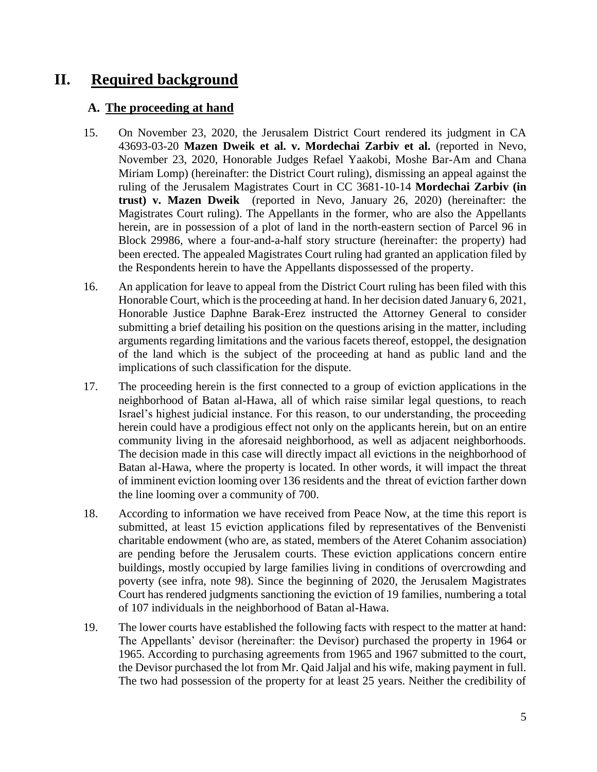# II. Required background

## A. The proceeding at hand

15. On November 23, 2020, the Jerusalem District Court rendered its judgment in CA 43693-03-20 **Mazen Dweik et al. v. Mordechai Zarbiv et al.** (reported in Nevo, November 23, 2020, Honorable Judges Refael Yaakobi, Moshe Bar-Am and Chana Miriam Lomp) (hereinafter: the District Court ruling), dismissing an appeal against the ruling of the Jerusalem Magistrates Court in CC 3681-10-14 **Mordechai Zarbiv (in trust) v. Mazen Dweik** (reported in Nevo, January 26, 2020) (hereinafter: the Magistrates Court ruling). The Appellants in the former, who are also the Appellants herein, are in possession of a plot of land in the north-eastern section of Parcel 96 in Block 29986, where a four-and-a-half story structure (hereinafter: the property) had been erected. The appealed Magistrates Court ruling had granted an application filed by the Respondents herein to have the Appellants dispossessed of the property.

16. An application for leave to appeal from the District Court ruling has been filed with this Honorable Court, which is the proceeding at hand. In her decision dated January 6, 2021, Honorable Justice Daphne Barak-Erez instructed the Attorney General to consider submitting a brief detailing his position on the questions arising in the matter, including arguments regarding limitations and the various facets thereof, estoppel, the designation of the land which is the subject of the proceeding at hand as public land and the implications of such classification for the dispute.

17. The proceeding herein is the first connected to a group of eviction applications in the neighborhood of Batan al-Hawa, all of which raise similar legal questions, to reach Israel's highest judicial instance. For this reason, to our understanding, the proceeding herein could have a prodigious effect not only on the applicants herein, but on an entire community living in the aforesaid neighborhood, as well as adjacent neighborhoods. The decision made in this case will directly impact all evictions in the neighborhood of Batan al-Hawa, where the property is located. In other words, it will impact the threat of imminent eviction looming over 136 residents and the threat of eviction farther down the line looming over a community of 700.

18. According to information we have received from Peace Now, at the time this report is submitted, at least 15 eviction applications filed by representatives of the Benvenisti charitable endowment (who are, as stated, members of the Ateret Cohanim association) are pending before the Jerusalem courts. These eviction applications concern entire buildings, mostly occupied by large families living in conditions of overcrowding and poverty (see infra, note 98). Since the beginning of 2020, the Jerusalem Magistrates Court has rendered judgments sanctioning the eviction of 19 families, numbering a total of 107 individuals in the neighborhood of Batan al-Hawa.

19. The lower courts have established the following facts with respect to the matter at hand: The Appellants' devisor (hereinafter: the Devisor) purchased the property in 1964 or 1965. According to purchasing agreements from 1965 and 1967 submitted to the court, the Devisor purchased the lot from Mr. Qaid Jaljal and his wife, making payment in full. The two had possession of the property for at least 25 years. Neither the credibility of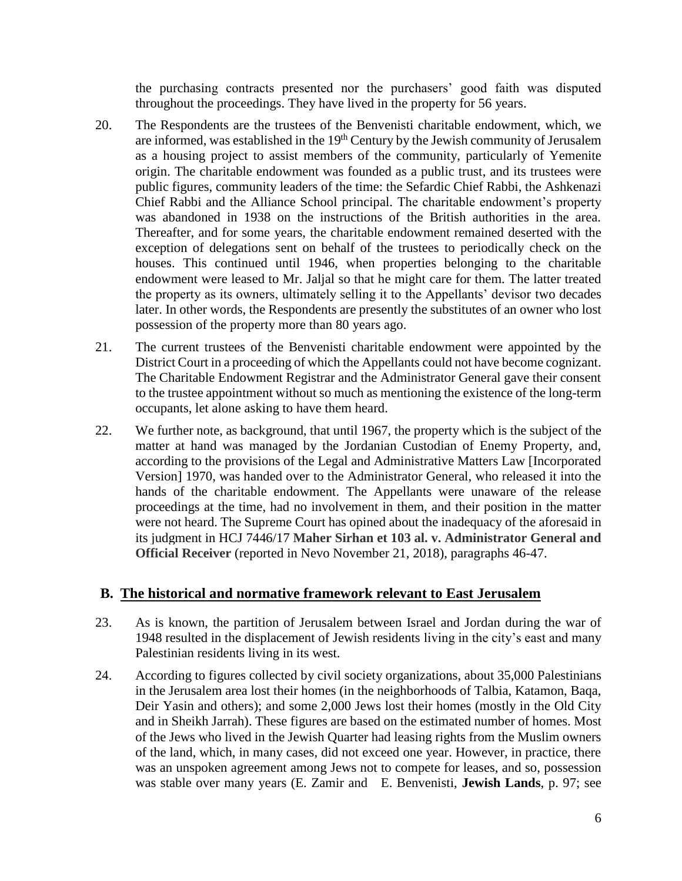the purchasing contracts presented nor the purchasers' good faith was disputed throughout the proceedings. They have lived in the property for 56 years.

20. The Respondents are the trustees of the Benvenisti charitable endowment, which, we are informed, was established in the 19th Century by the Jewish community of Jerusalem as a housing project to assist members of the community, particularly of Yemenite origin. The charitable endowment was founded as a public trust, and its trustees were public figures, community leaders of the time: the Sefardic Chief Rabbi, the Ashkenazi Chief Rabbi and the Alliance School principal. The charitable endowment's property was abandoned in 1938 on the instructions of the British authorities in the area. Thereafter, and for some years, the charitable endowment remained deserted with the exception of delegations sent on behalf of the trustees to periodically check on the houses. This continued until 1946, when properties belonging to the charitable endowment were leased to Mr. Jaljal so that he might care for them. The latter treated the property as its owners, ultimately selling it to the Appellants' devisor two decades later. In other words, the Respondents are presently the substitutes of an owner who lost possession of the property more than 80 years ago.

21. The current trustees of the Benvenisti charitable endowment were appointed by the District Court in a proceeding of which the Appellants could not have become cognizant. The Charitable Endowment Registrar and the Administrator General gave their consent to the trustee appointment without so much as mentioning the existence of the long-term occupants, let alone asking to have them heard.

22. We further note, as background, that until 1967, the property which is the subject of the matter at hand was managed by the Jordanian Custodian of Enemy Property, and, according to the provisions of the Legal and Administrative Matters Law [Incorporated Version] 1970, was handed over to the Administrator General, who released it into the hands of the charitable endowment. The Appellants were unaware of the release proceedings at the time, had no involvement in them, and their position in the matter were not heard. The Supreme Court has opined about the inadequacy of the aforesaid in its judgment in HCJ 7446/17 **Maher Sirhan et 103 al. v. Administrator General and Official Receiver** (reported in Nevo November 21, 2018), paragraphs 46-47.

## B. The historical and normative framework relevant to East Jerusalem

23. As is known, the partition of Jerusalem between Israel and Jordan during the war of 1948 resulted in the displacement of Jewish residents living in the city's east and many Palestinian residents living in its west.

24. According to figures collected by civil society organizations, about 35,000 Palestinians in the Jerusalem area lost their homes (in the neighborhoods of Talbia, Katamon, Baqa, Deir Yasin and others); and some 2,000 Jews lost their homes (mostly in the Old City and in Sheikh Jarrah). These figures are based on the estimated number of homes. Most of the Jews who lived in the Jewish Quarter had leasing rights from the Muslim owners of the land, which, in many cases, did not exceed one year. However, in practice, there was an unspoken agreement among Jews not to compete for leases, and so, possession was stable over many years (E. Zamir and E. Benvenisti, **Jewish Lands**, p. 97; see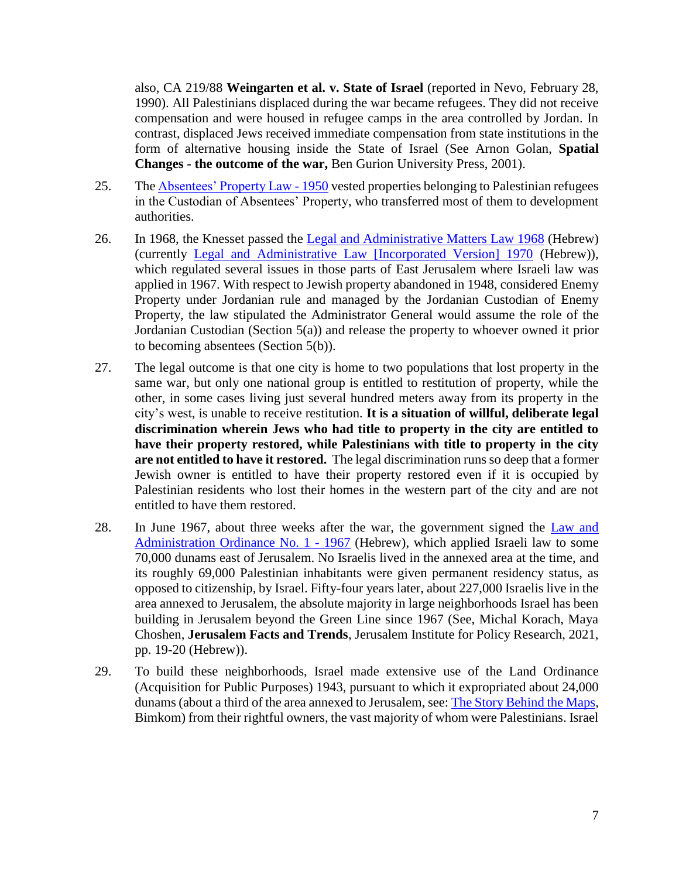also, CA 219/88 **Weingarten et al. v. State of Israel** (reported in Nevo, February 28, 1990). All Palestinians displaced during the war became refugees. They did not receive compensation and were housed in refugee camps in the area controlled by Jordan. In contrast, displaced Jews received immediate compensation from state institutions in the form of alternative housing inside the State of Israel (See Arnon Golan, **Spatial Changes - the outcome of the war,** Ben Gurion University Press, 2001).

25. The Absentees' Property Law - 1950 vested properties belonging to Palestinian refugees in the Custodian of Absentees' Property, who transferred most of them to development authorities.

26. In 1968, the Knesset passed the Legal and Administrative Matters Law 1968 (Hebrew) (currently Legal and Administrative Law [Incorporated Version] 1970 (Hebrew)), which regulated several issues in those parts of East Jerusalem where Israeli law was applied in 1967. With respect to Jewish property abandoned in 1948, considered Enemy Property under Jordanian rule and managed by the Jordanian Custodian of Enemy Property, the law stipulated the Administrator General would assume the role of the Jordanian Custodian (Section 5(a)) and release the property to whoever owned it prior to becoming absentees (Section 5(b)).

27. The legal outcome is that one city is home to two populations that lost property in the same war, but only one national group is entitled to restitution of property, while the other, in some cases living just several hundred meters away from its property in the city's west, is unable to receive restitution. **It is a situation of willful, deliberate legal discrimination wherein Jews who had title to property in the city are entitled to have their property restored, while Palestinians with title to property in the city are not entitled to have it restored.** The legal discrimination runs so deep that a former Jewish owner is entitled to have their property restored even if it is occupied by Palestinian residents who lost their homes in the western part of the city and are not entitled to have them restored.

28. In June 1967, about three weeks after the war, the government signed the Law and Administration Ordinance No. 1 - 1967 (Hebrew), which applied Israeli law to some 70,000 dunams east of Jerusalem. No Israelis lived in the annexed area at the time, and its roughly 69,000 Palestinian inhabitants were given permanent residency status, as opposed to citizenship, by Israel. Fifty-four years later, about 227,000 Israelis live in the area annexed to Jerusalem, the absolute majority in large neighborhoods Israel has been building in Jerusalem beyond the Green Line since 1967 (See, Michal Korach, Maya Choshen, **Jerusalem Facts and Trends**, Jerusalem Institute for Policy Research, 2021, pp. 19-20 (Hebrew)).

29. To build these neighborhoods, Israel made extensive use of the Land Ordinance (Acquisition for Public Purposes) 1943, pursuant to which it expropriated about 24,000 dunams (about a third of the area annexed to Jerusalem, see: The Story Behind the Maps, Bimkom) from their rightful owners, the vast majority of whom were Palestinians. Israel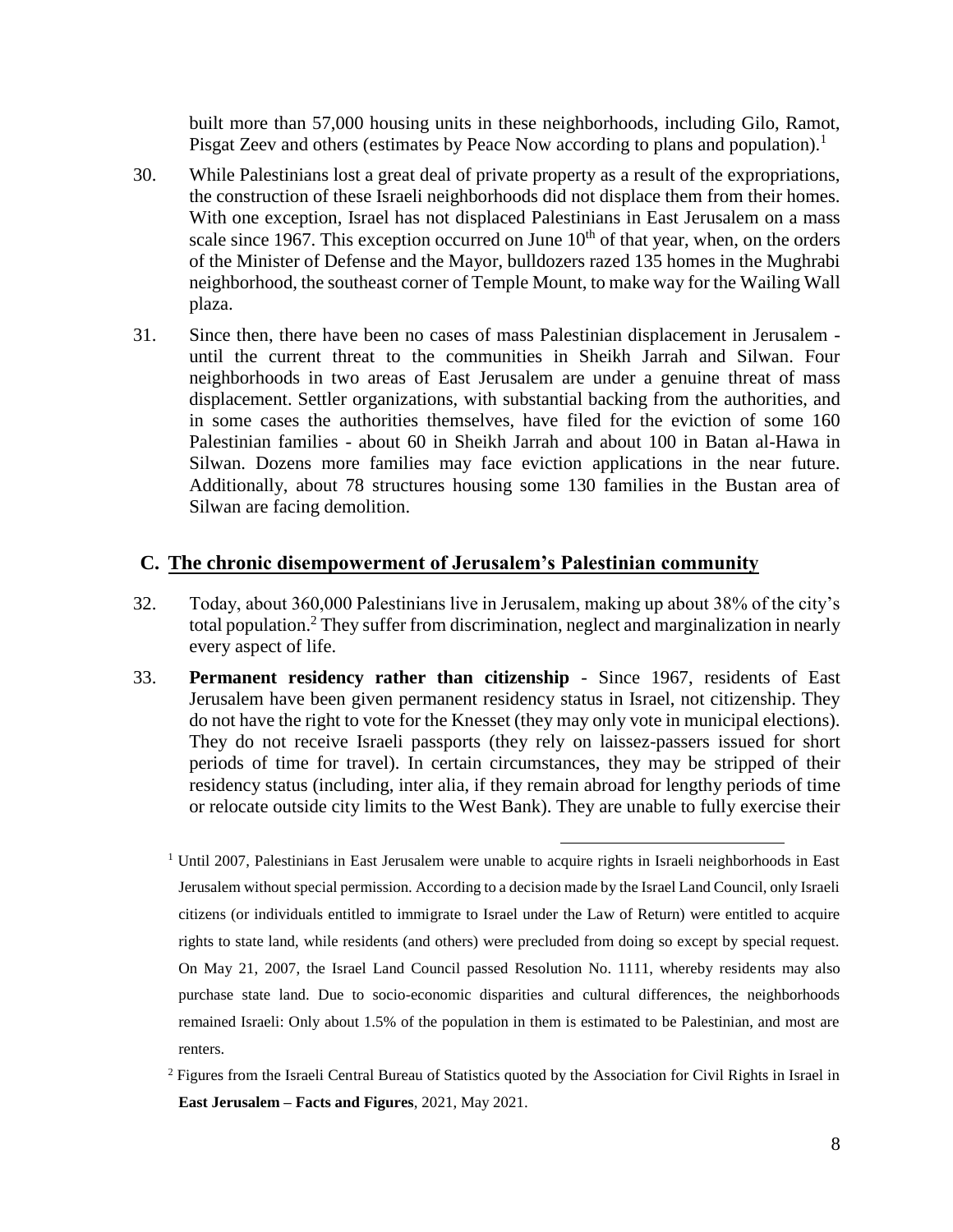built more than 57,000 housing units in these neighborhoods, including Gilo, Ramot, Pisgat Zeev and others (estimates by Peace Now according to plans and population).[1]

30. While Palestinians lost a great deal of private property as a result of the expropriations, the construction of these Israeli neighborhoods did not displace them from their homes. With one exception, Israel has not displaced Palestinians in East Jerusalem on a mass scale since 1967. This exception occurred on June 10th of that year, when, on the orders of the Minister of Defense and the Mayor, bulldozers razed 135 homes in the Mughrabi neighborhood, the southeast corner of Temple Mount, to make way for the Wailing Wall plaza.

31. Since then, there have been no cases of mass Palestinian displacement in Jerusalem - until the current threat to the communities in Sheikh Jarrah and Silwan. Four neighborhoods in two areas of East Jerusalem are under a genuine threat of mass displacement. Settler organizations, with substantial backing from the authorities, and in some cases the authorities themselves, have filed for the eviction of some 160 Palestinian families - about 60 in Sheikh Jarrah and about 100 in Batan al-Hawa in Silwan. Dozens more families may face eviction applications in the near future. Additionally, about 78 structures housing some 130 families in the Bustan area of Silwan are facing demolition.

## C. The chronic disempowerment of Jerusalem's Palestinian community

32. Today, about 360,000 Palestinians live in Jerusalem, making up about 38% of the city's total population.[2] They suffer from discrimination, neglect and marginalization in nearly every aspect of life.

33. **Permanent residency rather than citizenship** - Since 1967, residents of East Jerusalem have been given permanent residency status in Israel, not citizenship. They do not have the right to vote for the Knesset (they may only vote in municipal elections). They do not receive Israeli passports (they rely on laissez-passers issued for short periods of time for travel). In certain circumstances, they may be stripped of their residency status (including, inter alia, if they remain abroad for lengthy periods of time or relocate outside city limits to the West Bank). They are unable to fully exercise their

---

[1] Until 2007, Palestinians in East Jerusalem were unable to acquire rights in Israeli neighborhoods in East Jerusalem without special permission. According to a decision made by the Israel Land Council, only Israeli citizens (or individuals entitled to immigrate to Israel under the Law of Return) were entitled to acquire rights to state land, while residents (and others) were precluded from doing so except by special request. On May 21, 2007, the Israel Land Council passed Resolution No. 1111, whereby residents may also purchase state land. Due to socio-economic disparities and cultural differences, the neighborhoods remained Israeli: Only about 1.5% of the population in them is estimated to be Palestinian, and most are renters.

[2] Figures from the Israeli Central Bureau of Statistics quoted by the Association for Civil Rights in Israel in **East Jerusalem – Facts and Figures**, 2021, May 2021.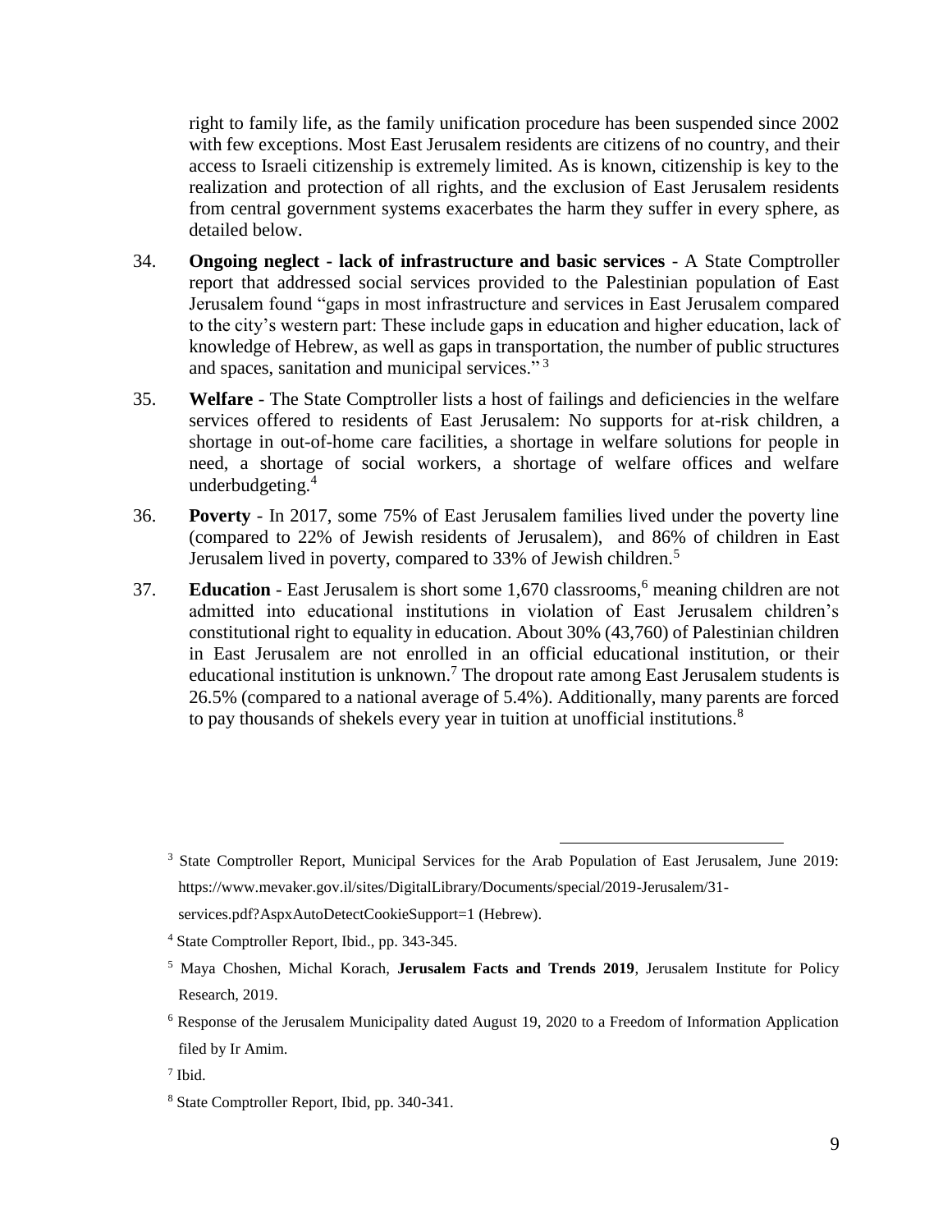right to family life, as the family unification procedure has been suspended since 2002 with few exceptions. Most East Jerusalem residents are citizens of no country, and their access to Israeli citizenship is extremely limited. As is known, citizenship is key to the realization and protection of all rights, and the exclusion of East Jerusalem residents from central government systems exacerbates the harm they suffer in every sphere, as detailed below.

34. **Ongoing neglect - lack of infrastructure and basic services** - A State Comptroller report that addressed social services provided to the Palestinian population of East Jerusalem found "gaps in most infrastructure and services in East Jerusalem compared to the city's western part: These include gaps in education and higher education, lack of knowledge of Hebrew, as well as gaps in transportation, the number of public structures and spaces, sanitation and municipal services." [3]

35. **Welfare** - The State Comptroller lists a host of failings and deficiencies in the welfare services offered to residents of East Jerusalem: No supports for at-risk children, a shortage in out-of-home care facilities, a shortage in welfare solutions for people in need, a shortage of social workers, a shortage of welfare offices and welfare underbudgeting.[4]

36. **Poverty** - In 2017, some 75% of East Jerusalem families lived under the poverty line (compared to 22% of Jewish residents of Jerusalem), and 86% of children in East Jerusalem lived in poverty, compared to 33% of Jewish children.[5]

37. **Education** - East Jerusalem is short some 1,670 classrooms,[6] meaning children are not admitted into educational institutions in violation of East Jerusalem children's constitutional right to equality in education. About 30% (43,760) of Palestinian children in East Jerusalem are not enrolled in an official educational institution, or their educational institution is unknown.[7] The dropout rate among East Jerusalem students is 26.5% (compared to a national average of 5.4%). Additionally, many parents are forced to pay thousands of shekels every year in tuition at unofficial institutions.[8]

---

[3] State Comptroller Report, Municipal Services for the Arab Population of East Jerusalem, June 2019: https://www.mevaker.gov.il/sites/DigitalLibrary/Documents/special/2019-Jerusalem/31-services.pdf?AspxAutoDetectCookieSupport=1 (Hebrew).

[4] State Comptroller Report, Ibid., pp. 343-345.

[5] Maya Choshen, Michal Korach, **Jerusalem Facts and Trends 2019**, Jerusalem Institute for Policy Research, 2019.

[6] Response of the Jerusalem Municipality dated August 19, 2020 to a Freedom of Information Application filed by Ir Amim.

[7] Ibid.

[8] State Comptroller Report, Ibid, pp. 340-341.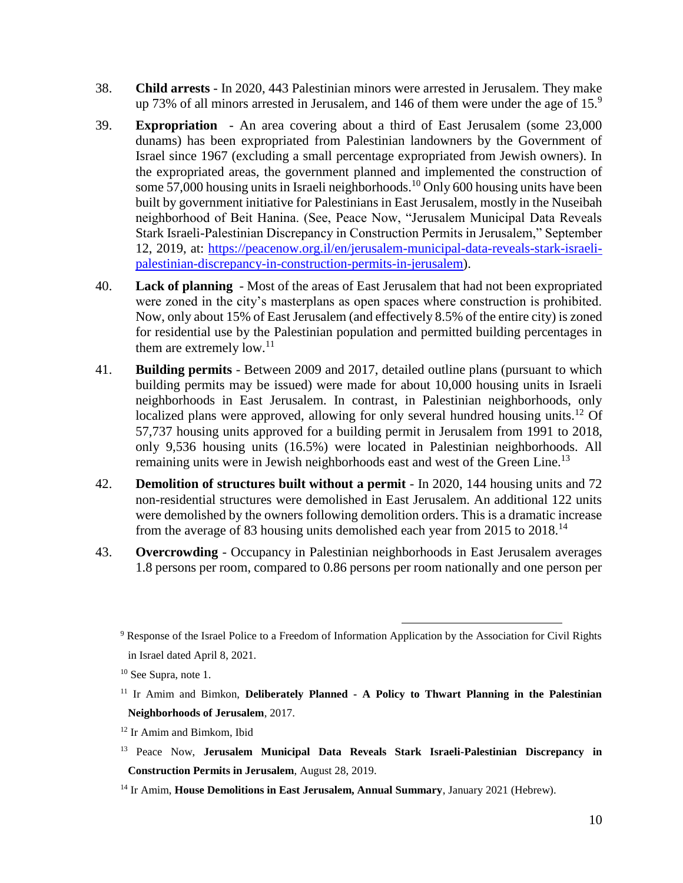38. **Child arrests** - In 2020, 443 Palestinian minors were arrested in Jerusalem. They make up 73% of all minors arrested in Jerusalem, and 146 of them were under the age of 15.[9]

39. **Expropriation** - An area covering about a third of East Jerusalem (some 23,000 dunams) has been expropriated from Palestinian landowners by the Government of Israel since 1967 (excluding a small percentage expropriated from Jewish owners). In the expropriated areas, the government planned and implemented the construction of some 57,000 housing units in Israeli neighborhoods.[10] Only 600 housing units have been built by government initiative for Palestinians in East Jerusalem, mostly in the Nuseibah neighborhood of Beit Hanina. (See, Peace Now, "Jerusalem Municipal Data Reveals Stark Israeli-Palestinian Discrepancy in Construction Permits in Jerusalem," September 12, 2019, at: [https://peacenow.org.il/en/jerusalem-municipal-data-reveals-stark-israeli-palestinian-discrepancy-in-construction-permits-in-jerusalem](https://peacenow.org.il/en/jerusalem-municipal-data-reveals-stark-israeli-palestinian-discrepancy-in-construction-permits-in-jerusalem)).

40. **Lack of planning** - Most of the areas of East Jerusalem that had not been expropriated were zoned in the city's masterplans as open spaces where construction is prohibited. Now, only about 15% of East Jerusalem (and effectively 8.5% of the entire city) is zoned for residential use by the Palestinian population and permitted building percentages in them are extremely low.[11]

41. **Building permits** - Between 2009 and 2017, detailed outline plans (pursuant to which building permits may be issued) were made for about 10,000 housing units in Israeli neighborhoods in East Jerusalem. In contrast, in Palestinian neighborhoods, only localized plans were approved, allowing for only several hundred housing units.[12] Of 57,737 housing units approved for a building permit in Jerusalem from 1991 to 2018, only 9,536 housing units (16.5%) were located in Palestinian neighborhoods. All remaining units were in Jewish neighborhoods east and west of the Green Line.[13]

42. **Demolition of structures built without a permit** - In 2020, 144 housing units and 72 non-residential structures were demolished in East Jerusalem. An additional 122 units were demolished by the owners following demolition orders. This is a dramatic increase from the average of 83 housing units demolished each year from 2015 to 2018.[14]

43. **Overcrowding** - Occupancy in Palestinian neighborhoods in East Jerusalem averages 1.8 persons per room, compared to 0.86 persons per room nationally and one person per

---

[9] Response of the Israel Police to a Freedom of Information Application by the Association for Civil Rights in Israel dated April 8, 2021.

[10] See Supra, note 1.

[11] Ir Amim and Bimkon, **Deliberately Planned - A Policy to Thwart Planning in the Palestinian Neighborhoods of Jerusalem**, 2017.

[12] Ir Amim and Bimkom, Ibid

[13] Peace Now, **Jerusalem Municipal Data Reveals Stark Israeli-Palestinian Discrepancy in Construction Permits in Jerusalem**, August 28, 2019.

[14] Ir Amim, **House Demolitions in East Jerusalem, Annual Summary**, January 2021 (Hebrew).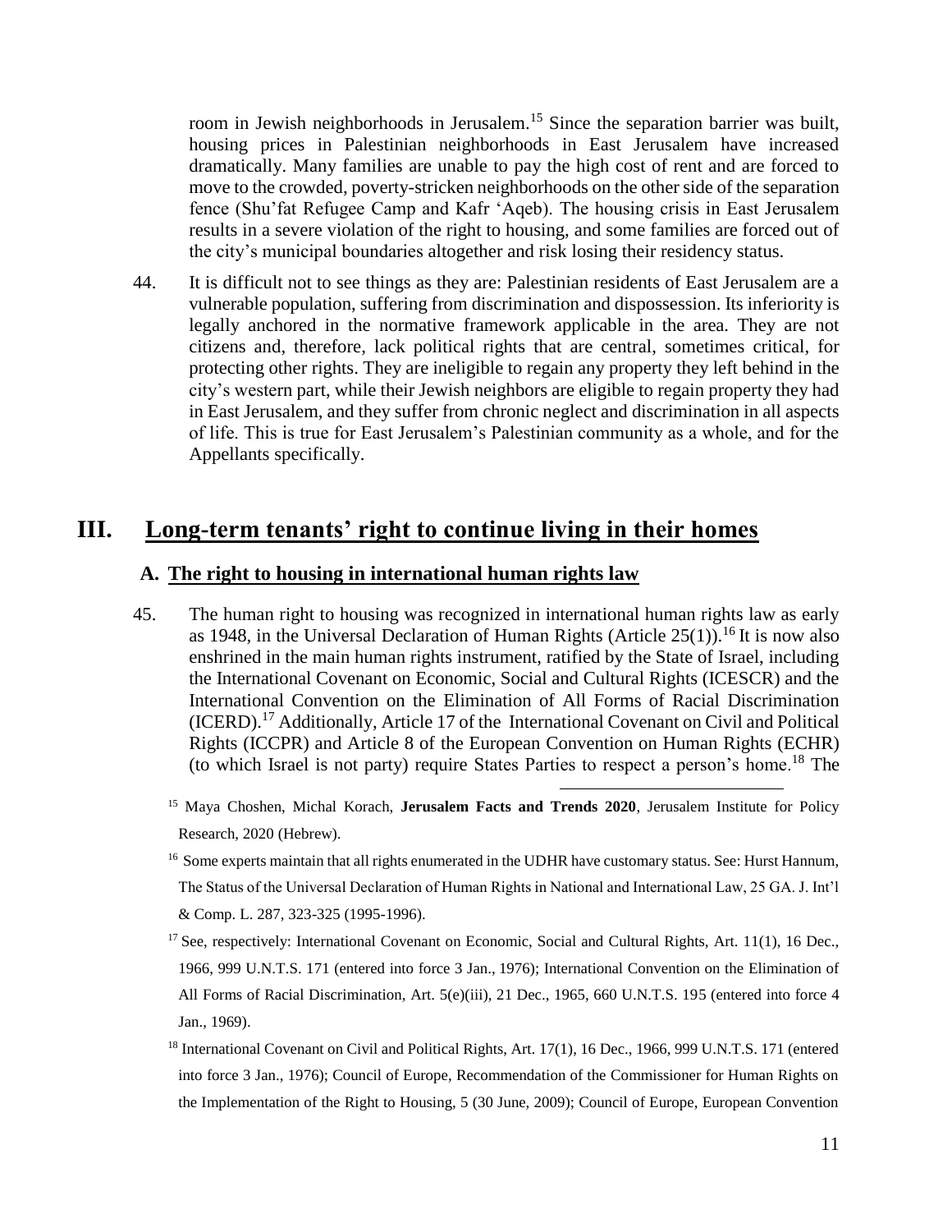room in Jewish neighborhoods in Jerusalem.[15] Since the separation barrier was built, housing prices in Palestinian neighborhoods in East Jerusalem have increased dramatically. Many families are unable to pay the high cost of rent and are forced to move to the crowded, poverty-stricken neighborhoods on the other side of the separation fence (Shu'fat Refugee Camp and Kafr 'Aqeb). The housing crisis in East Jerusalem results in a severe violation of the right to housing, and some families are forced out of the city's municipal boundaries altogether and risk losing their residency status.

44. It is difficult not to see things as they are: Palestinian residents of East Jerusalem are a vulnerable population, suffering from discrimination and dispossession. Its inferiority is legally anchored in the normative framework applicable in the area. They are not citizens and, therefore, lack political rights that are central, sometimes critical, for protecting other rights. They are ineligible to regain any property they left behind in the city's western part, while their Jewish neighbors are eligible to regain property they had in East Jerusalem, and they suffer from chronic neglect and discrimination in all aspects of life. This is true for East Jerusalem's Palestinian community as a whole, and for the Appellants specifically.

# III. Long-term tenants' right to continue living in their homes

## A. The right to housing in international human rights law

45. The human right to housing was recognized in international human rights law as early as 1948, in the Universal Declaration of Human Rights (Article 25(1)).[16] It is now also enshrined in the main human rights instrument, ratified by the State of Israel, including the International Covenant on Economic, Social and Cultural Rights (ICESCR) and the International Convention on the Elimination of All Forms of Racial Discrimination (ICERD).[17] Additionally, Article 17 of the International Covenant on Civil and Political Rights (ICCPR) and Article 8 of the European Convention on Human Rights (ECHR) (to which Israel is not party) require States Parties to respect a person's home.[18] The

---

[15] Maya Choshen, Michal Korach, **Jerusalem Facts and Trends 2020**, Jerusalem Institute for Policy Research, 2020 (Hebrew).

[16] Some experts maintain that all rights enumerated in the UDHR have customary status. See: Hurst Hannum, The Status of the Universal Declaration of Human Rights in National and International Law, 25 GA. J. Int'l & Comp. L. 287, 323-325 (1995-1996).

[17] See, respectively: International Covenant on Economic, Social and Cultural Rights, Art. 11(1), 16 Dec., 1966, 999 U.N.T.S. 171 (entered into force 3 Jan., 1976); International Convention on the Elimination of All Forms of Racial Discrimination, Art. 5(e)(iii), 21 Dec., 1965, 660 U.N.T.S. 195 (entered into force 4 Jan., 1969).

[18] International Covenant on Civil and Political Rights, Art. 17(1), 16 Dec., 1966, 999 U.N.T.S. 171 (entered into force 3 Jan., 1976); Council of Europe, Recommendation of the Commissioner for Human Rights on the Implementation of the Right to Housing, 5 (30 June, 2009); Council of Europe, European Convention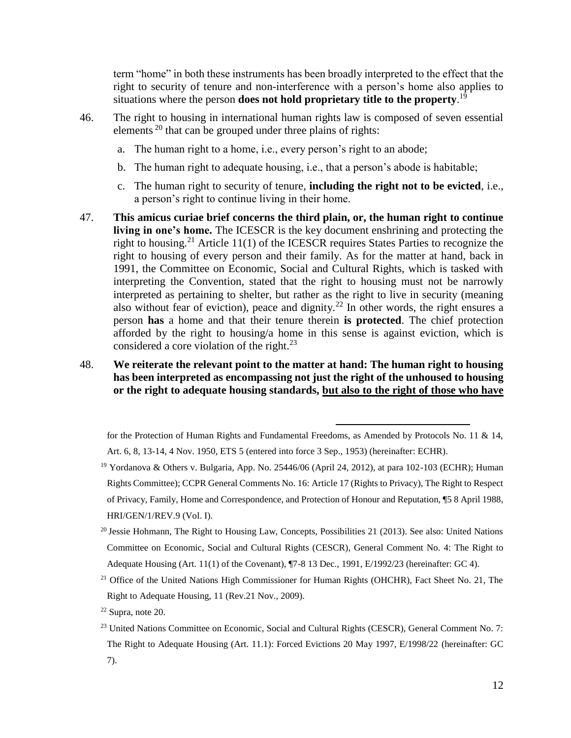term "home" in both these instruments has been broadly interpreted to the effect that the right to security of tenure and non-interference with a person's home also applies to situations where the person **does not hold proprietary title to the property**.[19]

46. The right to housing in international human rights law is composed of seven essential elements[20] that can be grouped under three plains of rights:

    a. The human right to a home, i.e., every person's right to an abode;

    b. The human right to adequate housing, i.e., that a person's abode is habitable;

    c. The human right to security of tenure, **including the right not to be evicted**, i.e., a person's right to continue living in their home.

47. **This amicus curiae brief concerns the third plain, or, the human right to continue living in one's home.** The ICESCR is the key document enshrining and protecting the right to housing.[21] Article 11(1) of the ICESCR requires States Parties to recognize the right to housing of every person and their family. As for the matter at hand, back in 1991, the Committee on Economic, Social and Cultural Rights, which is tasked with interpreting the Convention, stated that the right to housing must not be narrowly interpreted as pertaining to shelter, but rather as the right to live in security (meaning also without fear of eviction), peace and dignity.[22] In other words, the right ensures a person **has** a home and that their tenure therein **is protected**. The chief protection afforded by the right to housing/a home in this sense is against eviction, which is considered a core violation of the right.[23]

48. **We reiterate the relevant point to the matter at hand: The human right to housing has been interpreted as encompassing not just the right of the unhoused to housing or the right to adequate housing standards, <u>but also to the right of those who have</u>**

---

for the Protection of Human Rights and Fundamental Freedoms, as Amended by Protocols No. 11 & 14, Art. 6, 8, 13-14, 4 Nov. 1950, ETS 5 (entered into force 3 Sep., 1953) (hereinafter: ECHR).

[19] Yordanova & Others v. Bulgaria, App. No. 25446/06 (April 24, 2012), at para 102-103 (ECHR); Human Rights Committee); CCPR General Comments No. 16: Article 17 (Rights to Privacy), The Right to Respect of Privacy, Family, Home and Correspondence, and Protection of Honour and Reputation, ¶5 8 April 1988, HRI/GEN/1/REV.9 (Vol. I).

[20] Jessie Hohmann, The Right to Housing Law, Concepts, Possibilities 21 (2013). See also: United Nations Committee on Economic, Social and Cultural Rights (CESCR), General Comment No. 4: The Right to Adequate Housing (Art. 11(1) of the Covenant), ¶7-8 13 Dec., 1991, E/1992/23 (hereinafter: GC 4).

[21] Office of the United Nations High Commissioner for Human Rights (OHCHR), Fact Sheet No. 21, The Right to Adequate Housing, 11 (Rev.21 Nov., 2009).

[22] Supra, note 20.

[23] United Nations Committee on Economic, Social and Cultural Rights (CESCR), General Comment No. 7: The Right to Adequate Housing (Art. 11.1): Forced Evictions 20 May 1997, E/1998/22 (hereinafter: GC 7).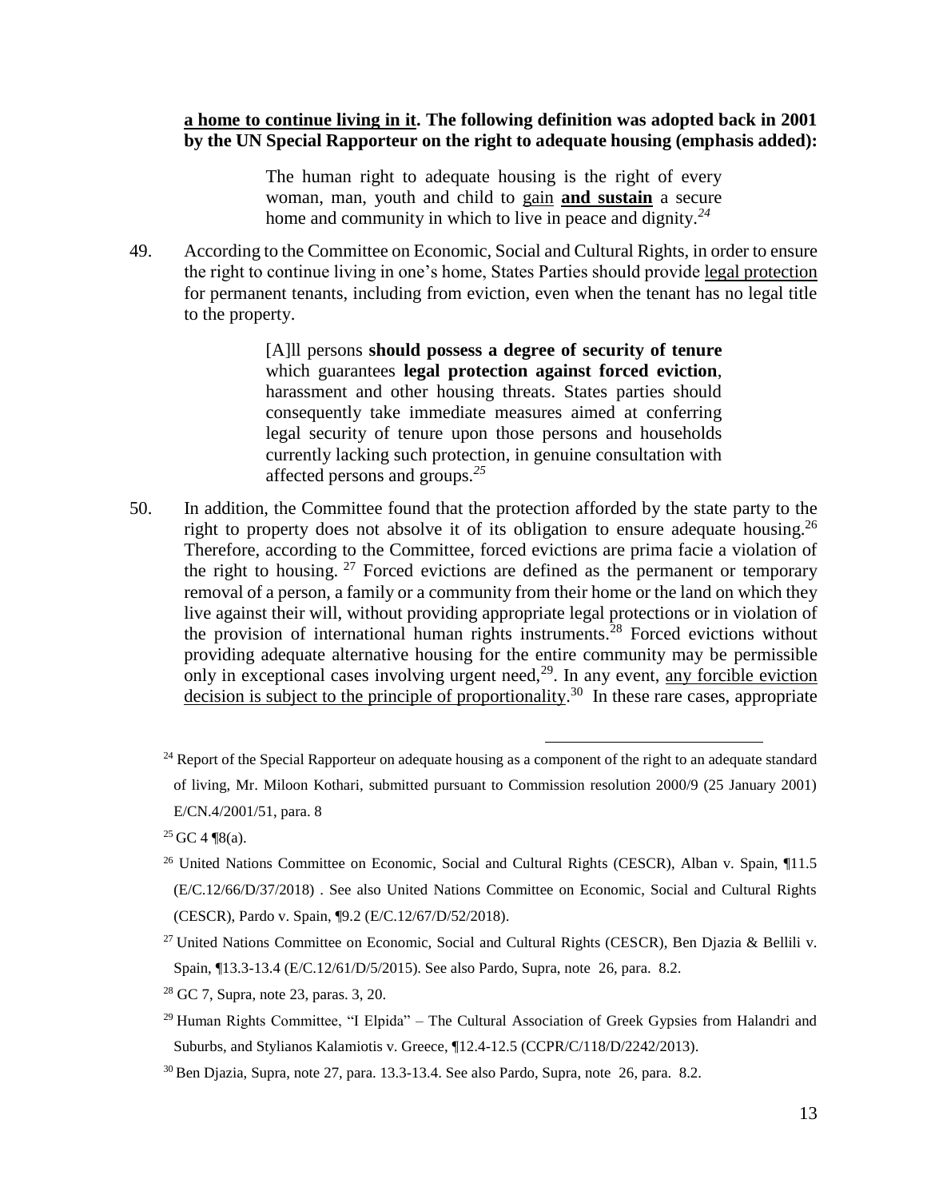**<u>a home to continue living in it</u>. The following definition was adopted back in 2001 by the UN Special Rapporteur on the right to adequate housing (emphasis added):**

> The human right to adequate housing is the right of every woman, man, youth and child to <u>gain</u> **<u>and sustain</u>** a secure home and community in which to live in peace and dignity.[24]

49. According to the Committee on Economic, Social and Cultural Rights, in order to ensure the right to continue living in one's home, States Parties should provide <u>legal protection</u> for permanent tenants, including from eviction, even when the tenant has no legal title to the property.

> [A]ll persons **should possess a degree of security of tenure** which guarantees **legal protection against forced eviction**, harassment and other housing threats. States parties should consequently take immediate measures aimed at conferring legal security of tenure upon those persons and households currently lacking such protection, in genuine consultation with affected persons and groups.[25]

50. In addition, the Committee found that the protection afforded by the state party to the right to property does not absolve it of its obligation to ensure adequate housing.[26] Therefore, according to the Committee, forced evictions are prima facie a violation of the right to housing.[27] Forced evictions are defined as the permanent or temporary removal of a person, a family or a community from their home or the land on which they live against their will, without providing appropriate legal protections or in violation of the provision of international human rights instruments.[28] Forced evictions without providing adequate alternative housing for the entire community may be permissible only in exceptional cases involving urgent need,[29]. In any event, <u>any forcible eviction decision is subject to the principle of proportionality</u>.[30] In these rare cases, appropriate

---

[24] Report of the Special Rapporteur on adequate housing as a component of the right to an adequate standard of living, Mr. Miloon Kothari, submitted pursuant to Commission resolution 2000/9 (25 January 2001) E/CN.4/2001/51, para. 8

[25] GC 4 ¶8(a).

[26] United Nations Committee on Economic, Social and Cultural Rights (CESCR), Alban v. Spain, ¶11.5 (E/C.12/66/D/37/2018) . See also United Nations Committee on Economic, Social and Cultural Rights (CESCR), Pardo v. Spain, ¶9.2 (E/C.12/67/D/52/2018).

[27] United Nations Committee on Economic, Social and Cultural Rights (CESCR), Ben Djazia & Bellili v. Spain, ¶13.3-13.4 (E/C.12/61/D/5/2015). See also Pardo, Supra, note 26, para. 8.2.

[28] GC 7, Supra, note 23, paras. 3, 20.

[29] Human Rights Committee, "I Elpida" – The Cultural Association of Greek Gypsies from Halandri and Suburbs, and Stylianos Kalamiotis v. Greece, ¶12.4-12.5 (CCPR/C/118/D/2242/2013).

[30] Ben Djazia, Supra, note 27, para. 13.3-13.4. See also Pardo, Supra, note 26, para. 8.2.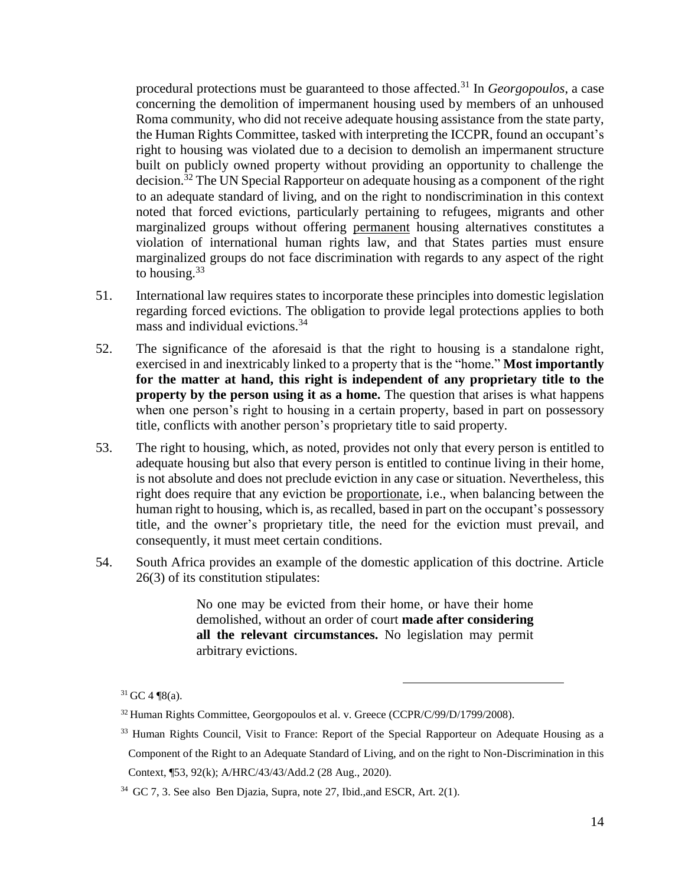procedural protections must be guaranteed to those affected.[31] In *Georgopoulos*, a case concerning the demolition of impermanent housing used by members of an unhoused Roma community, who did not receive adequate housing assistance from the state party, the Human Rights Committee, tasked with interpreting the ICCPR, found an occupant's right to housing was violated due to a decision to demolish an impermanent structure built on publicly owned property without providing an opportunity to challenge the decision.[32] The UN Special Rapporteur on adequate housing as a component of the right to an adequate standard of living, and on the right to nondiscrimination in this context noted that forced evictions, particularly pertaining to refugees, migrants and other marginalized groups without offering <u>permanent</u> housing alternatives constitutes a violation of international human rights law, and that States parties must ensure marginalized groups do not face discrimination with regards to any aspect of the right to housing.[33]

51. International law requires states to incorporate these principles into domestic legislation regarding forced evictions. The obligation to provide legal protections applies to both mass and individual evictions.[34]

52. The significance of the aforesaid is that the right to housing is a standalone right, exercised in and inextricably linked to a property that is the "home." **Most importantly for the matter at hand, this right is independent of any proprietary title to the property by the person using it as a home.** The question that arises is what happens when one person's right to housing in a certain property, based in part on possessory title, conflicts with another person's proprietary title to said property.

53. The right to housing, which, as noted, provides not only that every person is entitled to adequate housing but also that every person is entitled to continue living in their home, is not absolute and does not preclude eviction in any case or situation. Nevertheless, this right does require that any eviction be <u>proportionate</u>, i.e., when balancing between the human right to housing, which is, as recalled, based in part on the occupant's possessory title, and the owner's proprietary title, the need for the eviction must prevail, and consequently, it must meet certain conditions.

54. South Africa provides an example of the domestic application of this doctrine. Article 26(3) of its constitution stipulates:

> No one may be evicted from their home, or have their home demolished, without an order of court **made after considering all the relevant circumstances.** No legislation may permit arbitrary evictions.

---

[31] GC 4 ¶8(a).

[32] Human Rights Committee, Georgopoulos et al. v. Greece (CCPR/C/99/D/1799/2008).

[33] Human Rights Council, Visit to France: Report of the Special Rapporteur on Adequate Housing as a Component of the Right to an Adequate Standard of Living, and on the right to Non-Discrimination in this Context, ¶53, 92(k); A/HRC/43/43/Add.2 (28 Aug., 2020).

[34] GC 7, 3. See also Ben Djazia, Supra, note 27, Ibid.,and ESCR, Art. 2(1).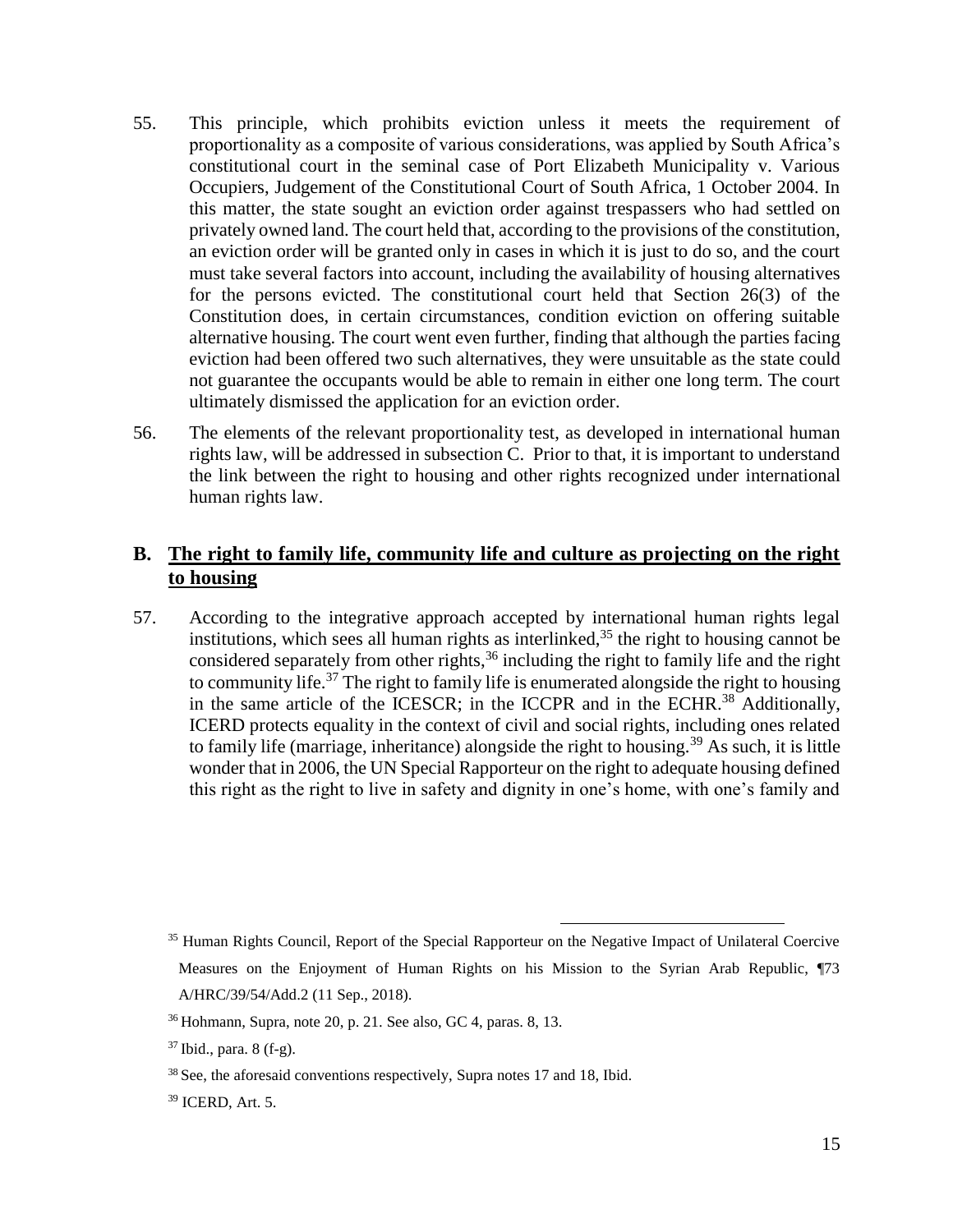55. This principle, which prohibits eviction unless it meets the requirement of proportionality as a composite of various considerations, was applied by South Africa's constitutional court in the seminal case of Port Elizabeth Municipality v. Various Occupiers, Judgement of the Constitutional Court of South Africa, 1 October 2004. In this matter, the state sought an eviction order against trespassers who had settled on privately owned land. The court held that, according to the provisions of the constitution, an eviction order will be granted only in cases in which it is just to do so, and the court must take several factors into account, including the availability of housing alternatives for the persons evicted. The constitutional court held that Section 26(3) of the Constitution does, in certain circumstances, condition eviction on offering suitable alternative housing. The court went even further, finding that although the parties facing eviction had been offered two such alternatives, they were unsuitable as the state could not guarantee the occupants would be able to remain in either one long term. The court ultimately dismissed the application for an eviction order.

56. The elements of the relevant proportionality test, as developed in international human rights law, will be addressed in subsection C. Prior to that, it is important to understand the link between the right to housing and other rights recognized under international human rights law.

## B. The right to family life, community life and culture as projecting on the right to housing

57. According to the integrative approach accepted by international human rights legal institutions, which sees all human rights as interlinked,[35] the right to housing cannot be considered separately from other rights,[36] including the right to family life and the right to community life.[37] The right to family life is enumerated alongside the right to housing in the same article of the ICESCR; in the ICCPR and in the ECHR.[38] Additionally, ICERD protects equality in the context of civil and social rights, including ones related to family life (marriage, inheritance) alongside the right to housing.[39] As such, it is little wonder that in 2006, the UN Special Rapporteur on the right to adequate housing defined this right as the right to live in safety and dignity in one's home, with one's family and

---

[35] Human Rights Council, Report of the Special Rapporteur on the Negative Impact of Unilateral Coercive Measures on the Enjoyment of Human Rights on his Mission to the Syrian Arab Republic, ¶73 A/HRC/39/54/Add.2 (11 Sep., 2018).

[36] Hohmann, Supra, note 20, p. 21. See also, GC 4, paras. 8, 13.

[37] Ibid., para. 8 (f-g).

[38] See, the aforesaid conventions respectively, Supra notes 17 and 18, Ibid.

[39] ICERD, Art. 5.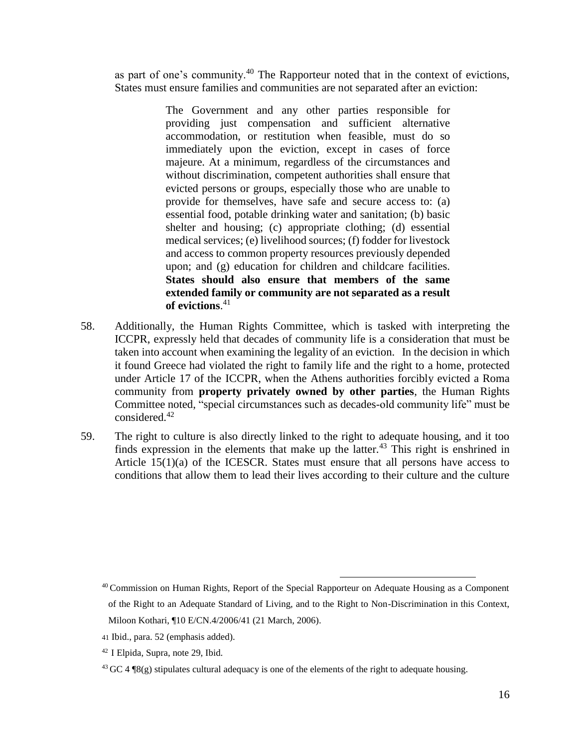as part of one's community.[40] The Rapporteur noted that in the context of evictions, States must ensure families and communities are not separated after an eviction:

> The Government and any other parties responsible for providing just compensation and sufficient alternative accommodation, or restitution when feasible, must do so immediately upon the eviction, except in cases of force majeure. At a minimum, regardless of the circumstances and without discrimination, competent authorities shall ensure that evicted persons or groups, especially those who are unable to provide for themselves, have safe and secure access to: (a) essential food, potable drinking water and sanitation; (b) basic shelter and housing; (c) appropriate clothing; (d) essential medical services; (e) livelihood sources; (f) fodder for livestock and access to common property resources previously depended upon; and (g) education for children and childcare facilities. **States should also ensure that members of the same extended family or community are not separated as a result of evictions**.[41]

58. Additionally, the Human Rights Committee, which is tasked with interpreting the ICCPR, expressly held that decades of community life is a consideration that must be taken into account when examining the legality of an eviction. In the decision in which it found Greece had violated the right to family life and the right to a home, protected under Article 17 of the ICCPR, when the Athens authorities forcibly evicted a Roma community from **property privately owned by other parties**, the Human Rights Committee noted, "special circumstances such as decades-old community life" must be considered.[42]

59. The right to culture is also directly linked to the right to adequate housing, and it too finds expression in the elements that make up the latter.[43] This right is enshrined in Article 15(1)(a) of the ICESCR. States must ensure that all persons have access to conditions that allow them to lead their lives according to their culture and the culture

---

[40] Commission on Human Rights, Report of the Special Rapporteur on Adequate Housing as a Component of the Right to an Adequate Standard of Living, and to the Right to Non-Discrimination in this Context, Miloon Kothari, ¶10 E/CN.4/2006/41 (21 March, 2006).

[41] Ibid., para. 52 (emphasis added).

[42] I Elpida, Supra, note 29, Ibid.

[43] GC 4 ¶8(g) stipulates cultural adequacy is one of the elements of the right to adequate housing.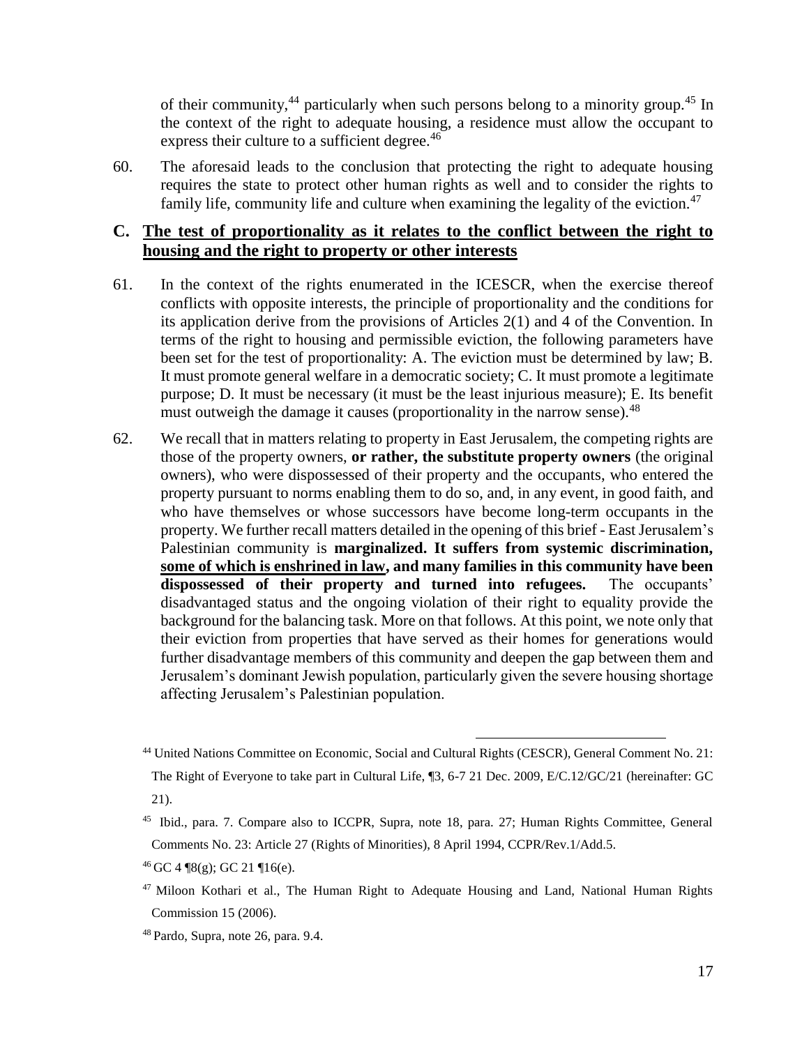of their community,[44] particularly when such persons belong to a minority group.[45] In the context of the right to adequate housing, a residence must allow the occupant to express their culture to a sufficient degree.[46]

60. The aforesaid leads to the conclusion that protecting the right to adequate housing requires the state to protect other human rights as well and to consider the rights to family life, community life and culture when examining the legality of the eviction.[47]

## C. The test of proportionality as it relates to the conflict between the right to housing and the right to property or other interests

61. In the context of the rights enumerated in the ICESCR, when the exercise thereof conflicts with opposite interests, the principle of proportionality and the conditions for its application derive from the provisions of Articles 2(1) and 4 of the Convention. In terms of the right to housing and permissible eviction, the following parameters have been set for the test of proportionality: A. The eviction must be determined by law; B. It must promote general welfare in a democratic society; C. It must promote a legitimate purpose; D. It must be necessary (it must be the least injurious measure); E. Its benefit must outweigh the damage it causes (proportionality in the narrow sense).[48]

62. We recall that in matters relating to property in East Jerusalem, the competing rights are those of the property owners, **or rather, the substitute property owners** (the original owners), who were dispossessed of their property and the occupants, who entered the property pursuant to norms enabling them to do so, and, in any event, in good faith, and who have themselves or whose successors have become long-term occupants in the property. We further recall matters detailed in the opening of this brief - East Jerusalem's Palestinian community is **marginalized. It suffers from systemic discrimination, <u>some of which is enshrined in law</u>, and many families in this community have been dispossessed of their property and turned into refugees.** The occupants' disadvantaged status and the ongoing violation of their right to equality provide the background for the balancing task. More on that follows. At this point, we note only that their eviction from properties that have served as their homes for generations would further disadvantage members of this community and deepen the gap between them and Jerusalem's dominant Jewish population, particularly given the severe housing shortage affecting Jerusalem's Palestinian population.

---

[44] United Nations Committee on Economic, Social and Cultural Rights (CESCR), General Comment No. 21: The Right of Everyone to take part in Cultural Life, ¶3, 6-7 21 Dec. 2009, E/C.12/GC/21 (hereinafter: GC 21).

[45] Ibid., para. 7. Compare also to ICCPR, Supra, note 18, para. 27; Human Rights Committee, General Comments No. 23: Article 27 (Rights of Minorities), 8 April 1994, CCPR/Rev.1/Add.5.

[46] GC 4 ¶8(g); GC 21 ¶16(e).

[47] Miloon Kothari et al., The Human Right to Adequate Housing and Land, National Human Rights Commission 15 (2006).

[48] Pardo, Supra, note 26, para. 9.4.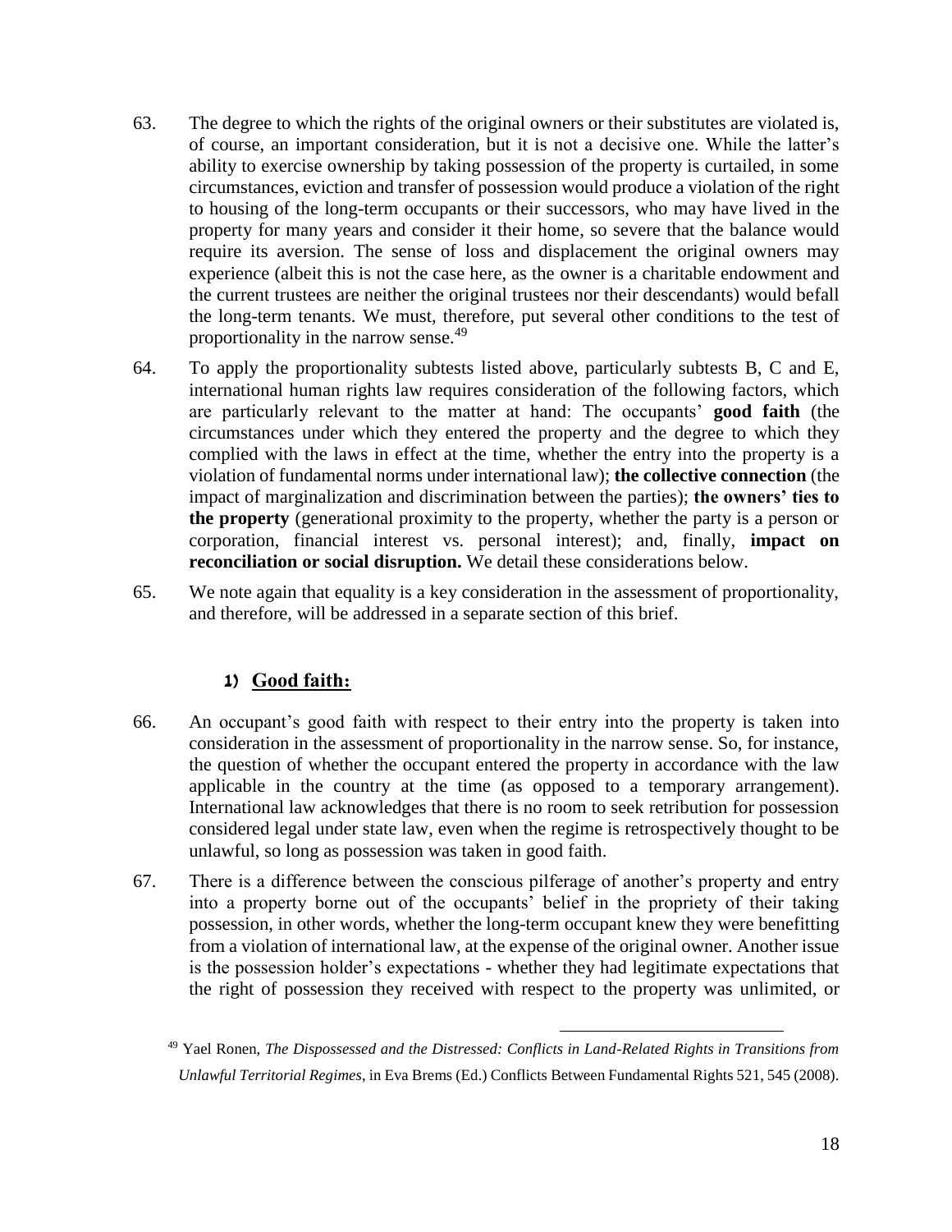63. The degree to which the rights of the original owners or their substitutes are violated is, of course, an important consideration, but it is not a decisive one. While the latter's ability to exercise ownership by taking possession of the property is curtailed, in some circumstances, eviction and transfer of possession would produce a violation of the right to housing of the long-term occupants or their successors, who may have lived in the property for many years and consider it their home, so severe that the balance would require its aversion. The sense of loss and displacement the original owners may experience (albeit this is not the case here, as the owner is a charitable endowment and the current trustees are neither the original trustees nor their descendants) would befall the long-term tenants. We must, therefore, put several other conditions to the test of proportionality in the narrow sense.[49]

64. To apply the proportionality subtests listed above, particularly subtests B, C and E, international human rights law requires consideration of the following factors, which are particularly relevant to the matter at hand: The occupants' **good faith** (the circumstances under which they entered the property and the degree to which they complied with the laws in effect at the time, whether the entry into the property is a violation of fundamental norms under international law); **the collective connection** (the impact of marginalization and discrimination between the parties); **the owners' ties to the property** (generational proximity to the property, whether the party is a person or corporation, financial interest vs. personal interest); and, finally, **impact on reconciliation or social disruption.** We detail these considerations below.

65. We note again that equality is a key consideration in the assessment of proportionality, and therefore, will be addressed in a separate section of this brief.

### 1) Good faith:

66. An occupant's good faith with respect to their entry into the property is taken into consideration in the assessment of proportionality in the narrow sense. So, for instance, the question of whether the occupant entered the property in accordance with the law applicable in the country at the time (as opposed to a temporary arrangement). International law acknowledges that there is no room to seek retribution for possession considered legal under state law, even when the regime is retrospectively thought to be unlawful, so long as possession was taken in good faith.

67. There is a difference between the conscious pilferage of another's property and entry into a property borne out of the occupants' belief in the propriety of their taking possession, in other words, whether the long-term occupant knew they were benefitting from a violation of international law, at the expense of the original owner. Another issue is the possession holder's expectations - whether they had legitimate expectations that the right of possession they received with respect to the property was unlimited, or

---

[49] Yael Ronen, *The Dispossessed and the Distressed: Conflicts in Land-Related Rights in Transitions from Unlawful Territorial Regimes*, in Eva Brems (Ed.) Conflicts Between Fundamental Rights 521, 545 (2008).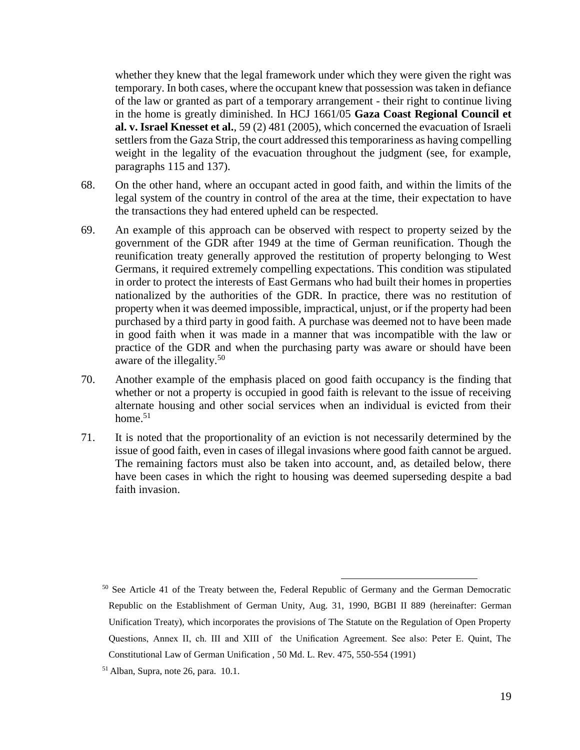whether they knew that the legal framework under which they were given the right was temporary. In both cases, where the occupant knew that possession was taken in defiance of the law or granted as part of a temporary arrangement - their right to continue living in the home is greatly diminished. In HCJ 1661/05 **Gaza Coast Regional Council et al. v. Israel Knesset et al.**, 59 (2) 481 (2005), which concerned the evacuation of Israeli settlers from the Gaza Strip, the court addressed this temporariness as having compelling weight in the legality of the evacuation throughout the judgment (see, for example, paragraphs 115 and 137).

68. On the other hand, where an occupant acted in good faith, and within the limits of the legal system of the country in control of the area at the time, their expectation to have the transactions they had entered upheld can be respected.

69. An example of this approach can be observed with respect to property seized by the government of the GDR after 1949 at the time of German reunification. Though the reunification treaty generally approved the restitution of property belonging to West Germans, it required extremely compelling expectations. This condition was stipulated in order to protect the interests of East Germans who had built their homes in properties nationalized by the authorities of the GDR. In practice, there was no restitution of property when it was deemed impossible, impractical, unjust, or if the property had been purchased by a third party in good faith. A purchase was deemed not to have been made in good faith when it was made in a manner that was incompatible with the law or practice of the GDR and when the purchasing party was aware or should have been aware of the illegality.[50]

70. Another example of the emphasis placed on good faith occupancy is the finding that whether or not a property is occupied in good faith is relevant to the issue of receiving alternate housing and other social services when an individual is evicted from their home.[51]

71. It is noted that the proportionality of an eviction is not necessarily determined by the issue of good faith, even in cases of illegal invasions where good faith cannot be argued. The remaining factors must also be taken into account, and, as detailed below, there have been cases in which the right to housing was deemed superseding despite a bad faith invasion.

---

[50] See Article 41 of the Treaty between the, Federal Republic of Germany and the German Democratic Republic on the Establishment of German Unity, Aug. 31, 1990, BGBI II 889 (hereinafter: German Unification Treaty), which incorporates the provisions of The Statute on the Regulation of Open Property Questions, Annex II, ch. III and XIII of the Unification Agreement. See also: Peter E. Quint, The Constitutional Law of German Unification , 50 Md. L. Rev. 475, 550-554 (1991)

[51] Alban, Supra, note 26, para. 10.1.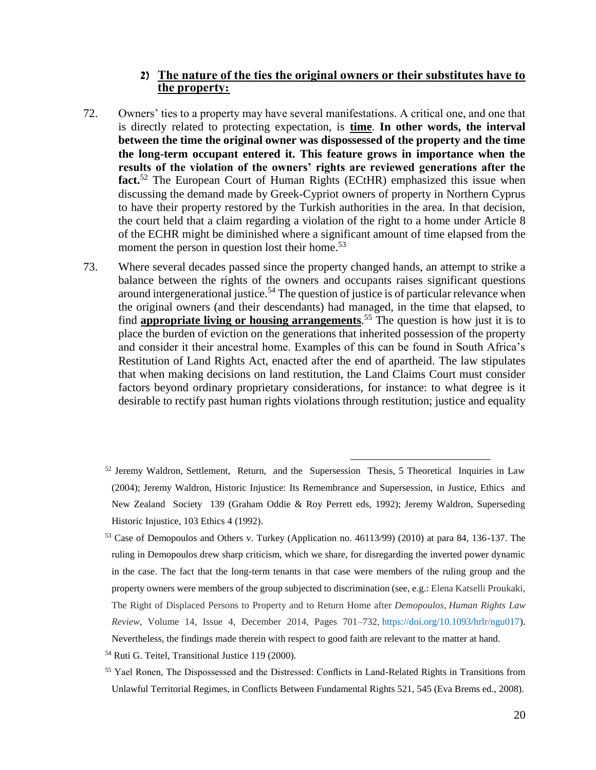### 2) **<u>The nature of the ties the original owners or their substitutes have to the property:</u>**

72. Owners' ties to a property may have several manifestations. A critical one, and one that is directly related to protecting expectation, is **<u>time</u>**. **In other words, the interval between the time the original owner was dispossessed of the property and the time the long-term occupant entered it. This feature grows in importance when the results of the violation of the owners' rights are reviewed generations after the fact.**[52] The European Court of Human Rights (ECtHR) emphasized this issue when discussing the demand made by Greek-Cypriot owners of property in Northern Cyprus to have their property restored by the Turkish authorities in the area. In that decision, the court held that a claim regarding a violation of the right to a home under Article 8 of the ECHR might be diminished where a significant amount of time elapsed from the moment the person in question lost their home.[53]

73. Where several decades passed since the property changed hands, an attempt to strike a balance between the rights of the owners and occupants raises significant questions around intergenerational justice.[54] The question of justice is of particular relevance when the original owners (and their descendants) had managed, in the time that elapsed, to find **<u>appropriate living or housing arrangements</u>**.[55] The question is how just it is to place the burden of eviction on the generations that inherited possession of the property and consider it their ancestral home. Examples of this can be found in South Africa's Restitution of Land Rights Act, enacted after the end of apartheid. The law stipulates that when making decisions on land restitution, the Land Claims Court must consider factors beyond ordinary proprietary considerations, for instance: to what degree is it desirable to rectify past human rights violations through restitution; justice and equality

---

[52] Jeremy Waldron, Settlement, Return, and the Supersession Thesis, 5 Theoretical Inquiries in Law (2004); Jeremy Waldron, Historic Injustice: Its Remembrance and Supersession, in Justice, Ethics and New Zealand Society 139 (Graham Oddie & Roy Perrett eds, 1992); Jeremy Waldron, Superseding Historic Injustice, 103 Ethics 4 (1992).

[53] Case of Demopoulos and Others v. Turkey (Application no. 46113/99) (2010) at para 84, 136-137. The ruling in Demopoulos drew sharp criticism, which we share, for disregarding the inverted power dynamic in the case. The fact that the long-term tenants in that case were members of the ruling group and the property owners were members of the group subjected to discrimination (see, e.g.: Elena Katselli Proukaki, The Right of Displaced Persons to Property and to Return Home after *Demopoulos*, *Human Rights Law Review*, Volume 14, Issue 4, December 2014, Pages 701–732, https://doi.org/10.1093/hrlr/ngu017). Nevertheless, the findings made therein with respect to good faith are relevant to the matter at hand.

[54] Ruti G. Teitel, Transitional Justice 119 (2000).

[55] Yael Ronen, The Dispossessed and the Distressed: Conflicts in Land-Related Rights in Transitions from Unlawful Territorial Regimes, in Conflicts Between Fundamental Rights 521, 545 (Eva Brems ed., 2008).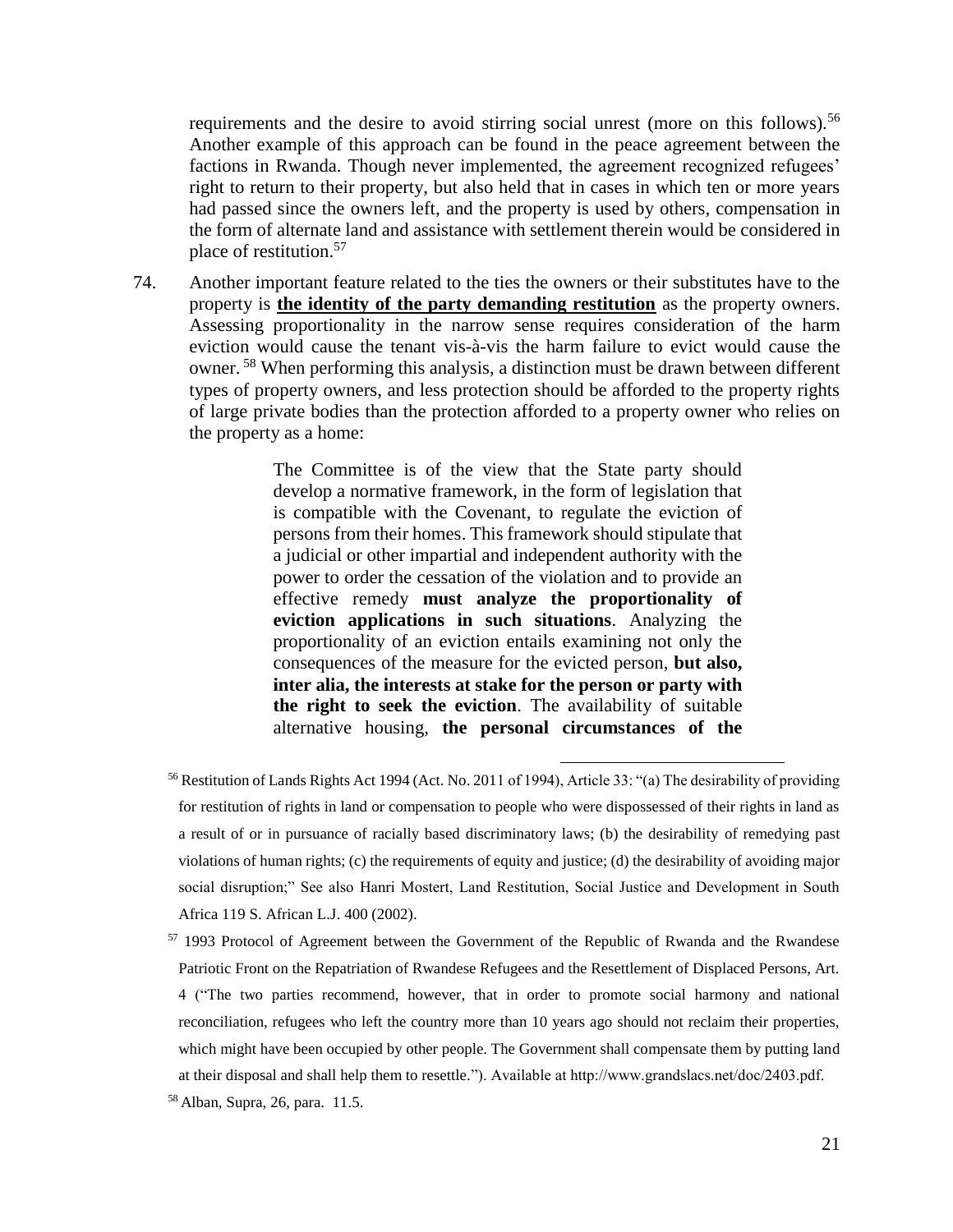requirements and the desire to avoid stirring social unrest (more on this follows).[56] Another example of this approach can be found in the peace agreement between the factions in Rwanda. Though never implemented, the agreement recognized refugees' right to return to their property, but also held that in cases in which ten or more years had passed since the owners left, and the property is used by others, compensation in the form of alternate land and assistance with settlement therein would be considered in place of restitution.[57]

74. Another important feature related to the ties the owners or their substitutes have to the property is **<u>the identity of the party demanding restitution</u>** as the property owners. Assessing proportionality in the narrow sense requires consideration of the harm eviction would cause the tenant vis-à-vis the harm failure to evict would cause the owner.[58] When performing this analysis, a distinction must be drawn between different types of property owners, and less protection should be afforded to the property rights of large private bodies than the protection afforded to a property owner who relies on the property as a home:

> The Committee is of the view that the State party should develop a normative framework, in the form of legislation that is compatible with the Covenant, to regulate the eviction of persons from their homes. This framework should stipulate that a judicial or other impartial and independent authority with the power to order the cessation of the violation and to provide an effective remedy **must analyze the proportionality of eviction applications in such situations**. Analyzing the proportionality of an eviction entails examining not only the consequences of the measure for the evicted person, **but also, inter alia, the interests at stake for the person or party with the right to seek the eviction**. The availability of suitable alternative housing, **the personal circumstances of the**

---

[56] Restitution of Lands Rights Act 1994 (Act. No. 2011 of 1994), Article 33: "(a) The desirability of providing for restitution of rights in land or compensation to people who were dispossessed of their rights in land as a result of or in pursuance of racially based discriminatory laws; (b) the desirability of remedying past violations of human rights; (c) the requirements of equity and justice; (d) the desirability of avoiding major social disruption;" See also Hanri Mostert, Land Restitution, Social Justice and Development in South Africa 119 S. African L.J. 400 (2002).

[57] 1993 Protocol of Agreement between the Government of the Republic of Rwanda and the Rwandese Patriotic Front on the Repatriation of Rwandese Refugees and the Resettlement of Displaced Persons, Art. 4 ("The two parties recommend, however, that in order to promote social harmony and national reconciliation, refugees who left the country more than 10 years ago should not reclaim their properties, which might have been occupied by other people. The Government shall compensate them by putting land at their disposal and shall help them to resettle."). Available at http://www.grandslacs.net/doc/2403.pdf.

[58] Alban, Supra, 26, para. 11.5.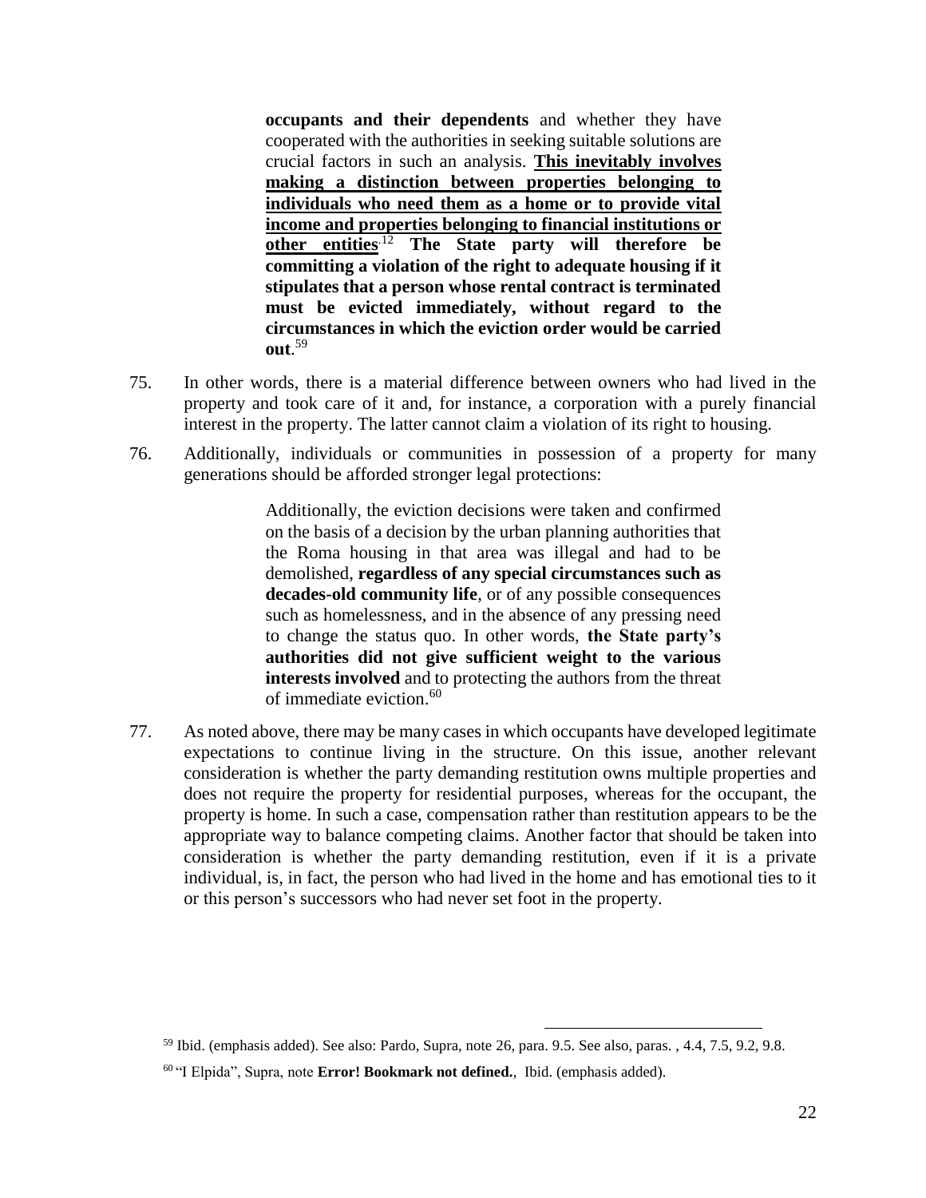> **occupants and their dependents** and whether they have cooperated with the authorities in seeking suitable solutions are crucial factors in such an analysis. **<u>This inevitably involves making a distinction between properties belonging to individuals who need them as a home or to provide vital income and properties belonging to financial institutions or other entities</u>**.[12] **The State party will therefore be committing a violation of the right to adequate housing if it stipulates that a person whose rental contract is terminated must be evicted immediately, without regard to the circumstances in which the eviction order would be carried out**.[59]

75. In other words, there is a material difference between owners who had lived in the property and took care of it and, for instance, a corporation with a purely financial interest in the property. The latter cannot claim a violation of its right to housing.

76. Additionally, individuals or communities in possession of a property for many generations should be afforded stronger legal protections:

> Additionally, the eviction decisions were taken and confirmed on the basis of a decision by the urban planning authorities that the Roma housing in that area was illegal and had to be demolished, **regardless of any special circumstances such as decades-old community life**, or of any possible consequences such as homelessness, and in the absence of any pressing need to change the status quo. In other words, **the State party's authorities did not give sufficient weight to the various interests involved** and to protecting the authors from the threat of immediate eviction.[60]

77. As noted above, there may be many cases in which occupants have developed legitimate expectations to continue living in the structure. On this issue, another relevant consideration is whether the party demanding restitution owns multiple properties and does not require the property for residential purposes, whereas for the occupant, the property is home. In such a case, compensation rather than restitution appears to be the appropriate way to balance competing claims. Another factor that should be taken into consideration is whether the party demanding restitution, even if it is a private individual, is, in fact, the person who had lived in the home and has emotional ties to it or this person's successors who had never set foot in the property.

---

[59] Ibid. (emphasis added). See also: Pardo, Supra, note 26, para. 9.5. See also, paras. , 4.4, 7.5, 9.2, 9.8.

[60] "I Elpida", Supra, note **Error! Bookmark not defined.**, Ibid. (emphasis added).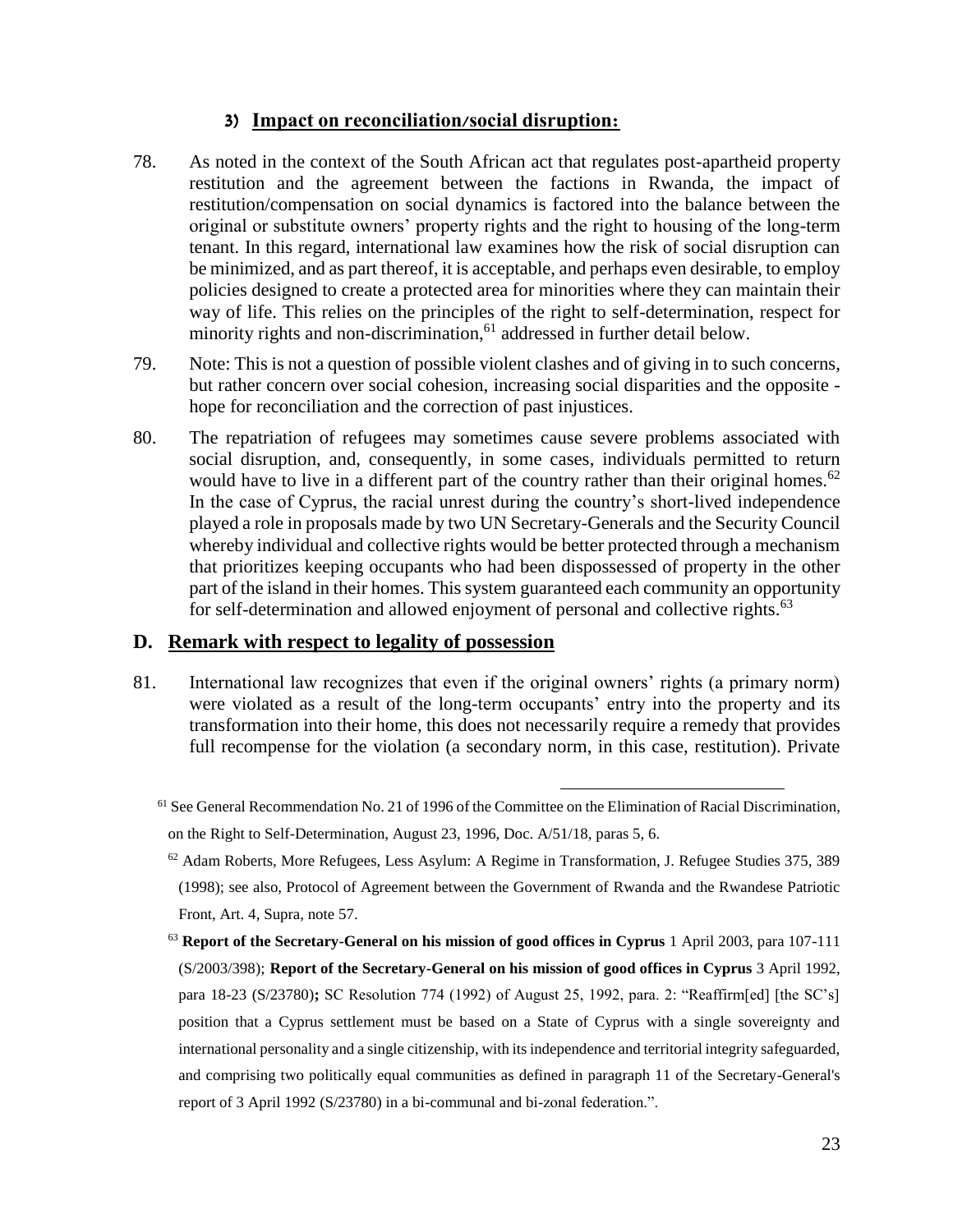### 3) **Impact on reconciliation/social disruption:**

78. As noted in the context of the South African act that regulates post-apartheid property restitution and the agreement between the factions in Rwanda, the impact of restitution/compensation on social dynamics is factored into the balance between the original or substitute owners' property rights and the right to housing of the long-term tenant. In this regard, international law examines how the risk of social disruption can be minimized, and as part thereof, it is acceptable, and perhaps even desirable, to employ policies designed to create a protected area for minorities where they can maintain their way of life. This relies on the principles of the right to self-determination, respect for minority rights and non-discrimination,[61] addressed in further detail below.

79. Note: This is not a question of possible violent clashes and of giving in to such concerns, but rather concern over social cohesion, increasing social disparities and the opposite - hope for reconciliation and the correction of past injustices.

80. The repatriation of refugees may sometimes cause severe problems associated with social disruption, and, consequently, in some cases, individuals permitted to return would have to live in a different part of the country rather than their original homes.[62] In the case of Cyprus, the racial unrest during the country's short-lived independence played a role in proposals made by two UN Secretary-Generals and the Security Council whereby individual and collective rights would be better protected through a mechanism that prioritizes keeping occupants who had been dispossessed of property in the other part of the island in their homes. This system guaranteed each community an opportunity for self-determination and allowed enjoyment of personal and collective rights.[63]

## D. Remark with respect to legality of possession

81. International law recognizes that even if the original owners' rights (a primary norm) were violated as a result of the long-term occupants' entry into the property and its transformation into their home, this does not necessarily require a remedy that provides full recompense for the violation (a secondary norm, in this case, restitution). Private

---

[61] See General Recommendation No. 21 of 1996 of the Committee on the Elimination of Racial Discrimination, on the Right to Self-Determination, August 23, 1996, Doc. A/51/18, paras 5, 6.

[62] Adam Roberts, More Refugees, Less Asylum: A Regime in Transformation, J. Refugee Studies 375, 389 (1998); see also, Protocol of Agreement between the Government of Rwanda and the Rwandese Patriotic Front, Art. 4, Supra, note 57.

[63] **Report of the Secretary-General on his mission of good offices in Cyprus** 1 April 2003, para 107-111 (S/2003/398); **Report of the Secretary-General on his mission of good offices in Cyprus** 3 April 1992, para 18-23 (S/23780)**;** SC Resolution 774 (1992) of August 25, 1992, para. 2: "Reaffirm[ed] [the SC's] position that a Cyprus settlement must be based on a State of Cyprus with a single sovereignty and international personality and a single citizenship, with its independence and territorial integrity safeguarded, and comprising two politically equal communities as defined in paragraph 11 of the Secretary-General's report of 3 April 1992 (S/23780) in a bi-communal and bi-zonal federation.".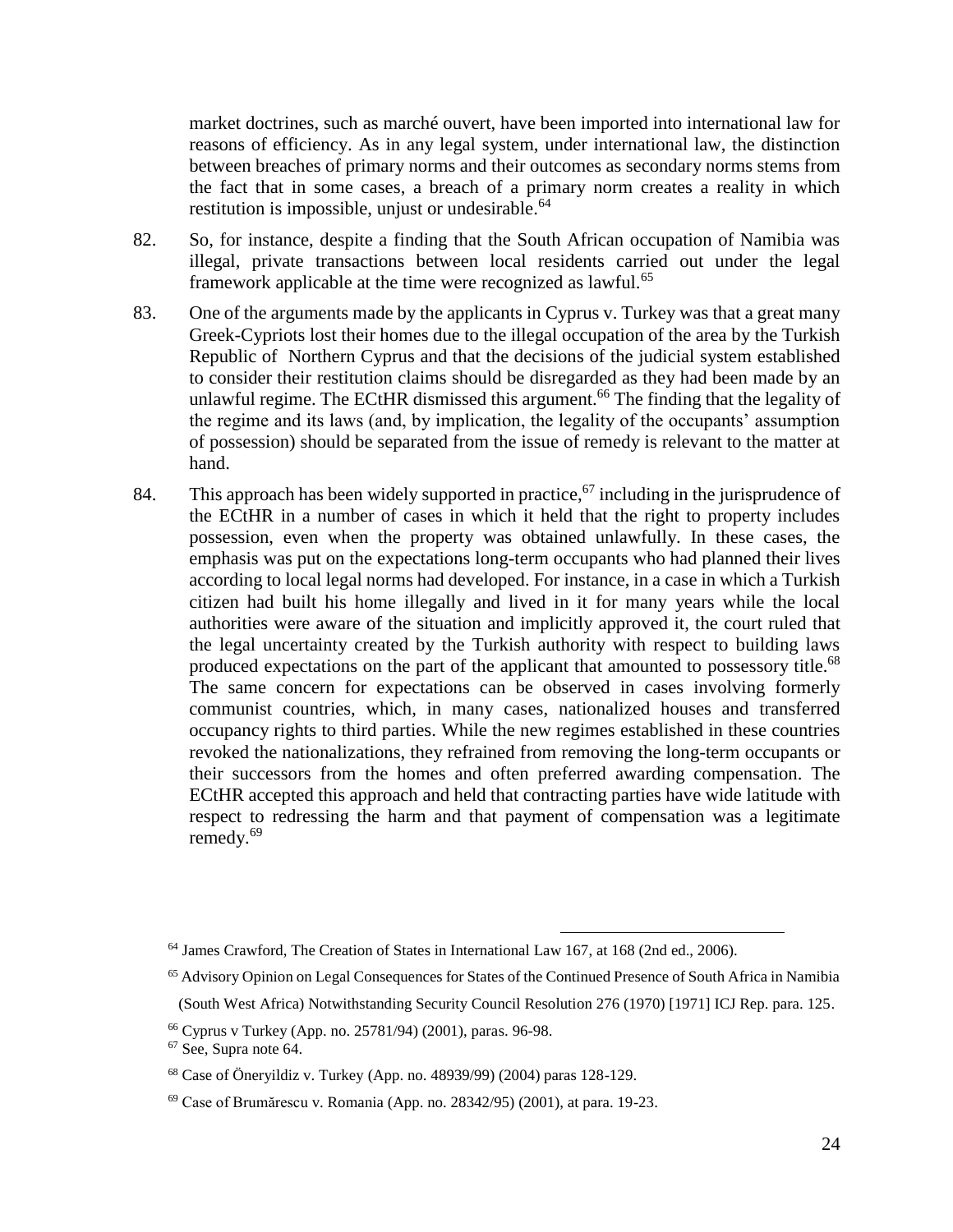market doctrines, such as marché ouvert, have been imported into international law for reasons of efficiency. As in any legal system, under international law, the distinction between breaches of primary norms and their outcomes as secondary norms stems from the fact that in some cases, a breach of a primary norm creates a reality in which restitution is impossible, unjust or undesirable.[64]

82. So, for instance, despite a finding that the South African occupation of Namibia was illegal, private transactions between local residents carried out under the legal framework applicable at the time were recognized as lawful.[65]

83. One of the arguments made by the applicants in Cyprus v. Turkey was that a great many Greek-Cypriots lost their homes due to the illegal occupation of the area by the Turkish Republic of Northern Cyprus and that the decisions of the judicial system established to consider their restitution claims should be disregarded as they had been made by an unlawful regime. The ECtHR dismissed this argument.[66] The finding that the legality of the regime and its laws (and, by implication, the legality of the occupants' assumption of possession) should be separated from the issue of remedy is relevant to the matter at hand.

84. This approach has been widely supported in practice,[67] including in the jurisprudence of the ECtHR in a number of cases in which it held that the right to property includes possession, even when the property was obtained unlawfully. In these cases, the emphasis was put on the expectations long-term occupants who had planned their lives according to local legal norms had developed. For instance, in a case in which a Turkish citizen had built his home illegally and lived in it for many years while the local authorities were aware of the situation and implicitly approved it, the court ruled that the legal uncertainty created by the Turkish authority with respect to building laws produced expectations on the part of the applicant that amounted to possessory title.[68] The same concern for expectations can be observed in cases involving formerly communist countries, which, in many cases, nationalized houses and transferred occupancy rights to third parties. While the new regimes established in these countries revoked the nationalizations, they refrained from removing the long-term occupants or their successors from the homes and often preferred awarding compensation. The ECtHR accepted this approach and held that contracting parties have wide latitude with respect to redressing the harm and that payment of compensation was a legitimate remedy.[69]

---

[64] James Crawford, The Creation of States in International Law 167, at 168 (2nd ed., 2006).

[65] Advisory Opinion on Legal Consequences for States of the Continued Presence of South Africa in Namibia (South West Africa) Notwithstanding Security Council Resolution 276 (1970) [1971] ICJ Rep. para. 125.

[66] Cyprus v Turkey (App. no. 25781/94) (2001), paras. 96-98.

[67] See, Supra note 64.

[68] Case of Öneryildiz v. Turkey (App. no. 48939/99) (2004) paras 128-129.

[69] Case of Brumărescu v. Romania (App. no. 28342/95) (2001), at para. 19-23.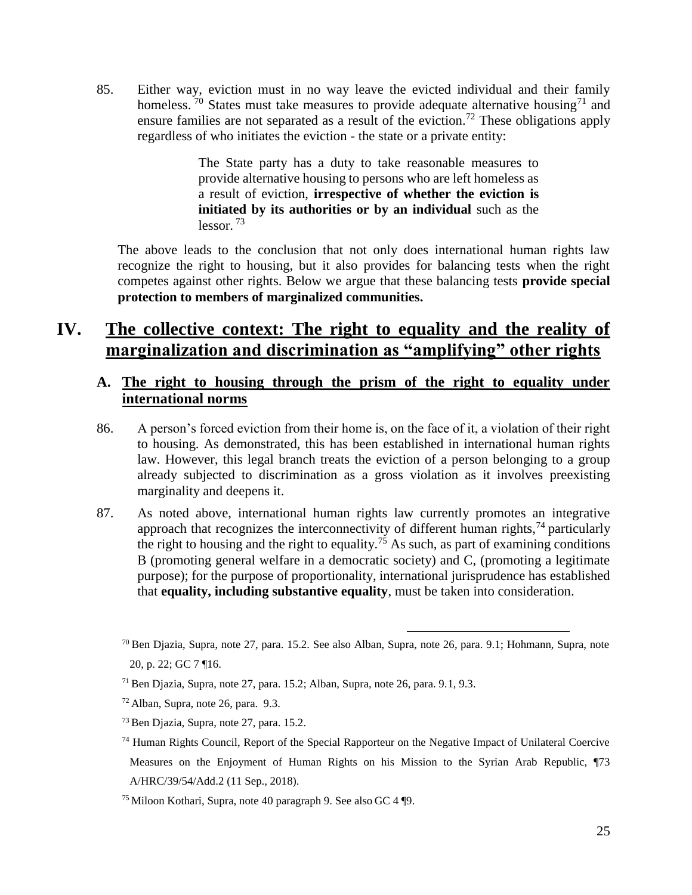85. Either way, eviction must in no way leave the evicted individual and their family homeless. [70] States must take measures to provide adequate alternative housing[71] and ensure families are not separated as a result of the eviction.[72] These obligations apply regardless of who initiates the eviction - the state or a private entity:

> The State party has a duty to take reasonable measures to provide alternative housing to persons who are left homeless as a result of eviction, **irrespective of whether the eviction is initiated by its authorities or by an individual** such as the lessor. [73]

The above leads to the conclusion that not only does international human rights law recognize the right to housing, but it also provides for balancing tests when the right competes against other rights. Below we argue that these balancing tests **provide special protection to members of marginalized communities.**

# IV. The collective context: The right to equality and the reality of marginalization and discrimination as "amplifying" other rights

## A. The right to housing through the prism of the right to equality under international norms

86. A person's forced eviction from their home is, on the face of it, a violation of their right to housing. As demonstrated, this has been established in international human rights law. However, this legal branch treats the eviction of a person belonging to a group already subjected to discrimination as a gross violation as it involves preexisting marginality and deepens it.

87. As noted above, international human rights law currently promotes an integrative approach that recognizes the interconnectivity of different human rights,[74] particularly the right to housing and the right to equality.[75] As such, as part of examining conditions B (promoting general welfare in a democratic society) and C, (promoting a legitimate purpose); for the purpose of proportionality, international jurisprudence has established that **equality, including substantive equality**, must be taken into consideration.

---

[70] Ben Djazia, Supra, note 27, para. 15.2. See also Alban, Supra, note 26, para. 9.1; Hohmann, Supra, note 20, p. 22; GC 7 ¶16.

[71] Ben Djazia, Supra, note 27, para. 15.2; Alban, Supra, note 26, para. 9.1, 9.3.

[72] Alban, Supra, note 26, para. 9.3.

[73] Ben Djazia, Supra, note 27, para. 15.2.

[74] Human Rights Council, Report of the Special Rapporteur on the Negative Impact of Unilateral Coercive Measures on the Enjoyment of Human Rights on his Mission to the Syrian Arab Republic, ¶73 A/HRC/39/54/Add.2 (11 Sep., 2018).

[75] Miloon Kothari, Supra, note 40 paragraph 9. See also GC 4 ¶9.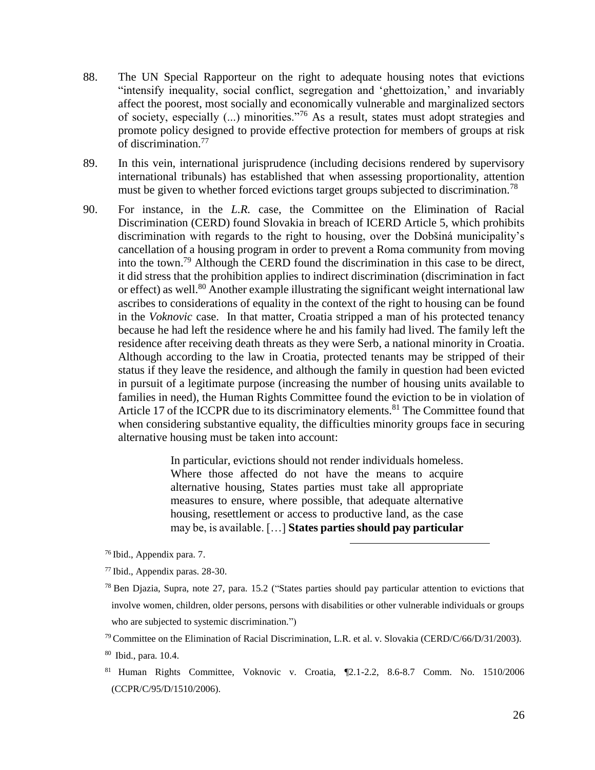88. The UN Special Rapporteur on the right to adequate housing notes that evictions "intensify inequality, social conflict, segregation and 'ghettoization,' and invariably affect the poorest, most socially and economically vulnerable and marginalized sectors of society, especially (...) minorities."[76] As a result, states must adopt strategies and promote policy designed to provide effective protection for members of groups at risk of discrimination.[77]

89. In this vein, international jurisprudence (including decisions rendered by supervisory international tribunals) has established that when assessing proportionality, attention must be given to whether forced evictions target groups subjected to discrimination.[78]

90. For instance, in the *L.R.* case, the Committee on the Elimination of Racial Discrimination (CERD) found Slovakia in breach of ICERD Article 5, which prohibits discrimination with regards to the right to housing, over the Dobšiná municipality's cancellation of a housing program in order to prevent a Roma community from moving into the town.[79] Although the CERD found the discrimination in this case to be direct, it did stress that the prohibition applies to indirect discrimination (discrimination in fact or effect) as well.[80] Another example illustrating the significant weight international law ascribes to considerations of equality in the context of the right to housing can be found in the *Voknovic* case. In that matter, Croatia stripped a man of his protected tenancy because he had left the residence where he and his family had lived. The family left the residence after receiving death threats as they were Serb, a national minority in Croatia. Although according to the law in Croatia, protected tenants may be stripped of their status if they leave the residence, and although the family in question had been evicted in pursuit of a legitimate purpose (increasing the number of housing units available to families in need), the Human Rights Committee found the eviction to be in violation of Article 17 of the ICCPR due to its discriminatory elements.[81] The Committee found that when considering substantive equality, the difficulties minority groups face in securing alternative housing must be taken into account:

> In particular, evictions should not render individuals homeless. Where those affected do not have the means to acquire alternative housing, States parties must take all appropriate measures to ensure, where possible, that adequate alternative housing, resettlement or access to productive land, as the case may be, is available. […] **States parties should pay particular**

---

[76] Ibid., Appendix para. 7.

[77] Ibid., Appendix paras. 28-30.

[78] Ben Djazia, Supra, note 27, para. 15.2 ("States parties should pay particular attention to evictions that involve women, children, older persons, persons with disabilities or other vulnerable individuals or groups who are subjected to systemic discrimination.")

[79] Committee on the Elimination of Racial Discrimination, L.R. et al. v. Slovakia (CERD/C/66/D/31/2003).

[80] Ibid., para. 10.4.

[81] Human Rights Committee, Voknovic v. Croatia, ¶2.1-2.2, 8.6-8.7 Comm. No. 1510/2006 (CCPR/C/95/D/1510/2006).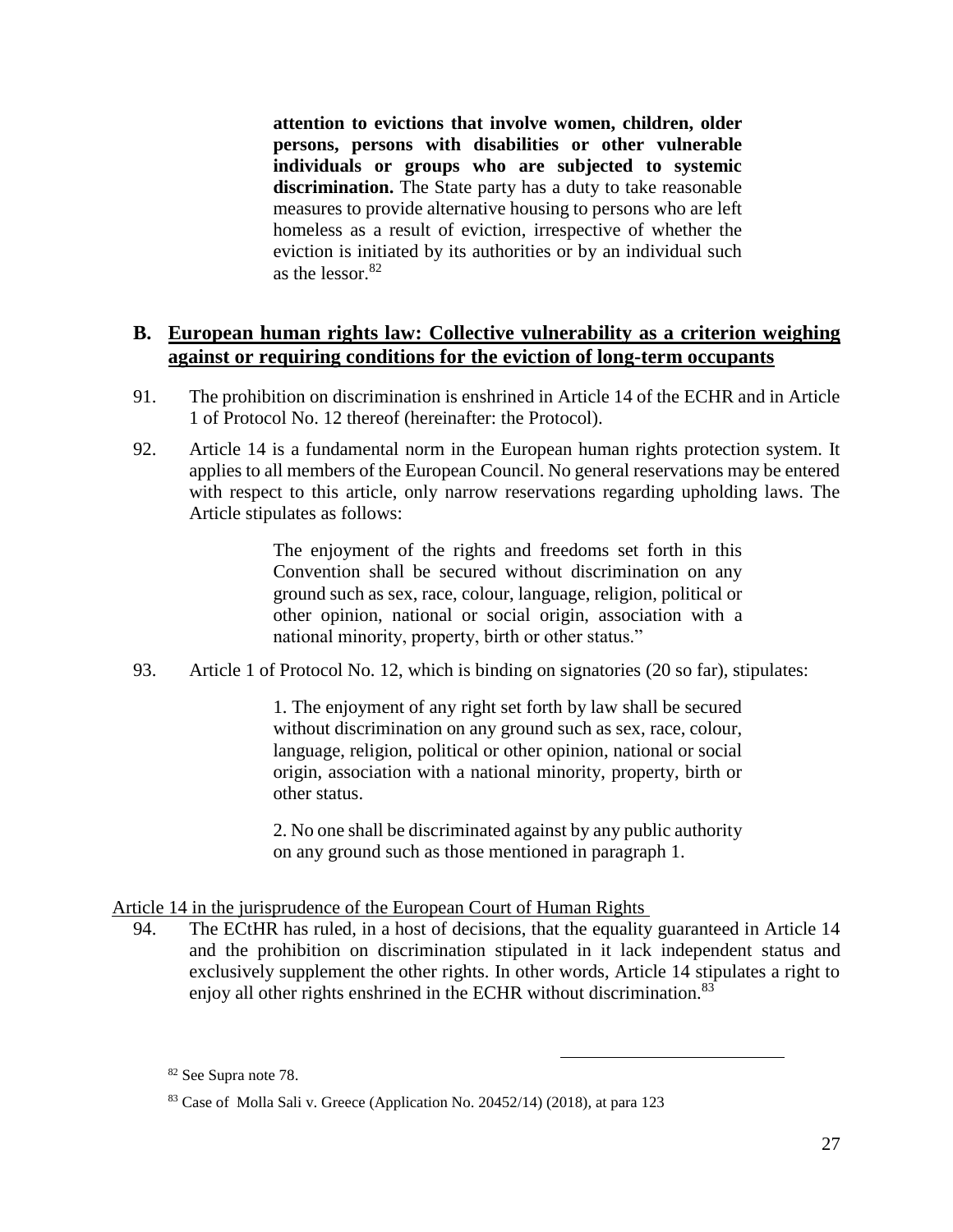> **attention to evictions that involve women, children, older persons, persons with disabilities or other vulnerable individuals or groups who are subjected to systemic discrimination.** The State party has a duty to take reasonable measures to provide alternative housing to persons who are left homeless as a result of eviction, irrespective of whether the eviction is initiated by its authorities or by an individual such as the lessor.[82]

## B. European human rights law: Collective vulnerability as a criterion weighing against or requiring conditions for the eviction of long-term occupants

91. The prohibition on discrimination is enshrined in Article 14 of the ECHR and in Article 1 of Protocol No. 12 thereof (hereinafter: the Protocol).

92. Article 14 is a fundamental norm in the European human rights protection system. It applies to all members of the European Council. No general reservations may be entered with respect to this article, only narrow reservations regarding upholding laws. The Article stipulates as follows:

> The enjoyment of the rights and freedoms set forth in this Convention shall be secured without discrimination on any ground such as sex, race, colour, language, religion, political or other opinion, national or social origin, association with a national minority, property, birth or other status."

93. Article 1 of Protocol No. 12, which is binding on signatories (20 so far), stipulates:

> 1. The enjoyment of any right set forth by law shall be secured without discrimination on any ground such as sex, race, colour, language, religion, political or other opinion, national or social origin, association with a national minority, property, birth or other status.
>
> 2. No one shall be discriminated against by any public authority on any ground such as those mentioned in paragraph 1.

Article 14 in the jurisprudence of the European Court of Human Rights

94. The ECtHR has ruled, in a host of decisions, that the equality guaranteed in Article 14 and the prohibition on discrimination stipulated in it lack independent status and exclusively supplement the other rights. In other words, Article 14 stipulates a right to enjoy all other rights enshrined in the ECHR without discrimination.[83]

---

[82] See Supra note 78.

[83] Case of Molla Sali v. Greece (Application No. 20452/14) (2018), at para 123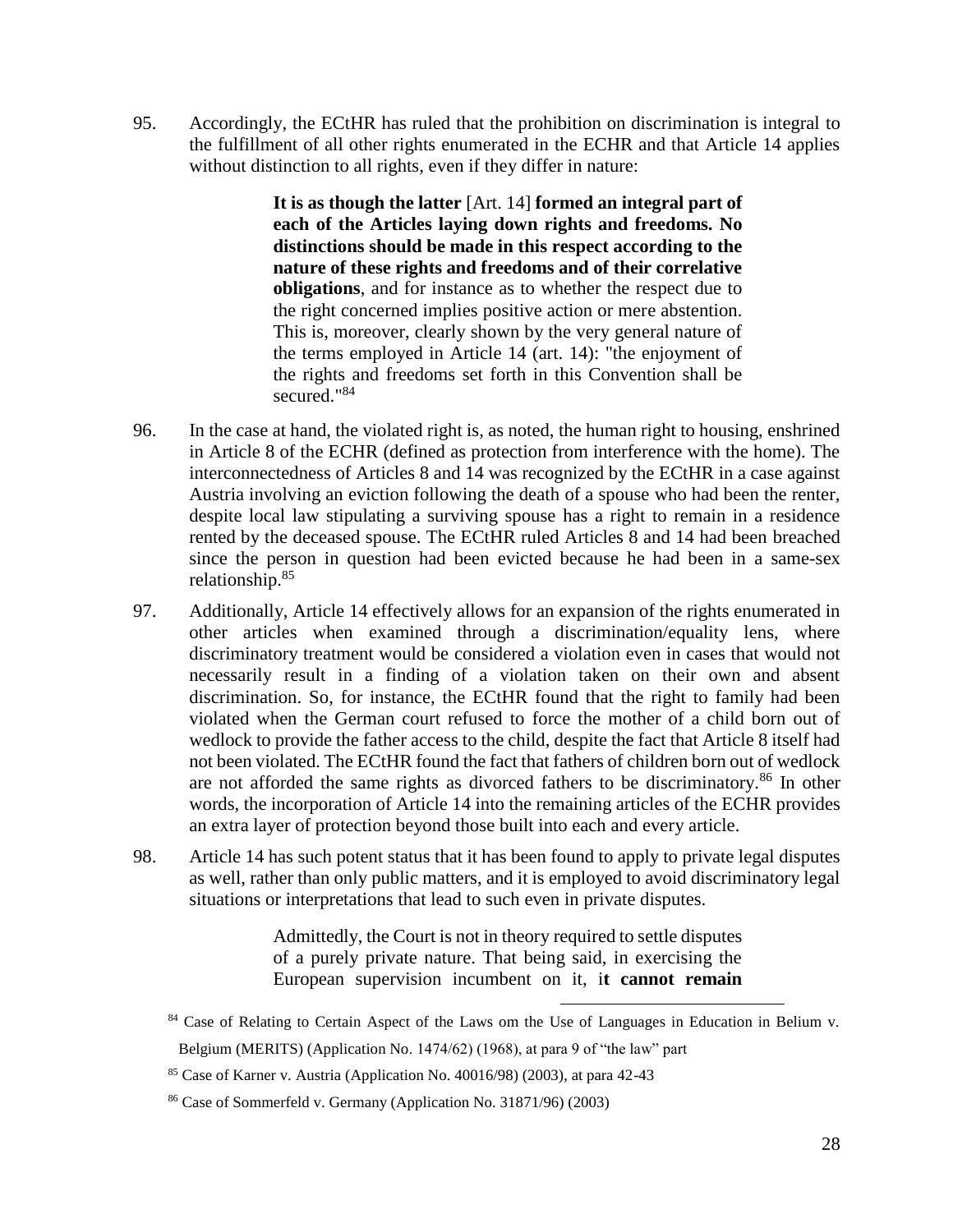95. Accordingly, the ECtHR has ruled that the prohibition on discrimination is integral to the fulfillment of all other rights enumerated in the ECHR and that Article 14 applies without distinction to all rights, even if they differ in nature:

> **It is as though the latter** [Art. 14] **formed an integral part of each of the Articles laying down rights and freedoms. No distinctions should be made in this respect according to the nature of these rights and freedoms and of their correlative obligations**, and for instance as to whether the respect due to the right concerned implies positive action or mere abstention. This is, moreover, clearly shown by the very general nature of the terms employed in Article 14 (art. 14): "the enjoyment of the rights and freedoms set forth in this Convention shall be secured."[84]

96. In the case at hand, the violated right is, as noted, the human right to housing, enshrined in Article 8 of the ECHR (defined as protection from interference with the home). The interconnectedness of Articles 8 and 14 was recognized by the ECtHR in a case against Austria involving an eviction following the death of a spouse who had been the renter, despite local law stipulating a surviving spouse has a right to remain in a residence rented by the deceased spouse. The ECtHR ruled Articles 8 and 14 had been breached since the person in question had been evicted because he had been in a same-sex relationship.[85]

97. Additionally, Article 14 effectively allows for an expansion of the rights enumerated in other articles when examined through a discrimination/equality lens, where discriminatory treatment would be considered a violation even in cases that would not necessarily result in a finding of a violation taken on their own and absent discrimination. So, for instance, the ECtHR found that the right to family had been violated when the German court refused to force the mother of a child born out of wedlock to provide the father access to the child, despite the fact that Article 8 itself had not been violated. The ECtHR found the fact that fathers of children born out of wedlock are not afforded the same rights as divorced fathers to be discriminatory.[86] In other words, the incorporation of Article 14 into the remaining articles of the ECHR provides an extra layer of protection beyond those built into each and every article.

98. Article 14 has such potent status that it has been found to apply to private legal disputes as well, rather than only public matters, and it is employed to avoid discriminatory legal situations or interpretations that lead to such even in private disputes.

> Admittedly, the Court is not in theory required to settle disputes of a purely private nature. That being said, in exercising the European supervision incumbent on it, i**t cannot remain**

---

[84] Case of Relating to Certain Aspect of the Laws om the Use of Languages in Education in Belium v. Belgium (MERITS) (Application No. 1474/62) (1968), at para 9 of "the law" part

[85] Case of Karner v. Austria (Application No. 40016/98) (2003), at para 42-43

[86] Case of Sommerfeld v. Germany (Application No. 31871/96) (2003)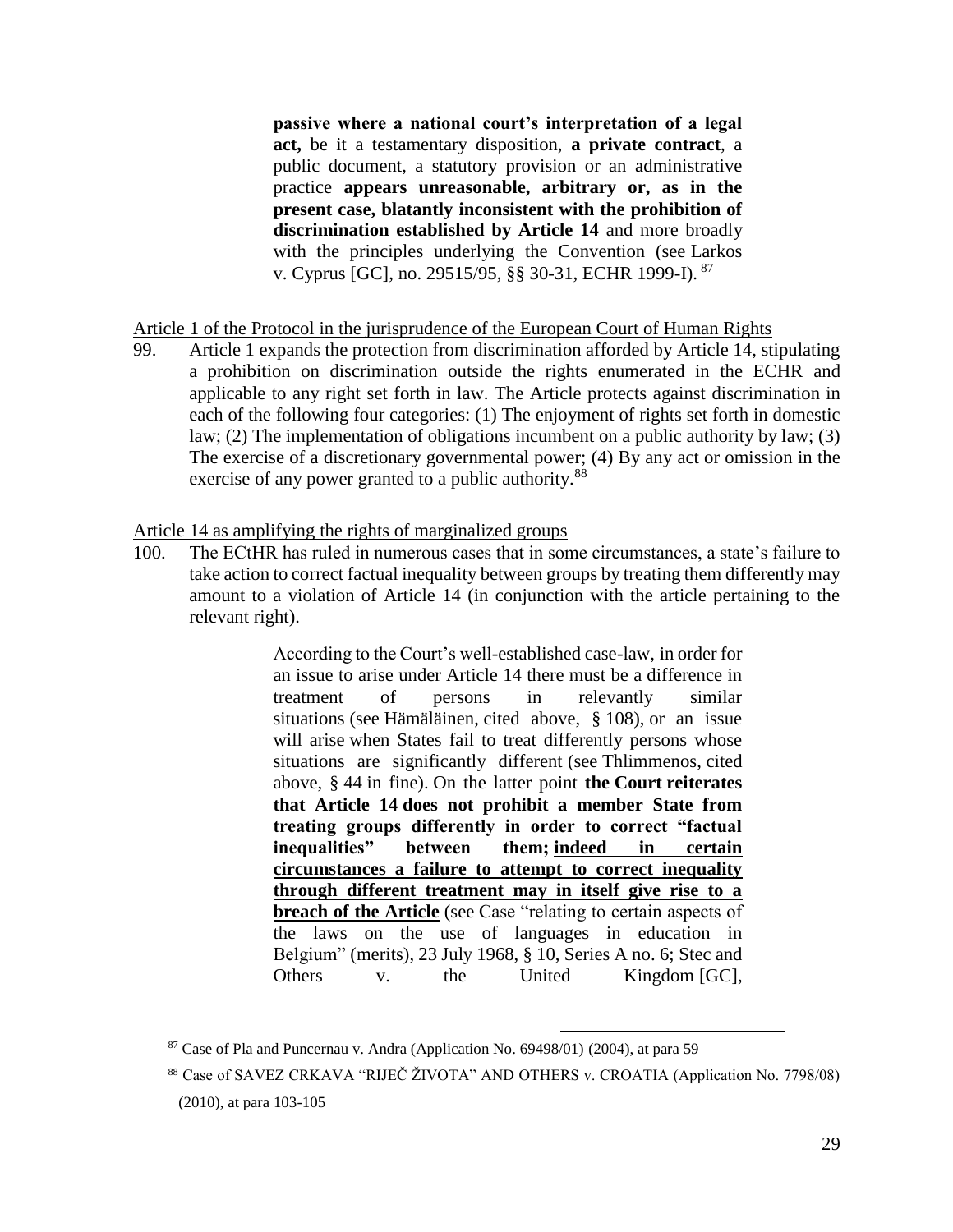> **passive where a national court's interpretation of a legal act,** be it a testamentary disposition, **a private contract**, a public document, a statutory provision or an administrative practice **appears unreasonable, arbitrary or, as in the present case, blatantly inconsistent with the prohibition of discrimination established by Article 14** and more broadly with the principles underlying the Convention (see Larkos v. Cyprus [GC], no. 29515/95, §§ 30-31, ECHR 1999-I). [87]

<u>Article 1 of the Protocol in the jurisprudence of the European Court of Human Rights</u>

99. Article 1 expands the protection from discrimination afforded by Article 14, stipulating a prohibition on discrimination outside the rights enumerated in the ECHR and applicable to any right set forth in law. The Article protects against discrimination in each of the following four categories: (1) The enjoyment of rights set forth in domestic law; (2) The implementation of obligations incumbent on a public authority by law; (3) The exercise of a discretionary governmental power; (4) By any act or omission in the exercise of any power granted to a public authority.[88]

<u>Article 14 as amplifying the rights of marginalized groups</u>

100. The ECtHR has ruled in numerous cases that in some circumstances, a state's failure to take action to correct factual inequality between groups by treating them differently may amount to a violation of Article 14 (in conjunction with the article pertaining to the relevant right).

> According to the Court's well-established case-law, in order for an issue to arise under Article 14 there must be a difference in treatment of persons in relevantly similar situations (see Hämäläinen, cited above, § 108), or an issue will arise when States fail to treat differently persons whose situations are significantly different (see Thlimmenos, cited above, § 44 in fine). On the latter point **the Court reiterates that Article 14 does not prohibit a member State from treating groups differently in order to correct "factual inequalities" between them; <u>indeed in certain circumstances a failure to attempt to correct inequality through different treatment may in itself give rise to a breach of the Article</u>** (see Case "relating to certain aspects of the laws on the use of languages in education in Belgium" (merits), 23 July 1968, § 10, Series A no. 6; Stec and Others v. the United Kingdom [GC],

---

[87] Case of Pla and Puncernau v. Andra (Application No. 69498/01) (2004), at para 59

[88] Case of SAVEZ CRKAVA "RIJEČ ŽIVOTA" AND OTHERS v. CROATIA (Application No. 7798/08) (2010), at para 103-105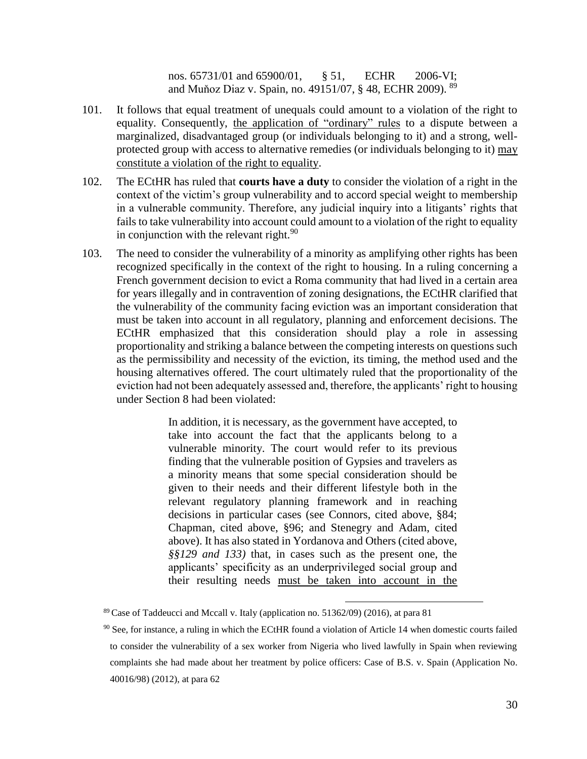> nos. 65731/01 and 65900/01, § 51, ECHR 2006-VI; and Muňoz Diaz v. Spain, no. 49151/07, § 48, ECHR 2009). [89]

101. It follows that equal treatment of unequals could amount to a violation of the right to equality. Consequently, <u>the application of "ordinary" rules</u> to a dispute between a marginalized, disadvantaged group (or individuals belonging to it) and a strong, well-protected group with access to alternative remedies (or individuals belonging to it) <u>may constitute a violation of the right to equality</u>.

102. The ECtHR has ruled that **courts have a duty** to consider the violation of a right in the context of the victim's group vulnerability and to accord special weight to membership in a vulnerable community. Therefore, any judicial inquiry into a litigants' rights that fails to take vulnerability into account could amount to a violation of the right to equality in conjunction with the relevant right.[90]

103. The need to consider the vulnerability of a minority as amplifying other rights has been recognized specifically in the context of the right to housing. In a ruling concerning a French government decision to evict a Roma community that had lived in a certain area for years illegally and in contravention of zoning designations, the ECtHR clarified that the vulnerability of the community facing eviction was an important consideration that must be taken into account in all regulatory, planning and enforcement decisions. The ECtHR emphasized that this consideration should play a role in assessing proportionality and striking a balance between the competing interests on questions such as the permissibility and necessity of the eviction, its timing, the method used and the housing alternatives offered. The court ultimately ruled that the proportionality of the eviction had not been adequately assessed and, therefore, the applicants' right to housing under Section 8 had been violated:

> In addition, it is necessary, as the government have accepted, to take into account the fact that the applicants belong to a vulnerable minority. The court would refer to its previous finding that the vulnerable position of Gypsies and travelers as a minority means that some special consideration should be given to their needs and their different lifestyle both in the relevant regulatory planning framework and in reaching decisions in particular cases (see Connors, cited above, §84; Chapman, cited above, §96; and Stenegry and Adam, cited above). It has also stated in Yordanova and Others (cited above, *§§129 and 133)* that, in cases such as the present one, the applicants' specificity as an underprivileged social group and their resulting needs <u>must be taken into account in the</u>

---

[89] Case of Taddeucci and Mccall v. Italy (application no. 51362/09) (2016), at para 81

[90] See, for instance, a ruling in which the ECtHR found a violation of Article 14 when domestic courts failed to consider the vulnerability of a sex worker from Nigeria who lived lawfully in Spain when reviewing complaints she had made about her treatment by police officers: Case of B.S. v. Spain (Application No. 40016/98) (2012), at para 62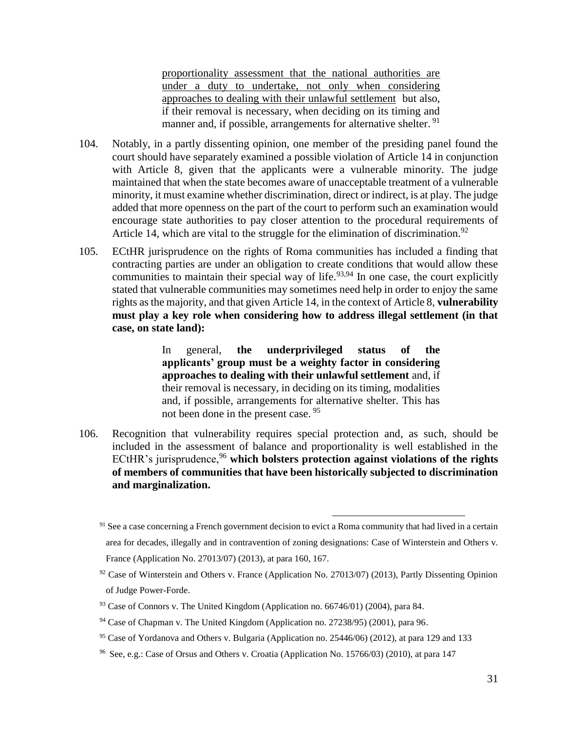<u>proportionality assessment that the national authorities are under a duty to undertake, not only when considering approaches to dealing with their unlawful settlement</u> but also, if their removal is necessary, when deciding on its timing and manner and, if possible, arrangements for alternative shelter. [91]

104. Notably, in a partly dissenting opinion, one member of the presiding panel found the court should have separately examined a possible violation of Article 14 in conjunction with Article 8, given that the applicants were a vulnerable minority. The judge maintained that when the state becomes aware of unacceptable treatment of a vulnerable minority, it must examine whether discrimination, direct or indirect, is at play. The judge added that more openness on the part of the court to perform such an examination would encourage state authorities to pay closer attention to the procedural requirements of Article 14, which are vital to the struggle for the elimination of discrimination.[92]

105. ECtHR jurisprudence on the rights of Roma communities has included a finding that contracting parties are under an obligation to create conditions that would allow these communities to maintain their special way of life.[93,94] In one case, the court explicitly stated that vulnerable communities may sometimes need help in order to enjoy the same rights as the majority, and that given Article 14, in the context of Article 8, **vulnerability must play a key role when considering how to address illegal settlement (in that case, on state land):**

> In general, **the underprivileged status of the applicants' group must be a weighty factor in considering approaches to dealing with their unlawful settlement** and, if their removal is necessary, in deciding on its timing, modalities and, if possible, arrangements for alternative shelter. This has not been done in the present case. [95]

106. Recognition that vulnerability requires special protection and, as such, should be included in the assessment of balance and proportionality is well established in the ECtHR's jurisprudence,[96] **which bolsters protection against violations of the rights of members of communities that have been historically subjected to discrimination and marginalization.**

---

[91] See a case concerning a French government decision to evict a Roma community that had lived in a certain area for decades, illegally and in contravention of zoning designations: Case of Winterstein and Others v. France (Application No. 27013/07) (2013), at para 160, 167.

[92] Case of Winterstein and Others v. France (Application No. 27013/07) (2013), Partly Dissenting Opinion of Judge Power-Forde.

[93] Case of Connors v. The United Kingdom (Application no. 66746/01) (2004), para 84.

[94] Case of Chapman v. The United Kingdom (Application no. 27238/95) (2001), para 96.

[95] Case of Yordanova and Others v. Bulgaria (Application no. 25446/06) (2012), at para 129 and 133

[96] See, e.g.: Case of Orsus and Others v. Croatia (Application No. 15766/03) (2010), at para 147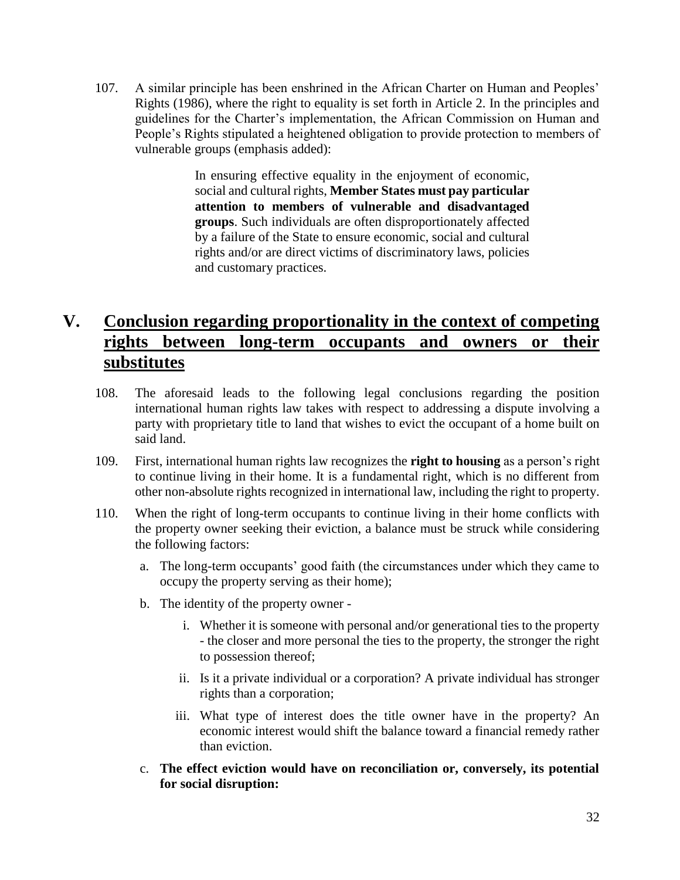107. A similar principle has been enshrined in the African Charter on Human and Peoples' Rights (1986), where the right to equality is set forth in Article 2. In the principles and guidelines for the Charter's implementation, the African Commission on Human and People's Rights stipulated a heightened obligation to provide protection to members of vulnerable groups (emphasis added):

> In ensuring effective equality in the enjoyment of economic, social and cultural rights, **Member States must pay particular attention to members of vulnerable and disadvantaged groups**. Such individuals are often disproportionately affected by a failure of the State to ensure economic, social and cultural rights and/or are direct victims of discriminatory laws, policies and customary practices.

## V. Conclusion regarding proportionality in the context of competing rights between long-term occupants and owners or their substitutes

108. The aforesaid leads to the following legal conclusions regarding the position international human rights law takes with respect to addressing a dispute involving a party with proprietary title to land that wishes to evict the occupant of a home built on said land.

109. First, international human rights law recognizes the **right to housing** as a person's right to continue living in their home. It is a fundamental right, which is no different from other non-absolute rights recognized in international law, including the right to property.

110. When the right of long-term occupants to continue living in their home conflicts with the property owner seeking their eviction, a balance must be struck while considering the following factors:

    a. The long-term occupants' good faith (the circumstances under which they came to occupy the property serving as their home);

    b. The identity of the property owner -

        i. Whether it is someone with personal and/or generational ties to the property - the closer and more personal the ties to the property, the stronger the right to possession thereof;

        ii. Is it a private individual or a corporation? A private individual has stronger rights than a corporation;

        iii. What type of interest does the title owner have in the property? An economic interest would shift the balance toward a financial remedy rather than eviction.

    c. **The effect eviction would have on reconciliation or, conversely, its potential for social disruption:**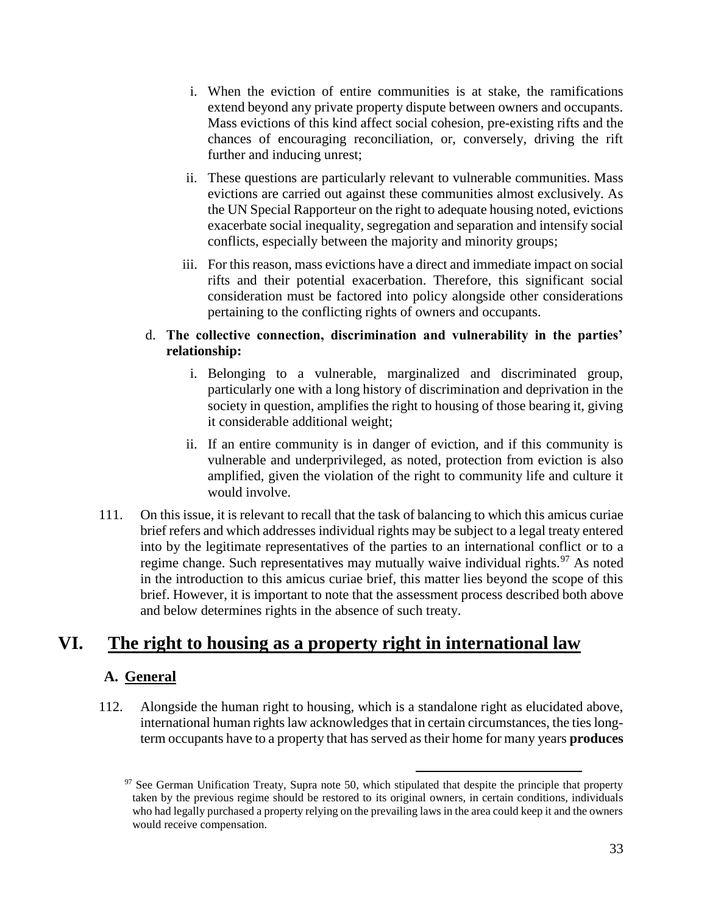i. When the eviction of entire communities is at stake, the ramifications extend beyond any private property dispute between owners and occupants. Mass evictions of this kind affect social cohesion, pre-existing rifts and the chances of encouraging reconciliation, or, conversely, driving the rift further and inducing unrest;

ii. These questions are particularly relevant to vulnerable communities. Mass evictions are carried out against these communities almost exclusively. As the UN Special Rapporteur on the right to adequate housing noted, evictions exacerbate social inequality, segregation and separation and intensify social conflicts, especially between the majority and minority groups;

iii. For this reason, mass evictions have a direct and immediate impact on social rifts and their potential exacerbation. Therefore, this significant social consideration must be factored into policy alongside other considerations pertaining to the conflicting rights of owners and occupants.

d. **The collective connection, discrimination and vulnerability in the parties' relationship:**

i. Belonging to a vulnerable, marginalized and discriminated group, particularly one with a long history of discrimination and deprivation in the society in question, amplifies the right to housing of those bearing it, giving it considerable additional weight;

ii. If an entire community is in danger of eviction, and if this community is vulnerable and underprivileged, as noted, protection from eviction is also amplified, given the violation of the right to community life and culture it would involve.

111. On this issue, it is relevant to recall that the task of balancing to which this amicus curiae brief refers and which addresses individual rights may be subject to a legal treaty entered into by the legitimate representatives of the parties to an international conflict or to a regime change. Such representatives may mutually waive individual rights.[97] As noted in the introduction to this amicus curiae brief, this matter lies beyond the scope of this brief. However, it is important to note that the assessment process described both above and below determines rights in the absence of such treaty.

# VI. The right to housing as a property right in international law

## A. General

112. Alongside the human right to housing, which is a standalone right as elucidated above, international human rights law acknowledges that in certain circumstances, the ties long-term occupants have to a property that has served as their home for many years **produces**

[97] See German Unification Treaty, Supra note 50, which stipulated that despite the principle that property taken by the previous regime should be restored to its original owners, in certain conditions, individuals who had legally purchased a property relying on the prevailing laws in the area could keep it and the owners would receive compensation.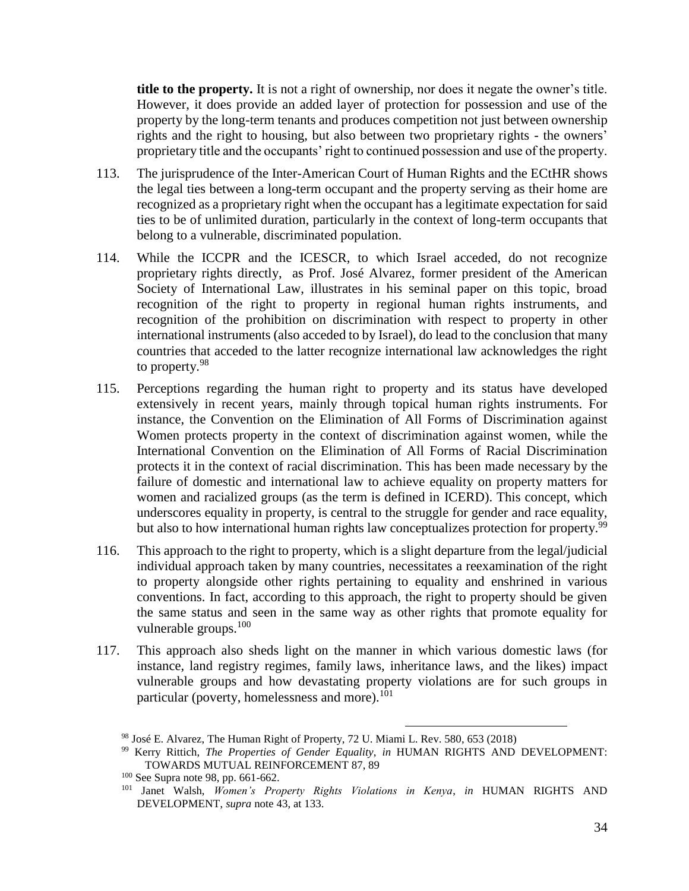**title to the property.** It is not a right of ownership, nor does it negate the owner's title. However, it does provide an added layer of protection for possession and use of the property by the long-term tenants and produces competition not just between ownership rights and the right to housing, but also between two proprietary rights - the owners' proprietary title and the occupants' right to continued possession and use of the property.

113. The jurisprudence of the Inter-American Court of Human Rights and the ECtHR shows the legal ties between a long-term occupant and the property serving as their home are recognized as a proprietary right when the occupant has a legitimate expectation for said ties to be of unlimited duration, particularly in the context of long-term occupants that belong to a vulnerable, discriminated population.

114. While the ICCPR and the ICESCR, to which Israel acceded, do not recognize proprietary rights directly, as Prof. José Alvarez, former president of the American Society of International Law, illustrates in his seminal paper on this topic, broad recognition of the right to property in regional human rights instruments, and recognition of the prohibition on discrimination with respect to property in other international instruments (also acceded to by Israel), do lead to the conclusion that many countries that acceded to the latter recognize international law acknowledges the right to property.[98]

115. Perceptions regarding the human right to property and its status have developed extensively in recent years, mainly through topical human rights instruments. For instance, the Convention on the Elimination of All Forms of Discrimination against Women protects property in the context of discrimination against women, while the International Convention on the Elimination of All Forms of Racial Discrimination protects it in the context of racial discrimination. This has been made necessary by the failure of domestic and international law to achieve equality on property matters for women and racialized groups (as the term is defined in ICERD). This concept, which underscores equality in property, is central to the struggle for gender and race equality, but also to how international human rights law conceptualizes protection for property.[99]

116. This approach to the right to property, which is a slight departure from the legal/judicial individual approach taken by many countries, necessitates a reexamination of the right to property alongside other rights pertaining to equality and enshrined in various conventions. In fact, according to this approach, the right to property should be given the same status and seen in the same way as other rights that promote equality for vulnerable groups.[100]

117. This approach also sheds light on the manner in which various domestic laws (for instance, land registry regimes, family laws, inheritance laws, and the likes) impact vulnerable groups and how devastating property violations are for such groups in particular (poverty, homelessness and more).[101]

---

[98] José E. Alvarez, The Human Right of Property, 72 U. Miami L. Rev. 580, 653 (2018)

[99] Kerry Rittich, *The Properties of Gender Equality*, *in* HUMAN RIGHTS AND DEVELOPMENT: TOWARDS MUTUAL REINFORCEMENT 87, 89

[100] See Supra note 98, pp. 661-662.

[101] Janet Walsh, *Women's Property Rights Violations in Kenya*, *in* HUMAN RIGHTS AND DEVELOPMENT, *supra* note 43, at 133.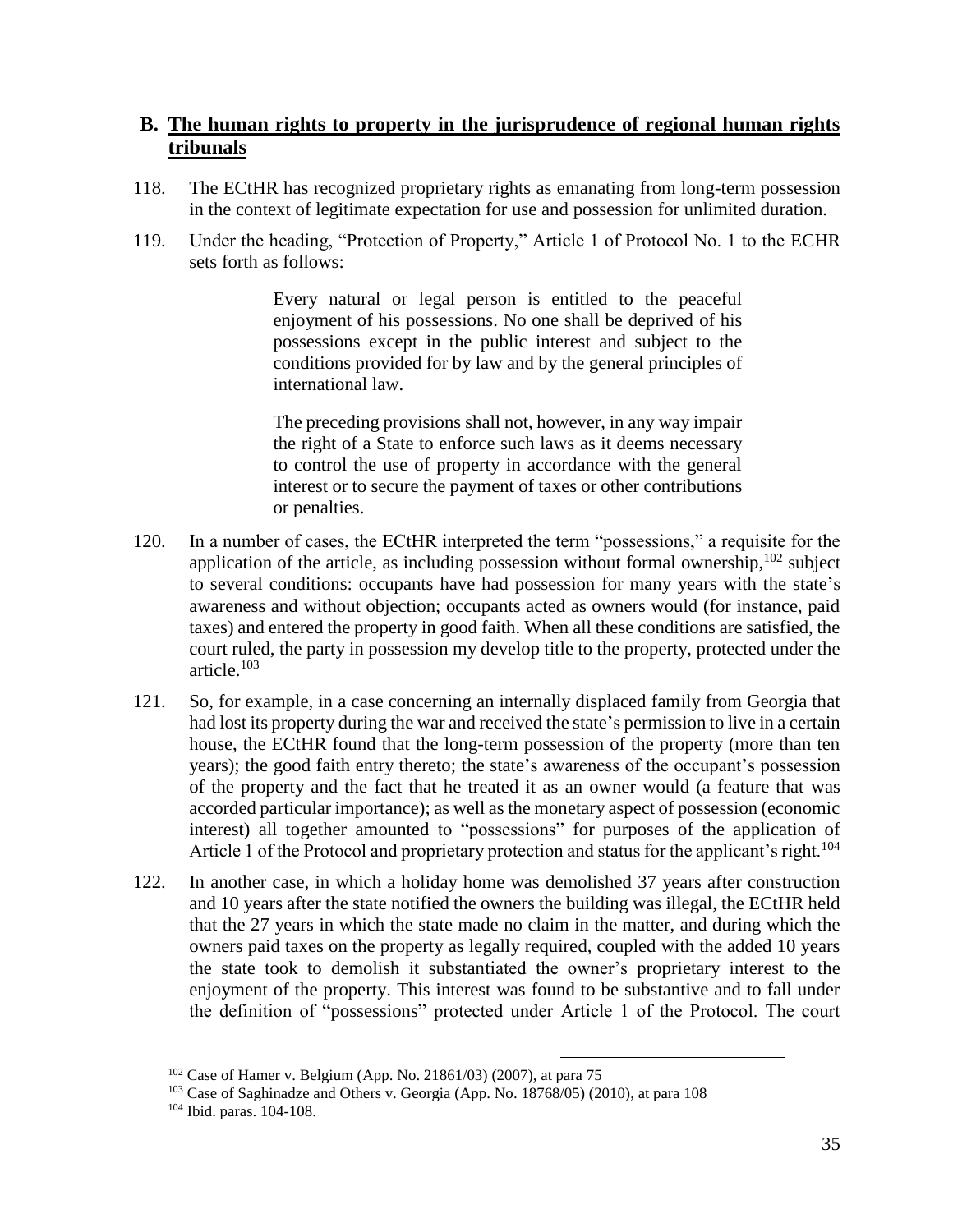## B. <u>The human rights to property in the jurisprudence of regional human rights tribunals</u>

118. The ECtHR has recognized proprietary rights as emanating from long-term possession in the context of legitimate expectation for use and possession for unlimited duration.

119. Under the heading, "Protection of Property," Article 1 of Protocol No. 1 to the ECHR sets forth as follows:

> Every natural or legal person is entitled to the peaceful enjoyment of his possessions. No one shall be deprived of his possessions except in the public interest and subject to the conditions provided for by law and by the general principles of international law.
>
> The preceding provisions shall not, however, in any way impair the right of a State to enforce such laws as it deems necessary to control the use of property in accordance with the general interest or to secure the payment of taxes or other contributions or penalties.

120. In a number of cases, the ECtHR interpreted the term "possessions," a requisite for the application of the article, as including possession without formal ownership,[102] subject to several conditions: occupants have had possession for many years with the state's awareness and without objection; occupants acted as owners would (for instance, paid taxes) and entered the property in good faith. When all these conditions are satisfied, the court ruled, the party in possession my develop title to the property, protected under the article.[103]

121. So, for example, in a case concerning an internally displaced family from Georgia that had lost its property during the war and received the state's permission to live in a certain house, the ECtHR found that the long-term possession of the property (more than ten years); the good faith entry thereto; the state's awareness of the occupant's possession of the property and the fact that he treated it as an owner would (a feature that was accorded particular importance); as well as the monetary aspect of possession (economic interest) all together amounted to "possessions" for purposes of the application of Article 1 of the Protocol and proprietary protection and status for the applicant's right.[104]

122. In another case, in which a holiday home was demolished 37 years after construction and 10 years after the state notified the owners the building was illegal, the ECtHR held that the 27 years in which the state made no claim in the matter, and during which the owners paid taxes on the property as legally required, coupled with the added 10 years the state took to demolish it substantiated the owner's proprietary interest to the enjoyment of the property. This interest was found to be substantive and to fall under the definition of "possessions" protected under Article 1 of the Protocol. The court

---

[102] Case of Hamer v. Belgium (App. No. 21861/03) (2007), at para 75

[103] Case of Saghinadze and Others v. Georgia (App. No. 18768/05) (2010), at para 108

[104] Ibid. paras. 104-108.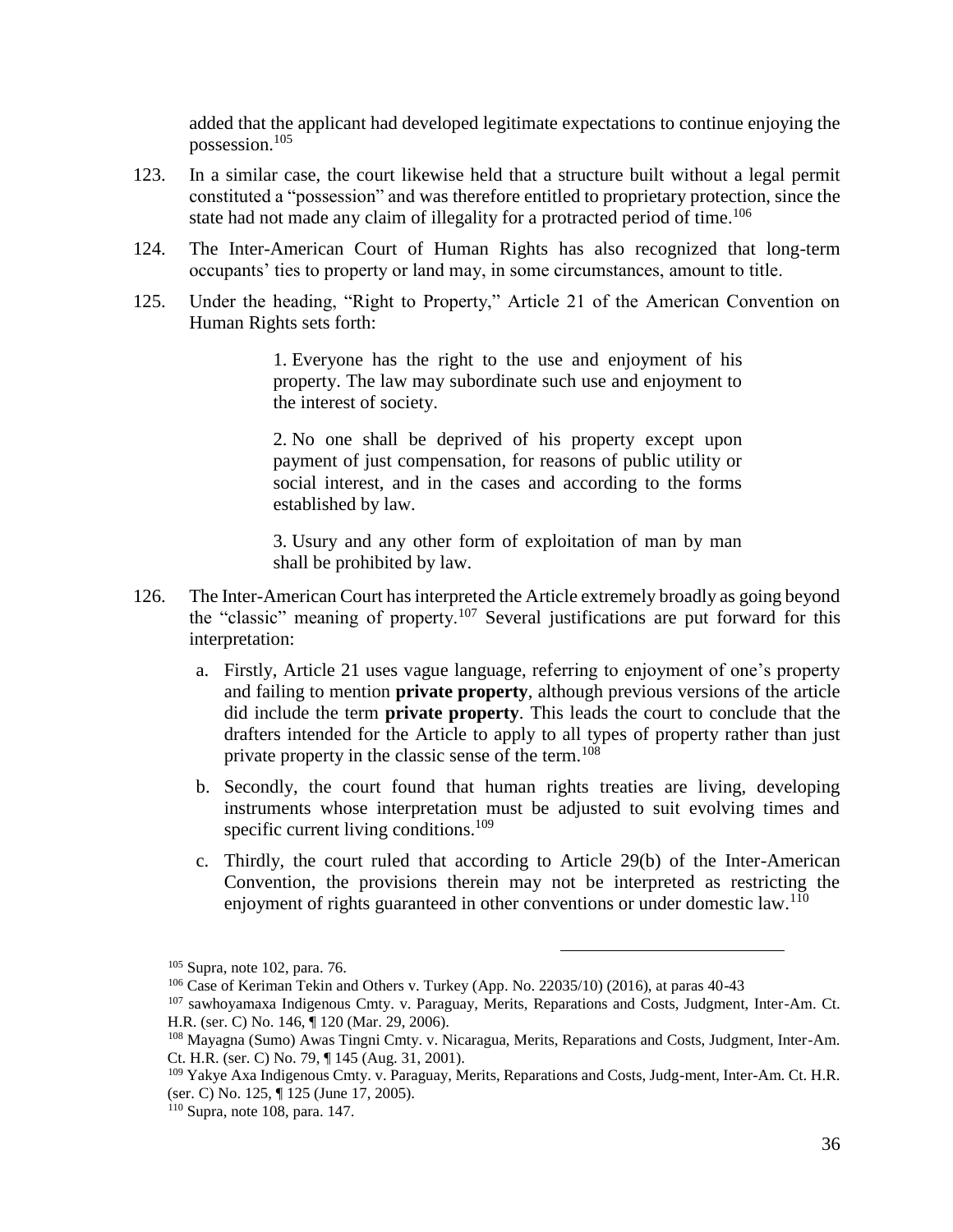added that the applicant had developed legitimate expectations to continue enjoying the possession.[105]

123. In a similar case, the court likewise held that a structure built without a legal permit constituted a "possession" and was therefore entitled to proprietary protection, since the state had not made any claim of illegality for a protracted period of time.[106]

124. The Inter-American Court of Human Rights has also recognized that long-term occupants' ties to property or land may, in some circumstances, amount to title.

125. Under the heading, "Right to Property," Article 21 of the American Convention on Human Rights sets forth:

> 1. Everyone has the right to the use and enjoyment of his property. The law may subordinate such use and enjoyment to the interest of society.
>
> 2. No one shall be deprived of his property except upon payment of just compensation, for reasons of public utility or social interest, and in the cases and according to the forms established by law.
>
> 3. Usury and any other form of exploitation of man by man shall be prohibited by law.

126. The Inter-American Court has interpreted the Article extremely broadly as going beyond the "classic" meaning of property.[107] Several justifications are put forward for this interpretation:

   a. Firstly, Article 21 uses vague language, referring to enjoyment of one's property and failing to mention **private property**, although previous versions of the article did include the term **private property**. This leads the court to conclude that the drafters intended for the Article to apply to all types of property rather than just private property in the classic sense of the term.[108]

   b. Secondly, the court found that human rights treaties are living, developing instruments whose interpretation must be adjusted to suit evolving times and specific current living conditions.[109]

   c. Thirdly, the court ruled that according to Article 29(b) of the Inter-American Convention, the provisions therein may not be interpreted as restricting the enjoyment of rights guaranteed in other conventions or under domestic law.[110]

---

[105] Supra, note 102, para. 76.

[106] Case of Keriman Tekin and Others v. Turkey (App. No. 22035/10) (2016), at paras 40-43

[107] sawhoyamaxa Indigenous Cmty. v. Paraguay, Merits, Reparations and Costs, Judgment, Inter-Am. Ct. H.R. (ser. C) No. 146, ¶ 120 (Mar. 29, 2006).

[108] Mayagna (Sumo) Awas Tingni Cmty. v. Nicaragua, Merits, Reparations and Costs, Judgment, Inter-Am. Ct. H.R. (ser. C) No. 79, ¶ 145 (Aug. 31, 2001).

[109] Yakye Axa Indigenous Cmty. v. Paraguay, Merits, Reparations and Costs, Judg-ment, Inter-Am. Ct. H.R. (ser. C) No. 125, ¶ 125 (June 17, 2005).

[110] Supra, note 108, para. 147.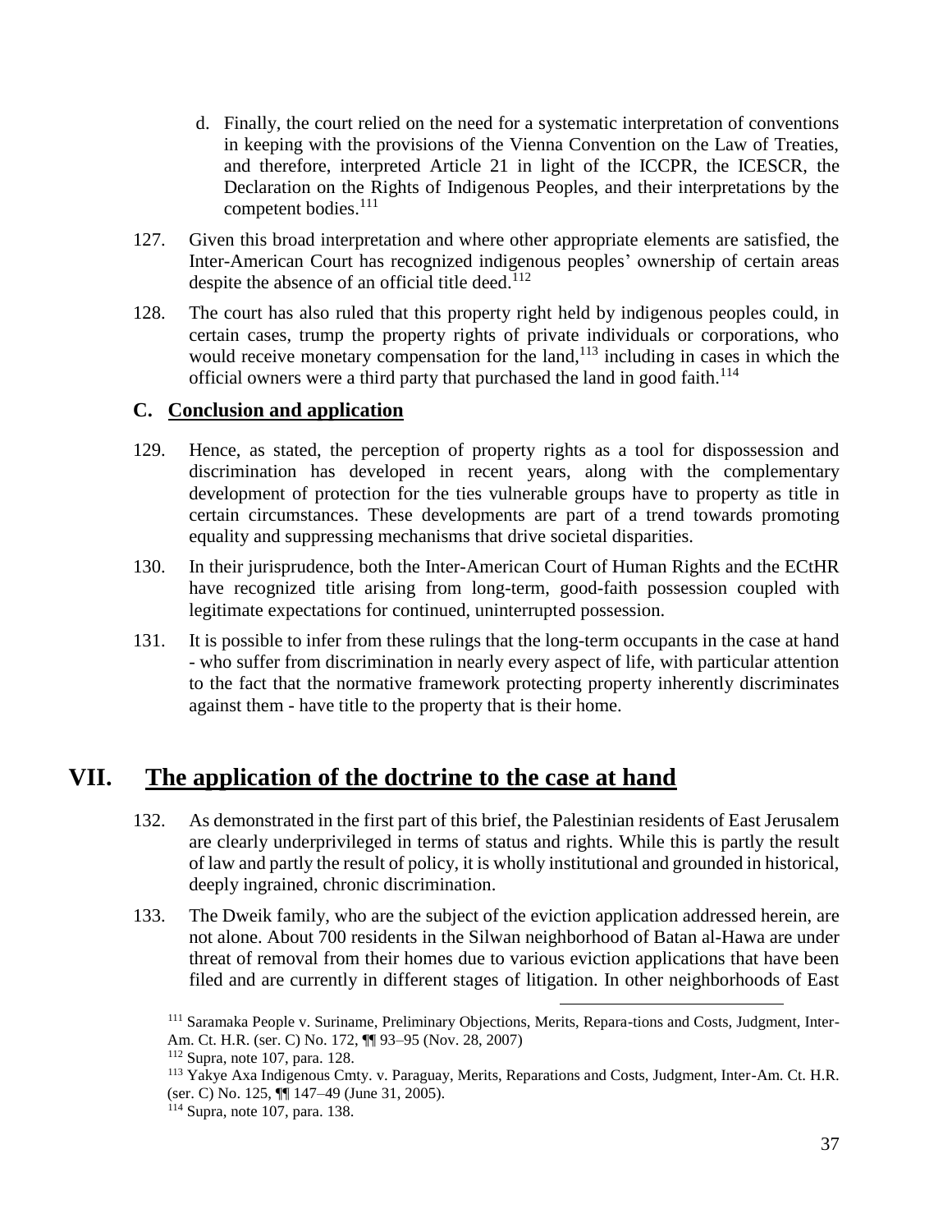d. Finally, the court relied on the need for a systematic interpretation of conventions in keeping with the provisions of the Vienna Convention on the Law of Treaties, and therefore, interpreted Article 21 in light of the ICCPR, the ICESCR, the Declaration on the Rights of Indigenous Peoples, and their interpretations by the competent bodies.[111]

127. Given this broad interpretation and where other appropriate elements are satisfied, the Inter-American Court has recognized indigenous peoples' ownership of certain areas despite the absence of an official title deed.[112]

128. The court has also ruled that this property right held by indigenous peoples could, in certain cases, trump the property rights of private individuals or corporations, who would receive monetary compensation for the land,[113] including in cases in which the official owners were a third party that purchased the land in good faith.[114]

### C. Conclusion and application

129. Hence, as stated, the perception of property rights as a tool for dispossession and discrimination has developed in recent years, along with the complementary development of protection for the ties vulnerable groups have to property as title in certain circumstances. These developments are part of a trend towards promoting equality and suppressing mechanisms that drive societal disparities.

130. In their jurisprudence, both the Inter-American Court of Human Rights and the ECtHR have recognized title arising from long-term, good-faith possession coupled with legitimate expectations for continued, uninterrupted possession.

131. It is possible to infer from these rulings that the long-term occupants in the case at hand - who suffer from discrimination in nearly every aspect of life, with particular attention to the fact that the normative framework protecting property inherently discriminates against them - have title to the property that is their home.

## VII. The application of the doctrine to the case at hand

132. As demonstrated in the first part of this brief, the Palestinian residents of East Jerusalem are clearly underprivileged in terms of status and rights. While this is partly the result of law and partly the result of policy, it is wholly institutional and grounded in historical, deeply ingrained, chronic discrimination.

133. The Dweik family, who are the subject of the eviction application addressed herein, are not alone. About 700 residents in the Silwan neighborhood of Batan al-Hawa are under threat of removal from their homes due to various eviction applications that have been filed and are currently in different stages of litigation. In other neighborhoods of East

---

[111] Saramaka People v. Suriname, Preliminary Objections, Merits, Repara-tions and Costs, Judgment, Inter-Am. Ct. H.R. (ser. C) No. 172, ¶¶ 93–95 (Nov. 28, 2007)

[112] Supra, note 107, para. 128.

[113] Yakye Axa Indigenous Cmty. v. Paraguay, Merits, Reparations and Costs, Judgment, Inter-Am. Ct. H.R. (ser. C) No. 125, ¶¶ 147–49 (June 31, 2005).

[114] Supra, note 107, para. 138.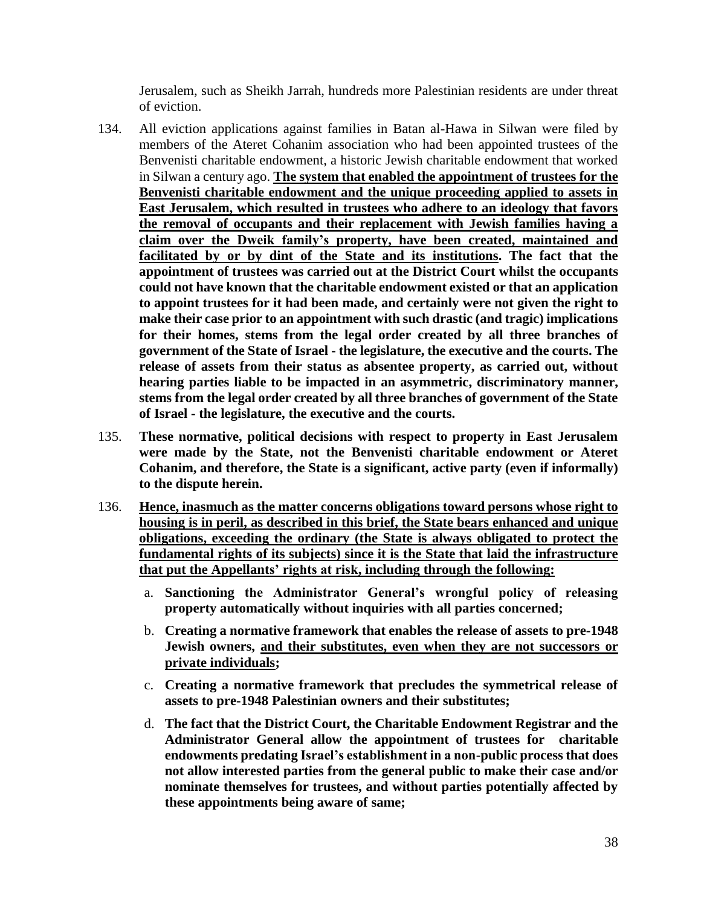Jerusalem, such as Sheikh Jarrah, hundreds more Palestinian residents are under threat of eviction.

134. All eviction applications against families in Batan al-Hawa in Silwan were filed by members of the Ateret Cohanim association who had been appointed trustees of the Benvenisti charitable endowment, a historic Jewish charitable endowment that worked in Silwan a century ago. **<u>The system that enabled the appointment of trustees for the Benvenisti charitable endowment and the unique proceeding applied to assets in East Jerusalem, which resulted in trustees who adhere to an ideology that favors the removal of occupants and their replacement with Jewish families having a claim over the Dweik family's property, have been created, maintained and facilitated by or by dint of the State and its institutions</u>. The fact that the appointment of trustees was carried out at the District Court whilst the occupants could not have known that the charitable endowment existed or that an application to appoint trustees for it had been made, and certainly were not given the right to make their case prior to an appointment with such drastic (and tragic) implications for their homes, stems from the legal order created by all three branches of government of the State of Israel - the legislature, the executive and the courts. The release of assets from their status as absentee property, as carried out, without hearing parties liable to be impacted in an asymmetric, discriminatory manner, stems from the legal order created by all three branches of government of the State of Israel - the legislature, the executive and the courts.**

135. **These normative, political decisions with respect to property in East Jerusalem were made by the State, not the Benvenisti charitable endowment or Ateret Cohanim, and therefore, the State is a significant, active party (even if informally) to the dispute herein.**

136. **<u>Hence, inasmuch as the matter concerns obligations toward persons whose right to housing is in peril, as described in this brief, the State bears enhanced and unique obligations, exceeding the ordinary (the State is always obligated to protect the fundamental rights of its subjects) since it is the State that laid the infrastructure that put the Appellants' rights at risk, including through the following:</u>**

   a. **Sanctioning the Administrator General's wrongful policy of releasing property automatically without inquiries with all parties concerned;**

   b. **Creating a normative framework that enables the release of assets to pre-1948 Jewish owners, <u>and their substitutes, even when they are not successors or private individuals</u>;**

   c. **Creating a normative framework that precludes the symmetrical release of assets to pre-1948 Palestinian owners and their substitutes;**

   d. **The fact that the District Court, the Charitable Endowment Registrar and the Administrator General allow the appointment of trustees for charitable endowments predating Israel's establishment in a non-public process that does not allow interested parties from the general public to make their case and/or nominate themselves for trustees, and without parties potentially affected by these appointments being aware of same;**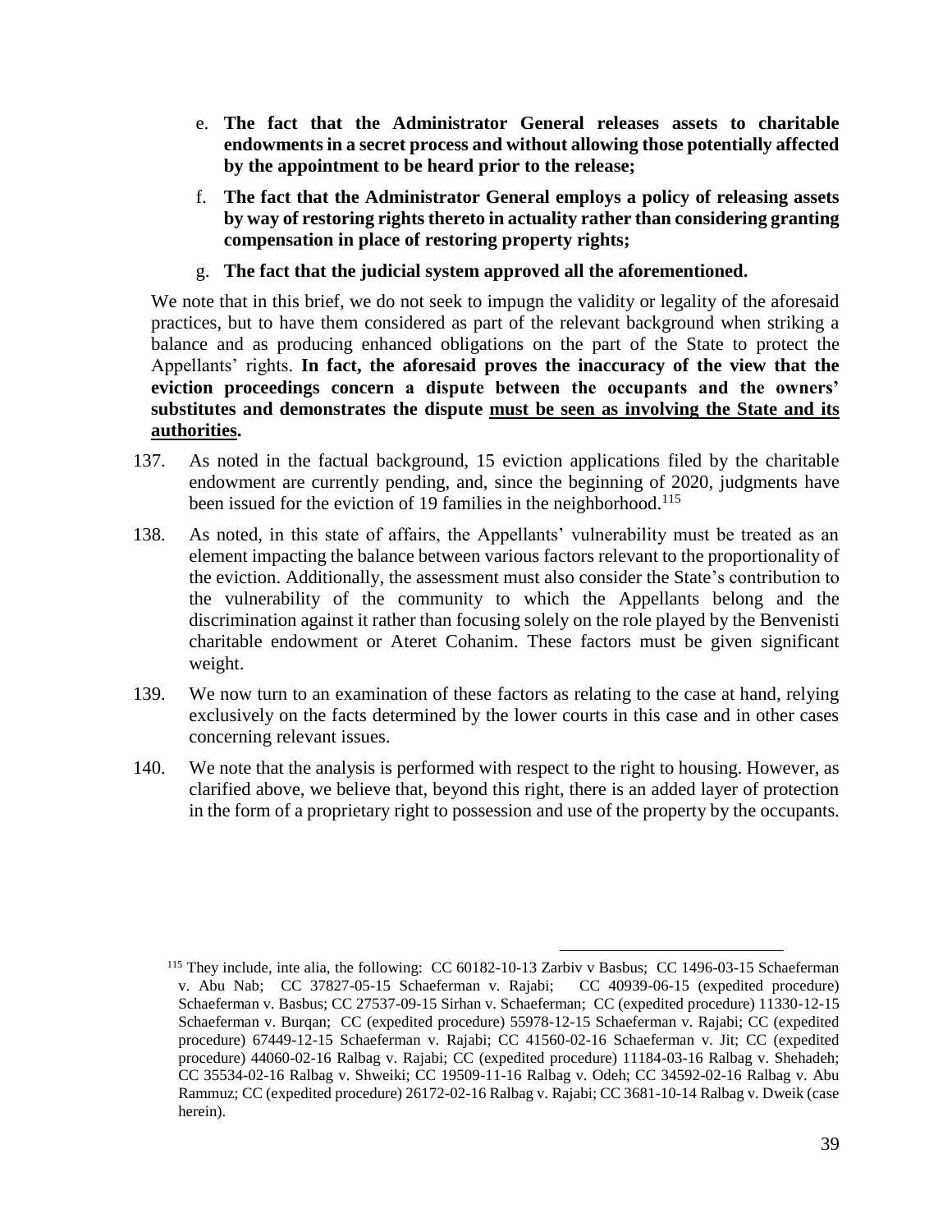e. **The fact that the Administrator General releases assets to charitable endowments in a secret process and without allowing those potentially affected by the appointment to be heard prior to the release;**

f. **The fact that the Administrator General employs a policy of releasing assets by way of restoring rights thereto in actuality rather than considering granting compensation in place of restoring property rights;**

g. **The fact that the judicial system approved all the aforementioned.**

We note that in this brief, we do not seek to impugn the validity or legality of the aforesaid practices, but to have them considered as part of the relevant background when striking a balance and as producing enhanced obligations on the part of the State to protect the Appellants' rights. **In fact, the aforesaid proves the inaccuracy of the view that the eviction proceedings concern a dispute between the occupants and the owners' substitutes and demonstrates the dispute <u>must be seen as involving the State and its authorities</u>.**

137. As noted in the factual background, 15 eviction applications filed by the charitable endowment are currently pending, and, since the beginning of 2020, judgments have been issued for the eviction of 19 families in the neighborhood.[115]

138. As noted, in this state of affairs, the Appellants' vulnerability must be treated as an element impacting the balance between various factors relevant to the proportionality of the eviction. Additionally, the assessment must also consider the State's contribution to the vulnerability of the community to which the Appellants belong and the discrimination against it rather than focusing solely on the role played by the Benvenisti charitable endowment or Ateret Cohanim. These factors must be given significant weight.

139. We now turn to an examination of these factors as relating to the case at hand, relying exclusively on the facts determined by the lower courts in this case and in other cases concerning relevant issues.

140. We note that the analysis is performed with respect to the right to housing. However, as clarified above, we believe that, beyond this right, there is an added layer of protection in the form of a proprietary right to possession and use of the property by the occupants.

---

[115] They include, inte alia, the following: CC 60182-10-13 Zarbiv v Basbus; CC 1496-03-15 Schaeferman v. Abu Nab; CC 37827-05-15 Schaeferman v. Rajabi; CC 40939-06-15 (expedited procedure) Schaeferman v. Basbus; CC 27537-09-15 Sirhan v. Schaeferman; CC (expedited procedure) 11330-12-15 Schaeferman v. Burqan; CC (expedited procedure) 55978-12-15 Schaeferman v. Rajabi; CC (expedited procedure) 67449-12-15 Schaeferman v. Rajabi; CC 41560-02-16 Schaeferman v. Jit; CC (expedited procedure) 44060-02-16 Ralbag v. Rajabi; CC (expedited procedure) 11184-03-16 Ralbag v. Shehadeh; CC 35534-02-16 Ralbag v. Shweiki; CC 19509-11-16 Ralbag v. Odeh; CC 34592-02-16 Ralbag v. Abu Rammuz; CC (expedited procedure) 26172-02-16 Ralbag v. Rajabi; CC 3681-10-14 Ralbag v. Dweik (case herein).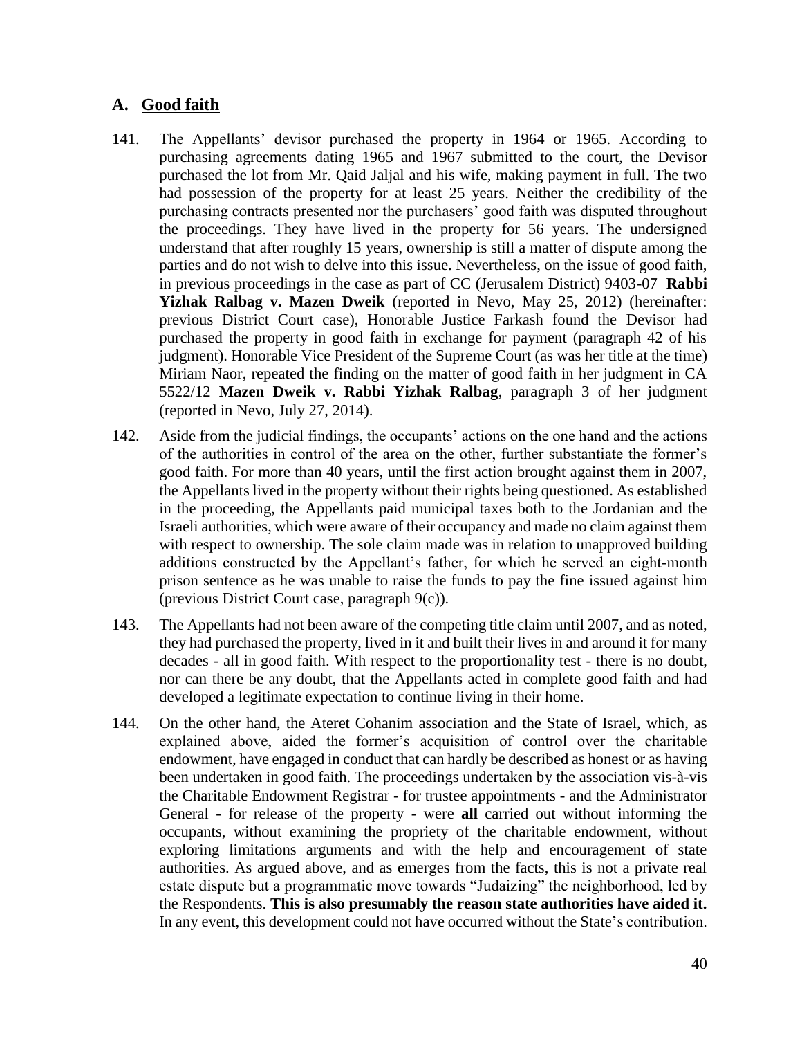## A. Good faith

141. The Appellants' devisor purchased the property in 1964 or 1965. According to purchasing agreements dating 1965 and 1967 submitted to the court, the Devisor purchased the lot from Mr. Qaid Jaljal and his wife, making payment in full. The two had possession of the property for at least 25 years. Neither the credibility of the purchasing contracts presented nor the purchasers' good faith was disputed throughout the proceedings. They have lived in the property for 56 years. The undersigned understand that after roughly 15 years, ownership is still a matter of dispute among the parties and do not wish to delve into this issue. Nevertheless, on the issue of good faith, in previous proceedings in the case as part of CC (Jerusalem District) 9403-07 **Rabbi Yizhak Ralbag v. Mazen Dweik** (reported in Nevo, May 25, 2012) (hereinafter: previous District Court case), Honorable Justice Farkash found the Devisor had purchased the property in good faith in exchange for payment (paragraph 42 of his judgment). Honorable Vice President of the Supreme Court (as was her title at the time) Miriam Naor, repeated the finding on the matter of good faith in her judgment in CA 5522/12 **Mazen Dweik v. Rabbi Yizhak Ralbag**, paragraph 3 of her judgment (reported in Nevo, July 27, 2014).

142. Aside from the judicial findings, the occupants' actions on the one hand and the actions of the authorities in control of the area on the other, further substantiate the former's good faith. For more than 40 years, until the first action brought against them in 2007, the Appellants lived in the property without their rights being questioned. As established in the proceeding, the Appellants paid municipal taxes both to the Jordanian and the Israeli authorities, which were aware of their occupancy and made no claim against them with respect to ownership. The sole claim made was in relation to unapproved building additions constructed by the Appellant's father, for which he served an eight-month prison sentence as he was unable to raise the funds to pay the fine issued against him (previous District Court case, paragraph 9(c)).

143. The Appellants had not been aware of the competing title claim until 2007, and as noted, they had purchased the property, lived in it and built their lives in and around it for many decades - all in good faith. With respect to the proportionality test - there is no doubt, nor can there be any doubt, that the Appellants acted in complete good faith and had developed a legitimate expectation to continue living in their home.

144. On the other hand, the Ateret Cohanim association and the State of Israel, which, as explained above, aided the former's acquisition of control over the charitable endowment, have engaged in conduct that can hardly be described as honest or as having been undertaken in good faith. The proceedings undertaken by the association vis-à-vis the Charitable Endowment Registrar - for trustee appointments - and the Administrator General - for release of the property - were **all** carried out without informing the occupants, without examining the propriety of the charitable endowment, without exploring limitations arguments and with the help and encouragement of state authorities. As argued above, and as emerges from the facts, this is not a private real estate dispute but a programmatic move towards "Judaizing" the neighborhood, led by the Respondents. **This is also presumably the reason state authorities have aided it.** In any event, this development could not have occurred without the State's contribution.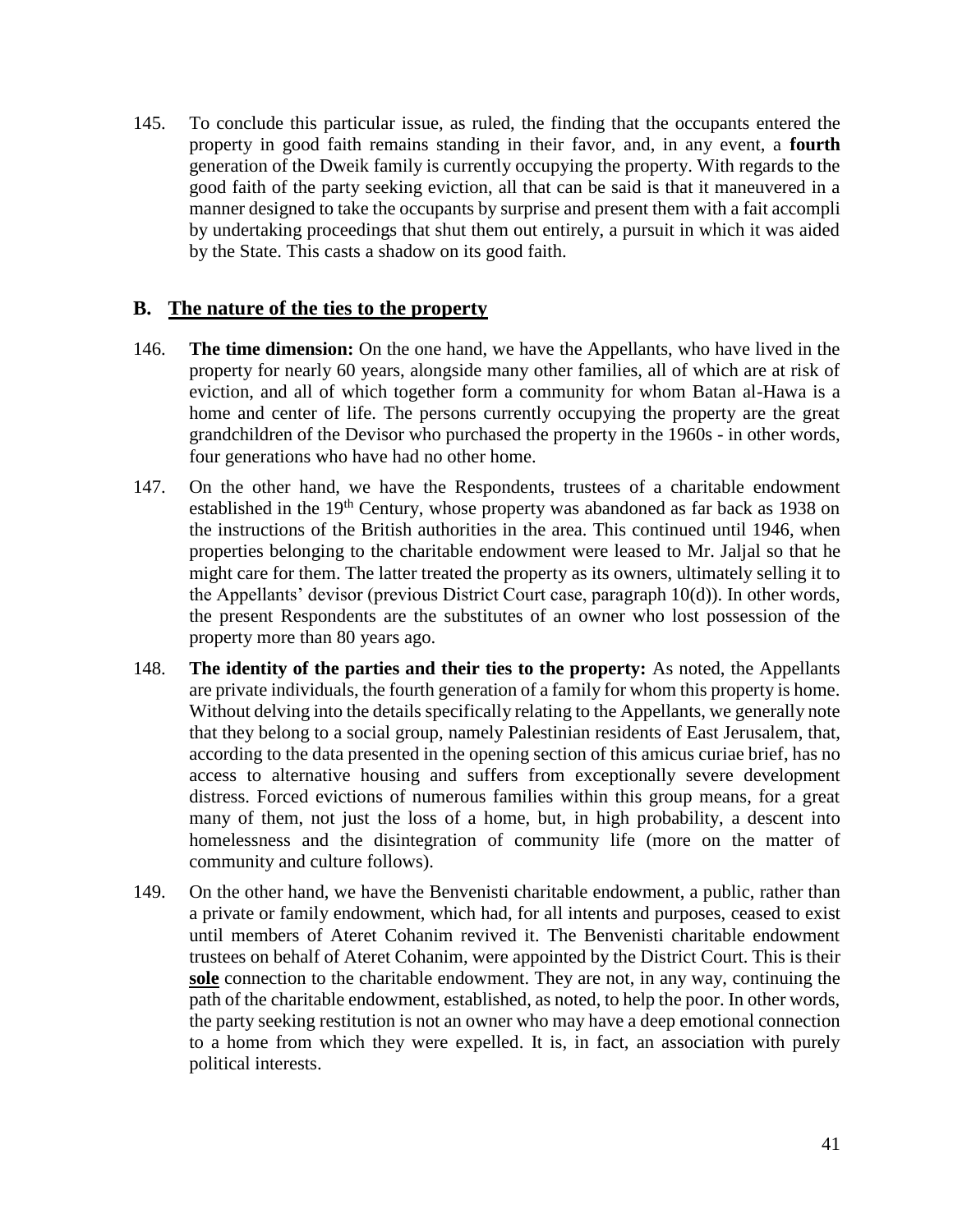145. To conclude this particular issue, as ruled, the finding that the occupants entered the property in good faith remains standing in their favor, and, in any event, a **fourth** generation of the Dweik family is currently occupying the property. With regards to the good faith of the party seeking eviction, all that can be said is that it maneuvered in a manner designed to take the occupants by surprise and present them with a fait accompli by undertaking proceedings that shut them out entirely, a pursuit in which it was aided by the State. This casts a shadow on its good faith.

## B. <u>The nature of the ties to the property</u>

146. **The time dimension:** On the one hand, we have the Appellants, who have lived in the property for nearly 60 years, alongside many other families, all of which are at risk of eviction, and all of which together form a community for whom Batan al-Hawa is a home and center of life. The persons currently occupying the property are the great grandchildren of the Devisor who purchased the property in the 1960s - in other words, four generations who have had no other home.

147. On the other hand, we have the Respondents, trustees of a charitable endowment established in the 19th Century, whose property was abandoned as far back as 1938 on the instructions of the British authorities in the area. This continued until 1946, when properties belonging to the charitable endowment were leased to Mr. Jaljal so that he might care for them. The latter treated the property as its owners, ultimately selling it to the Appellants' devisor (previous District Court case, paragraph 10(d)). In other words, the present Respondents are the substitutes of an owner who lost possession of the property more than 80 years ago.

148. **The identity of the parties and their ties to the property:** As noted, the Appellants are private individuals, the fourth generation of a family for whom this property is home. Without delving into the details specifically relating to the Appellants, we generally note that they belong to a social group, namely Palestinian residents of East Jerusalem, that, according to the data presented in the opening section of this amicus curiae brief, has no access to alternative housing and suffers from exceptionally severe development distress. Forced evictions of numerous families within this group means, for a great many of them, not just the loss of a home, but, in high probability, a descent into homelessness and the disintegration of community life (more on the matter of community and culture follows).

149. On the other hand, we have the Benvenisti charitable endowment, a public, rather than a private or family endowment, which had, for all intents and purposes, ceased to exist until members of Ateret Cohanim revived it. The Benvenisti charitable endowment trustees on behalf of Ateret Cohanim, were appointed by the District Court. This is their **<u>sole</u>** connection to the charitable endowment. They are not, in any way, continuing the path of the charitable endowment, established, as noted, to help the poor. In other words, the party seeking restitution is not an owner who may have a deep emotional connection to a home from which they were expelled. It is, in fact, an association with purely political interests.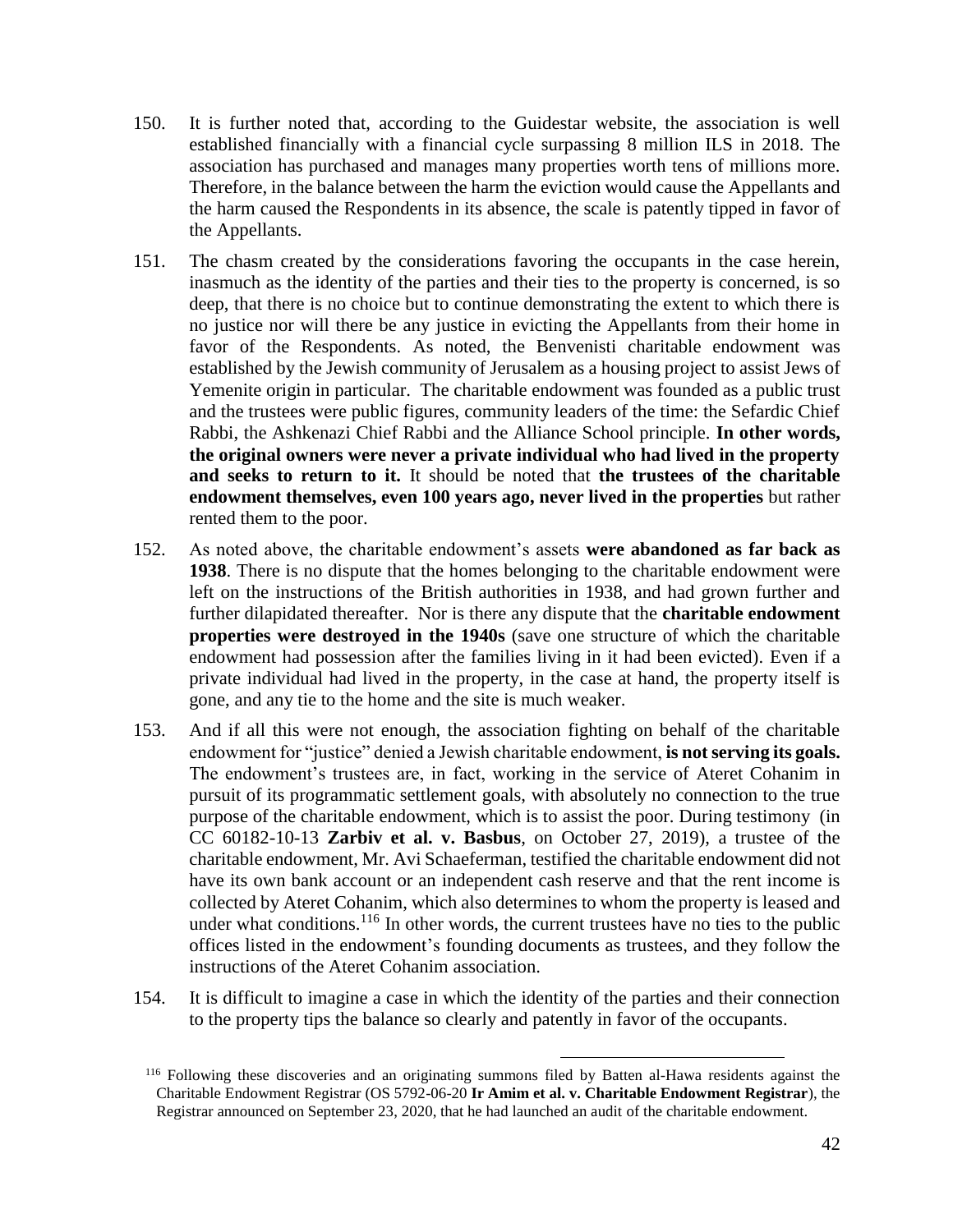150. It is further noted that, according to the Guidestar website, the association is well established financially with a financial cycle surpassing 8 million ILS in 2018. The association has purchased and manages many properties worth tens of millions more. Therefore, in the balance between the harm the eviction would cause the Appellants and the harm caused the Respondents in its absence, the scale is patently tipped in favor of the Appellants.

151. The chasm created by the considerations favoring the occupants in the case herein, inasmuch as the identity of the parties and their ties to the property is concerned, is so deep, that there is no choice but to continue demonstrating the extent to which there is no justice nor will there be any justice in evicting the Appellants from their home in favor of the Respondents. As noted, the Benvenisti charitable endowment was established by the Jewish community of Jerusalem as a housing project to assist Jews of Yemenite origin in particular. The charitable endowment was founded as a public trust and the trustees were public figures, community leaders of the time: the Sefardic Chief Rabbi, the Ashkenazi Chief Rabbi and the Alliance School principle. **In other words, the original owners were never a private individual who had lived in the property and seeks to return to it.** It should be noted that **the trustees of the charitable endowment themselves, even 100 years ago, never lived in the properties** but rather rented them to the poor.

152. As noted above, the charitable endowment's assets **were abandoned as far back as 1938**. There is no dispute that the homes belonging to the charitable endowment were left on the instructions of the British authorities in 1938, and had grown further and further dilapidated thereafter. Nor is there any dispute that the **charitable endowment properties were destroyed in the 1940s** (save one structure of which the charitable endowment had possession after the families living in it had been evicted). Even if a private individual had lived in the property, in the case at hand, the property itself is gone, and any tie to the home and the site is much weaker.

153. And if all this were not enough, the association fighting on behalf of the charitable endowment for "justice" denied a Jewish charitable endowment, **is not serving its goals.** The endowment's trustees are, in fact, working in the service of Ateret Cohanim in pursuit of its programmatic settlement goals, with absolutely no connection to the true purpose of the charitable endowment, which is to assist the poor. During testimony (in CC 60182-10-13 **Zarbiv et al. v. Basbus**, on October 27, 2019), a trustee of the charitable endowment, Mr. Avi Schaeferman, testified the charitable endowment did not have its own bank account or an independent cash reserve and that the rent income is collected by Ateret Cohanim, which also determines to whom the property is leased and under what conditions.[116] In other words, the current trustees have no ties to the public offices listed in the endowment's founding documents as trustees, and they follow the instructions of the Ateret Cohanim association.

154. It is difficult to imagine a case in which the identity of the parties and their connection to the property tips the balance so clearly and patently in favor of the occupants.

[116] Following these discoveries and an originating summons filed by Batten al-Hawa residents against the Charitable Endowment Registrar (OS 5792-06-20 **Ir Amim et al. v. Charitable Endowment Registrar**), the Registrar announced on September 23, 2020, that he had launched an audit of the charitable endowment.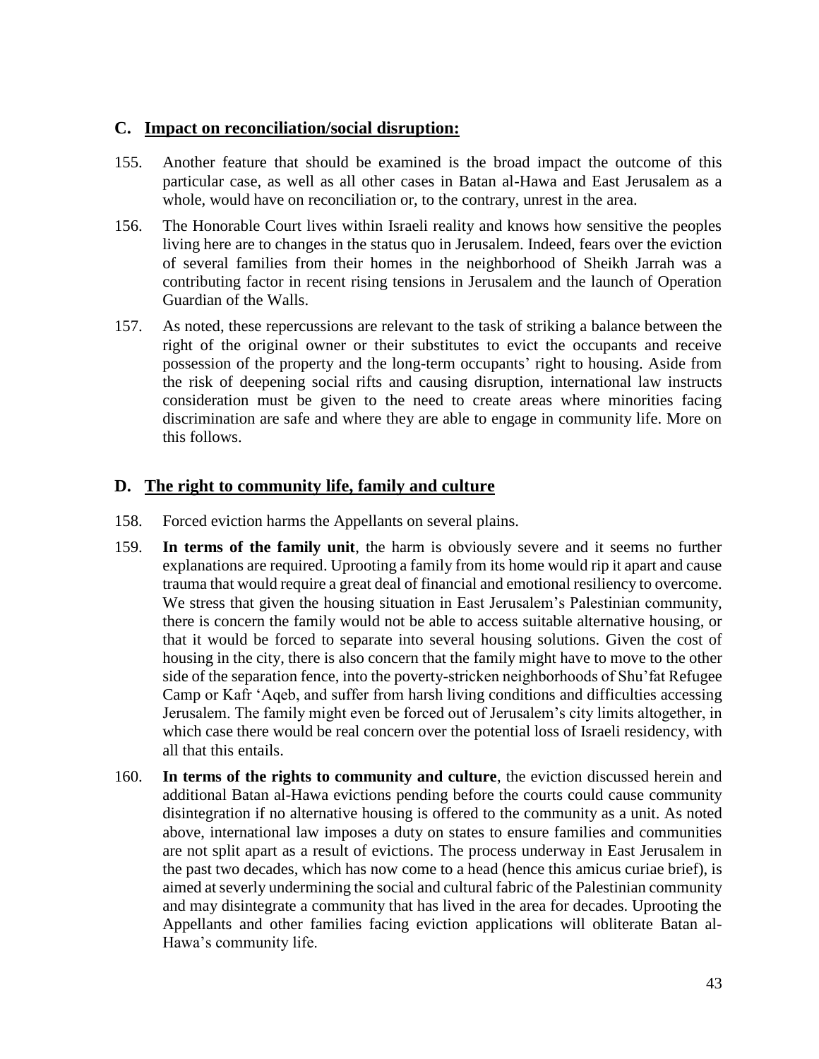## C. Impact on reconciliation/social disruption:

155. Another feature that should be examined is the broad impact the outcome of this particular case, as well as all other cases in Batan al-Hawa and East Jerusalem as a whole, would have on reconciliation or, to the contrary, unrest in the area.

156. The Honorable Court lives within Israeli reality and knows how sensitive the peoples living here are to changes in the status quo in Jerusalem. Indeed, fears over the eviction of several families from their homes in the neighborhood of Sheikh Jarrah was a contributing factor in recent rising tensions in Jerusalem and the launch of Operation Guardian of the Walls.

157. As noted, these repercussions are relevant to the task of striking a balance between the right of the original owner or their substitutes to evict the occupants and receive possession of the property and the long-term occupants' right to housing. Aside from the risk of deepening social rifts and causing disruption, international law instructs consideration must be given to the need to create areas where minorities facing discrimination are safe and where they are able to engage in community life. More on this follows.

## D. The right to community life, family and culture

158. Forced eviction harms the Appellants on several plains.

159. **In terms of the family unit**, the harm is obviously severe and it seems no further explanations are required. Uprooting a family from its home would rip it apart and cause trauma that would require a great deal of financial and emotional resiliency to overcome. We stress that given the housing situation in East Jerusalem's Palestinian community, there is concern the family would not be able to access suitable alternative housing, or that it would be forced to separate into several housing solutions. Given the cost of housing in the city, there is also concern that the family might have to move to the other side of the separation fence, into the poverty-stricken neighborhoods of Shu'fat Refugee Camp or Kafr 'Aqeb, and suffer from harsh living conditions and difficulties accessing Jerusalem. The family might even be forced out of Jerusalem's city limits altogether, in which case there would be real concern over the potential loss of Israeli residency, with all that this entails.

160. **In terms of the rights to community and culture**, the eviction discussed herein and additional Batan al-Hawa evictions pending before the courts could cause community disintegration if no alternative housing is offered to the community as a unit. As noted above, international law imposes a duty on states to ensure families and communities are not split apart as a result of evictions. The process underway in East Jerusalem in the past two decades, which has now come to a head (hence this amicus curiae brief), is aimed at severly undermining the social and cultural fabric of the Palestinian community and may disintegrate a community that has lived in the area for decades. Uprooting the Appellants and other families facing eviction applications will obliterate Batan al-Hawa's community life.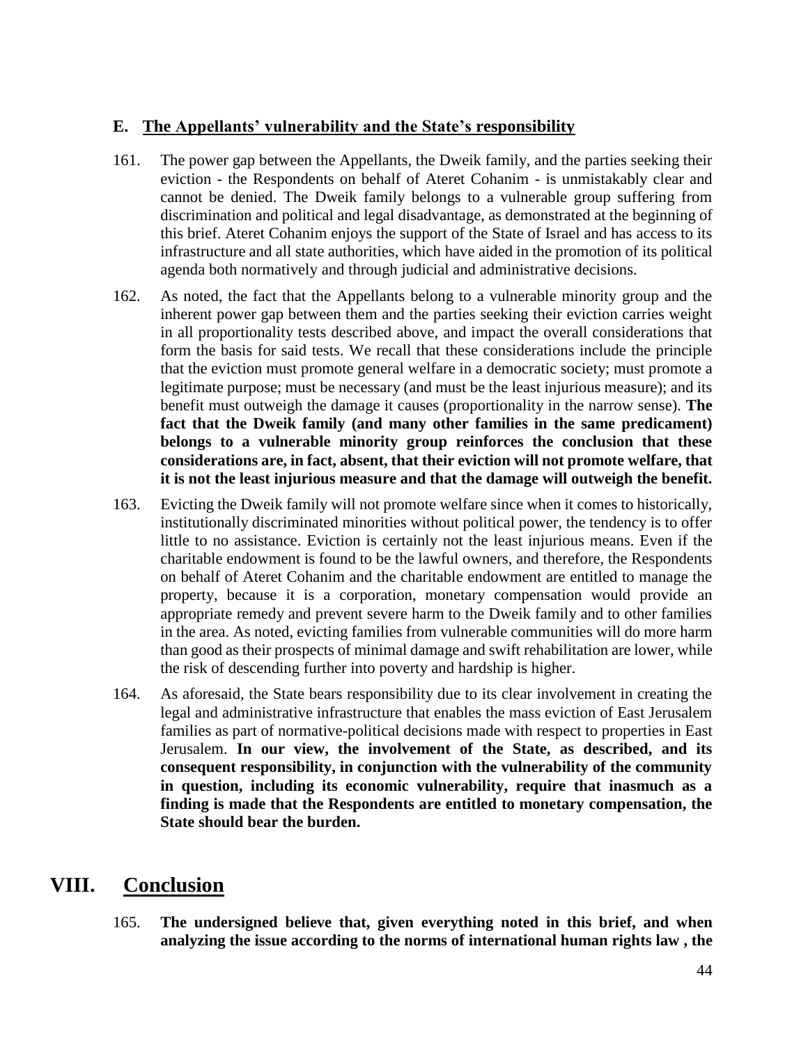### E. The Appellants' vulnerability and the State's responsibility

161. The power gap between the Appellants, the Dweik family, and the parties seeking their eviction - the Respondents on behalf of Ateret Cohanim - is unmistakably clear and cannot be denied. The Dweik family belongs to a vulnerable group suffering from discrimination and political and legal disadvantage, as demonstrated at the beginning of this brief. Ateret Cohanim enjoys the support of the State of Israel and has access to its infrastructure and all state authorities, which have aided in the promotion of its political agenda both normatively and through judicial and administrative decisions.

162. As noted, the fact that the Appellants belong to a vulnerable minority group and the inherent power gap between them and the parties seeking their eviction carries weight in all proportionality tests described above, and impact the overall considerations that form the basis for said tests. We recall that these considerations include the principle that the eviction must promote general welfare in a democratic society; must promote a legitimate purpose; must be necessary (and must be the least injurious measure); and its benefit must outweigh the damage it causes (proportionality in the narrow sense). **The fact that the Dweik family (and many other families in the same predicament) belongs to a vulnerable minority group reinforces the conclusion that these considerations are, in fact, absent, that their eviction will not promote welfare, that it is not the least injurious measure and that the damage will outweigh the benefit.**

163. Evicting the Dweik family will not promote welfare since when it comes to historically, institutionally discriminated minorities without political power, the tendency is to offer little to no assistance. Eviction is certainly not the least injurious means. Even if the charitable endowment is found to be the lawful owners, and therefore, the Respondents on behalf of Ateret Cohanim and the charitable endowment are entitled to manage the property, because it is a corporation, monetary compensation would provide an appropriate remedy and prevent severe harm to the Dweik family and to other families in the area. As noted, evicting families from vulnerable communities will do more harm than good as their prospects of minimal damage and swift rehabilitation are lower, while the risk of descending further into poverty and hardship is higher.

164. As aforesaid, the State bears responsibility due to its clear involvement in creating the legal and administrative infrastructure that enables the mass eviction of East Jerusalem families as part of normative-political decisions made with respect to properties in East Jerusalem. **In our view, the involvement of the State, as described, and its consequent responsibility, in conjunction with the vulnerability of the community in question, including its economic vulnerability, require that inasmuch as a finding is made that the Respondents are entitled to monetary compensation, the State should bear the burden.**

## VIII. Conclusion

165. **The undersigned believe that, given everything noted in this brief, and when analyzing the issue according to the norms of international human rights law , the**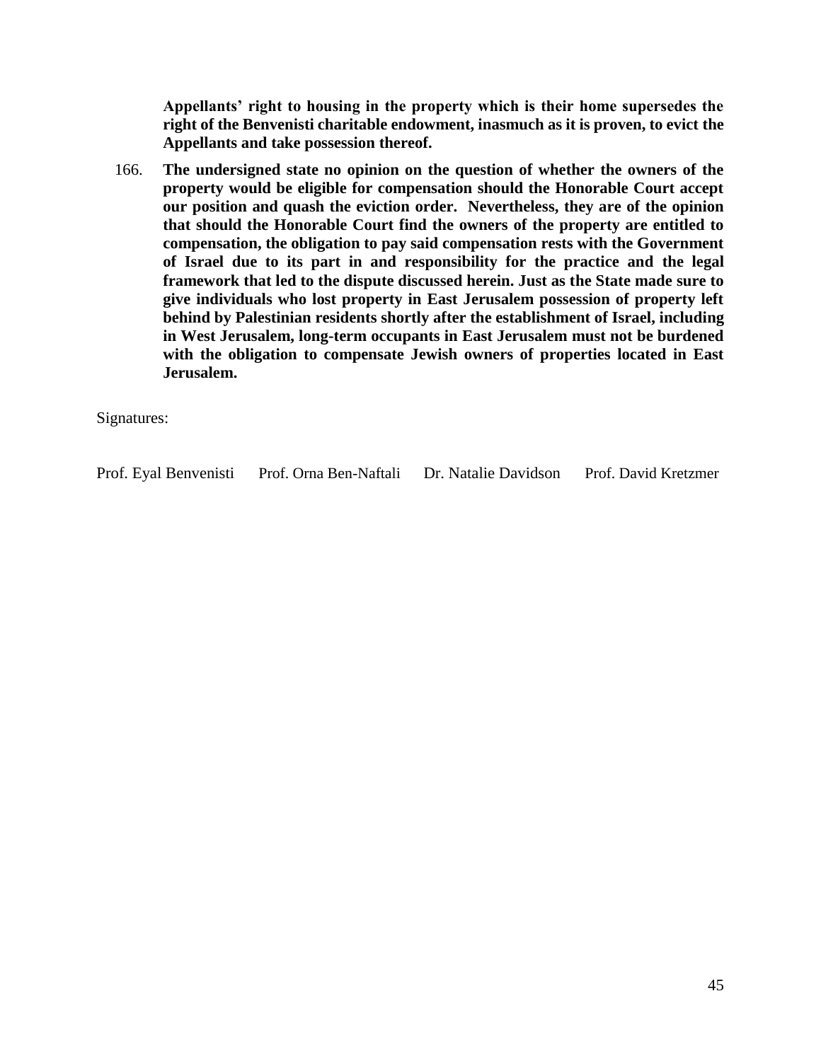**Appellants' right to housing in the property which is their home supersedes the right of the Benvenisti charitable endowment, inasmuch as it is proven, to evict the Appellants and take possession thereof.**

166. **The undersigned state no opinion on the question of whether the owners of the property would be eligible for compensation should the Honorable Court accept our position and quash the eviction order. Nevertheless, they are of the opinion that should the Honorable Court find the owners of the property are entitled to compensation, the obligation to pay said compensation rests with the Government of Israel due to its part in and responsibility for the practice and the legal framework that led to the dispute discussed herein. Just as the State made sure to give individuals who lost property in East Jerusalem possession of property left behind by Palestinian residents shortly after the establishment of Israel, including in West Jerusalem, long-term occupants in East Jerusalem must not be burdened with the obligation to compensate Jewish owners of properties located in East Jerusalem.**

Signatures:

Prof. Eyal Benvenisti Prof. Orna Ben-Naftali Dr. Natalie Davidson Prof. David Kretzmer